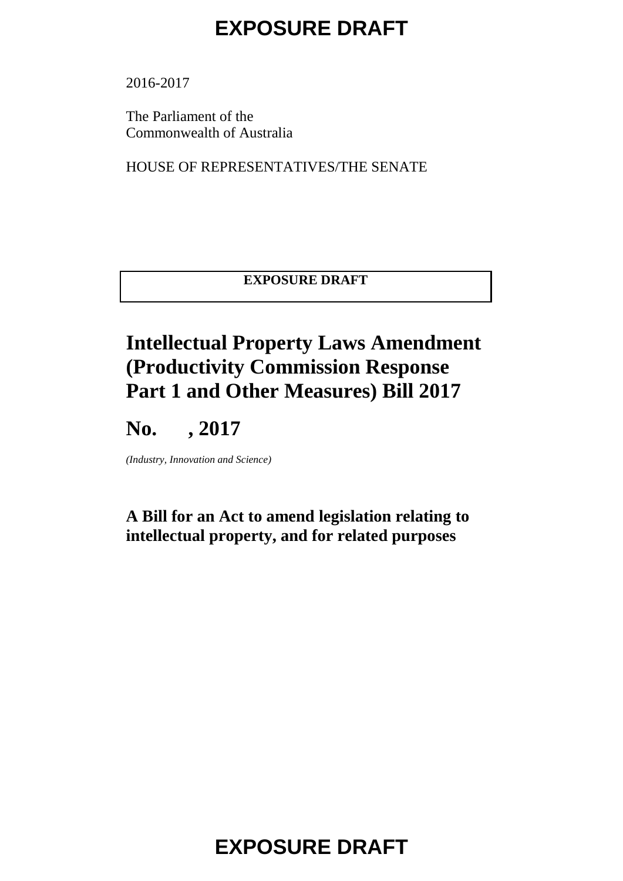2016-2017

The Parliament of the
Commonwealth of Australia

HOUSE OF REPRESENTATIVES/THE SENATE

**EXPOSURE DRAFT**

# Intellectual Property Laws Amendment (Productivity Commission Response Part 1 and Other Measures) Bill 2017

## No.      , 2017

*(Industry, Innovation and Science)*

**A Bill for an Act to amend legislation relating to intellectual property, and for related purposes**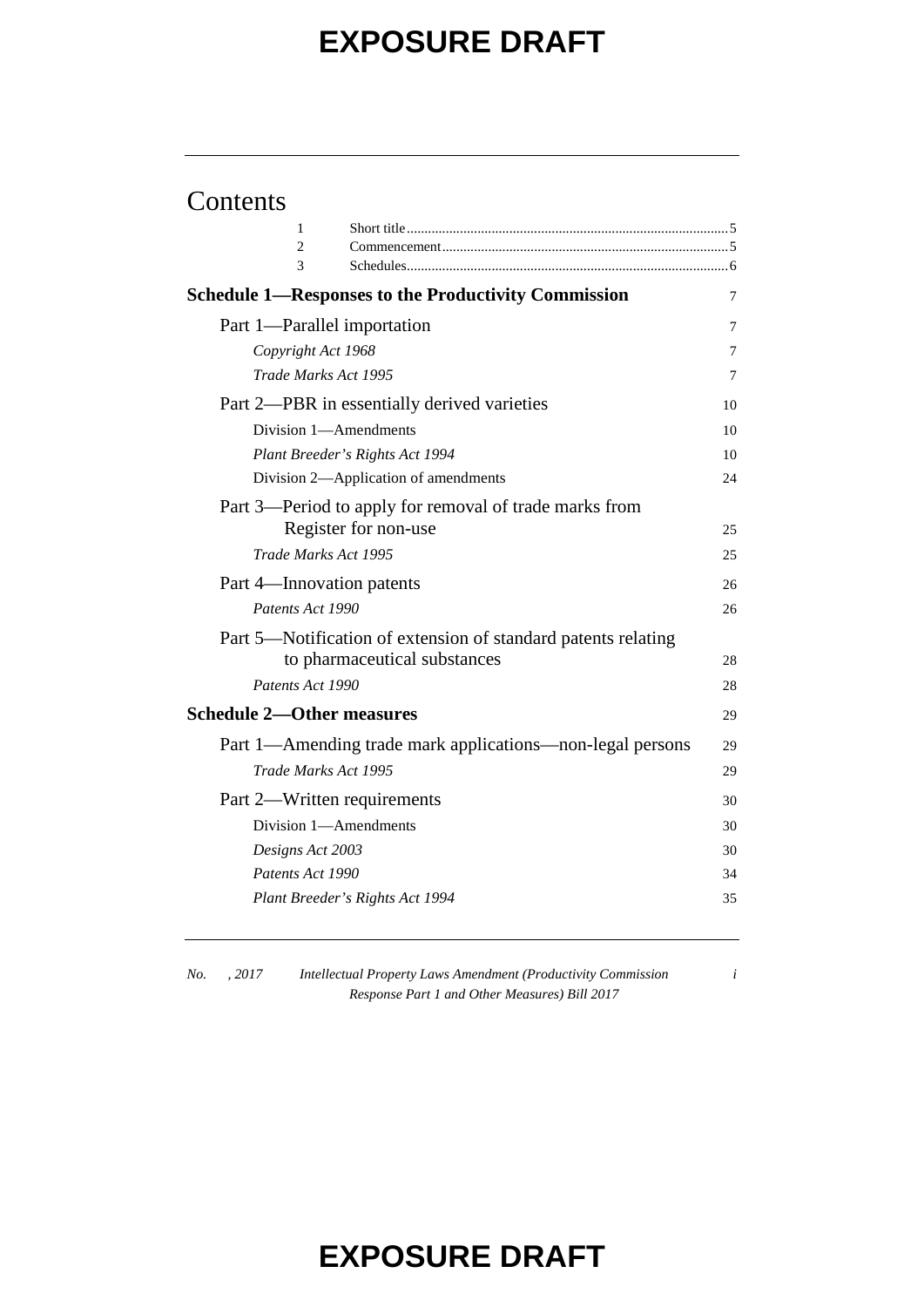# Contents

| | | |
|---|---|---|
| 1 | Short title | 5 |
| 2 | Commencement | 5 |
| 3 | Schedules | 6 |

**Schedule 1—Responses to the Productivity Commission** 7

Part 1—Parallel importation 7

*Copyright Act 1968* 7

*Trade Marks Act 1995* 7

Part 2—PBR in essentially derived varieties 10

Division 1—Amendments 10

*Plant Breeder's Rights Act 1994* 10

Division 2—Application of amendments 24

Part 3—Period to apply for removal of trade marks from Register for non-use 25

*Trade Marks Act 1995* 25

Part 4—Innovation patents 26

*Patents Act 1990* 26

Part 5—Notification of extension of standard patents relating to pharmaceutical substances 28

*Patents Act 1990* 28

**Schedule 2—Other measures** 29

Part 1—Amending trade mark applications—non-legal persons 29

*Trade Marks Act 1995* 29

Part 2—Written requirements 30

Division 1—Amendments 30

*Designs Act 2003* 30

*Patents Act 1990* 34

*Plant Breeder's Rights Act 1994* 35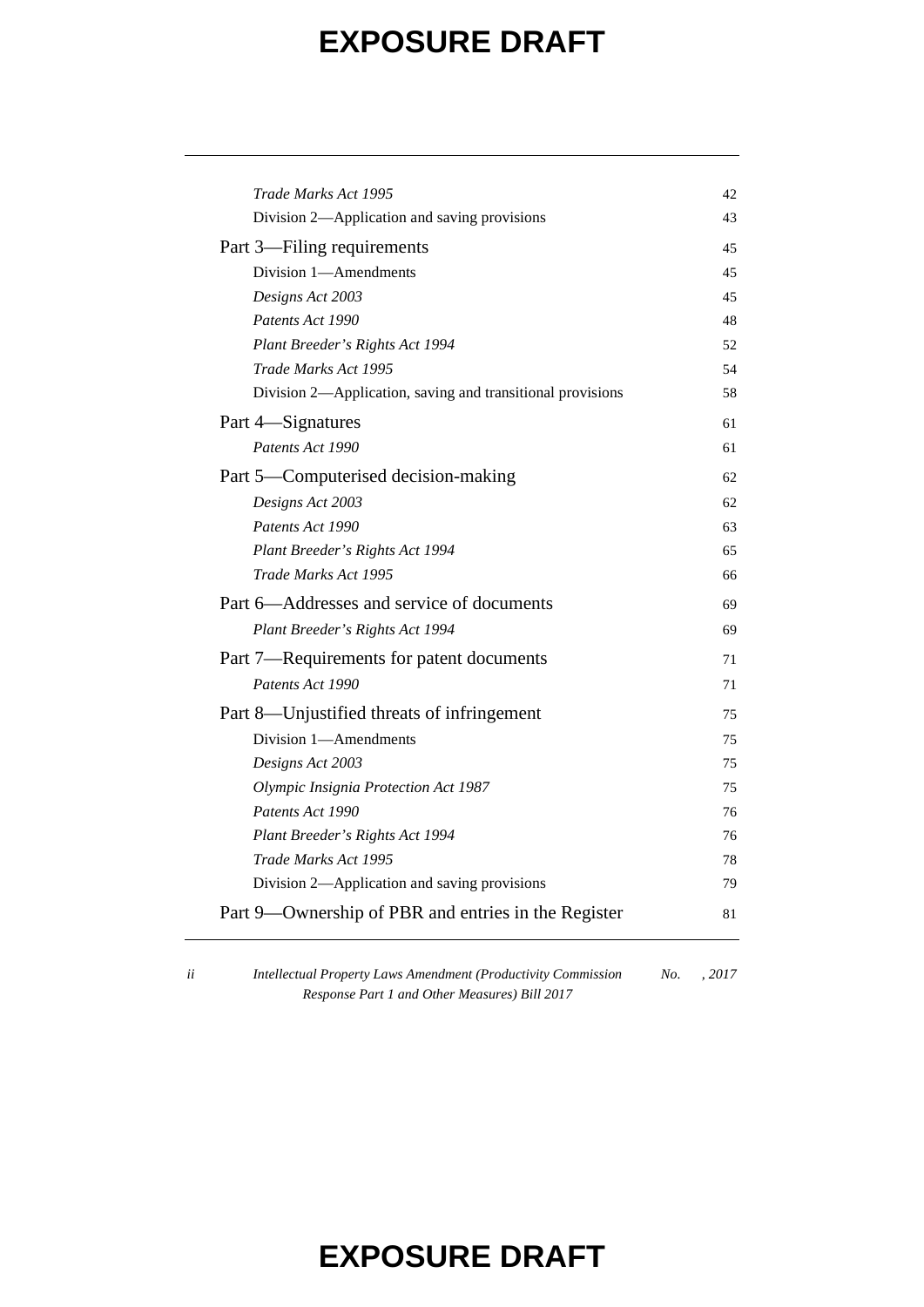*Trade Marks Act 1995* 42

Division 2—Application and saving provisions 43

Part 3—Filing requirements 45

Division 1—Amendments 45

*Designs Act 2003* 45

*Patents Act 1990* 48

*Plant Breeder's Rights Act 1994* 52

*Trade Marks Act 1995* 54

Division 2—Application, saving and transitional provisions 58

Part 4—Signatures 61

*Patents Act 1990* 61

Part 5—Computerised decision-making 62

*Designs Act 2003* 62

*Patents Act 1990* 63

*Plant Breeder's Rights Act 1994* 65

*Trade Marks Act 1995* 66

Part 6—Addresses and service of documents 69

*Plant Breeder's Rights Act 1994* 69

Part 7—Requirements for patent documents 71

*Patents Act 1990* 71

Part 8—Unjustified threats of infringement 75

Division 1—Amendments 75

*Designs Act 2003* 75

*Olympic Insignia Protection Act 1987* 75

*Patents Act 1990* 76

*Plant Breeder's Rights Act 1994* 76

*Trade Marks Act 1995* 78

Division 2—Application and saving provisions 79

Part 9—Ownership of PBR and entries in the Register 81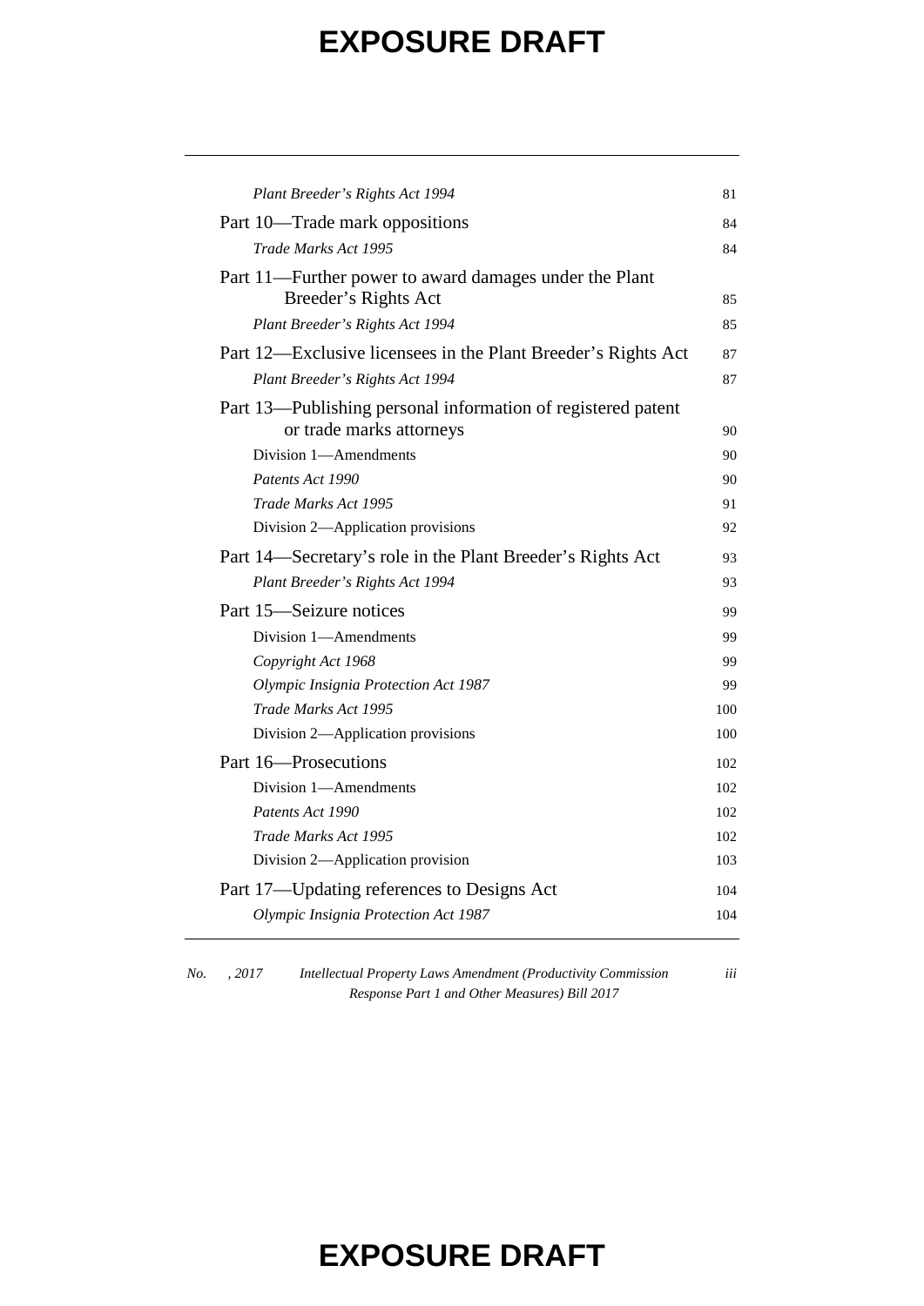| | |
|---|---|
| *Plant Breeder's Rights Act 1994* | 81 |
| Part 10—Trade mark oppositions | 84 |
| *Trade Marks Act 1995* | 84 |
| Part 11—Further power to award damages under the Plant Breeder's Rights Act | 85 |
| *Plant Breeder's Rights Act 1994* | 85 |
| Part 12—Exclusive licensees in the Plant Breeder's Rights Act | 87 |
| *Plant Breeder's Rights Act 1994* | 87 |
| Part 13—Publishing personal information of registered patent or trade marks attorneys | 90 |
| Division 1—Amendments | 90 |
| *Patents Act 1990* | 90 |
| *Trade Marks Act 1995* | 91 |
| Division 2—Application provisions | 92 |
| Part 14—Secretary's role in the Plant Breeder's Rights Act | 93 |
| *Plant Breeder's Rights Act 1994* | 93 |
| Part 15—Seizure notices | 99 |
| Division 1—Amendments | 99 |
| *Copyright Act 1968* | 99 |
| *Olympic Insignia Protection Act 1987* | 99 |
| *Trade Marks Act 1995* | 100 |
| Division 2—Application provisions | 100 |
| Part 16—Prosecutions | 102 |
| Division 1—Amendments | 102 |
| *Patents Act 1990* | 102 |
| *Trade Marks Act 1995* | 102 |
| Division 2—Application provision | 103 |
| Part 17—Updating references to Designs Act | 104 |
| *Olympic Insignia Protection Act 1987* | 104 |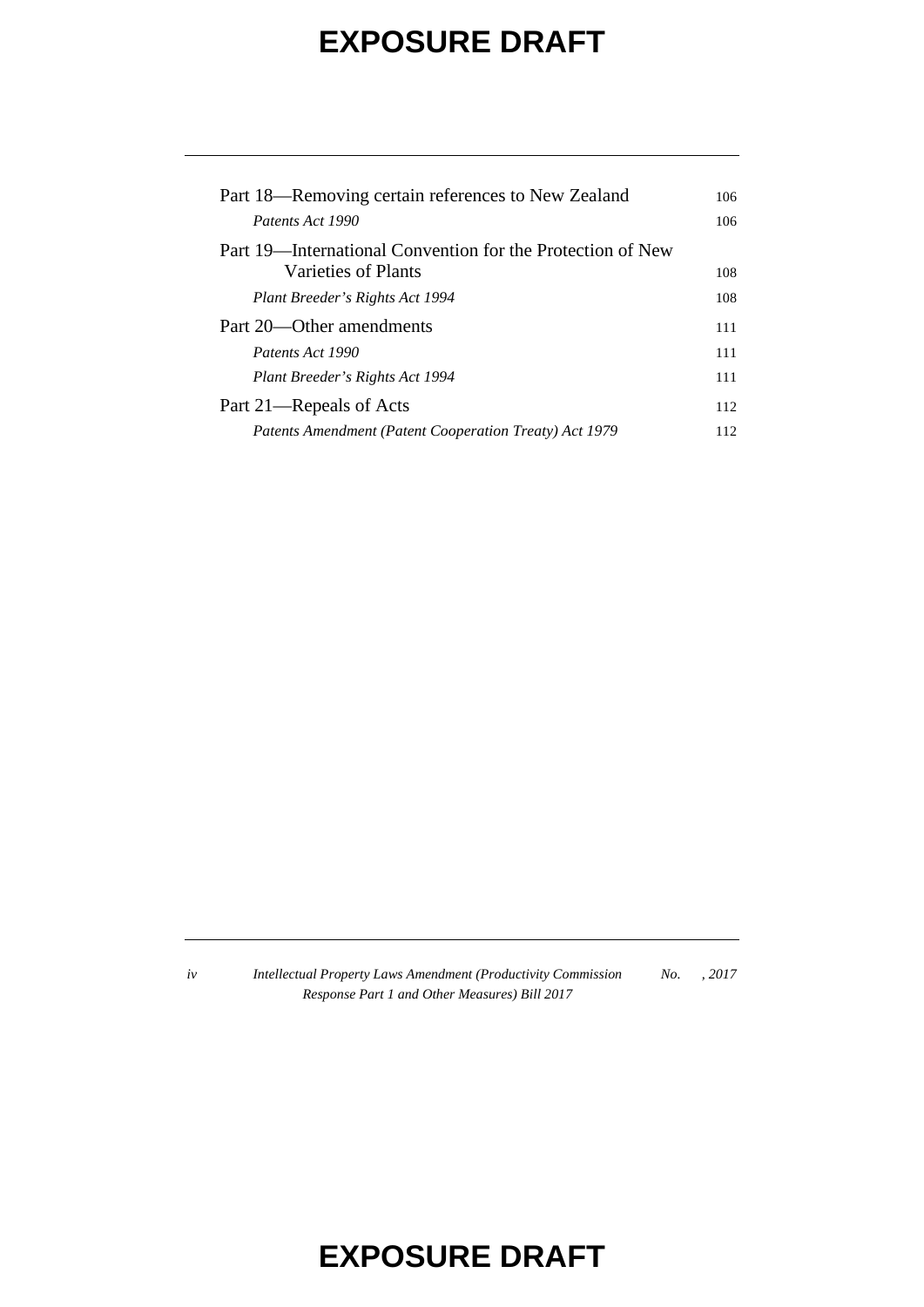Part 18—Removing certain references to New Zealand 106

*Patents Act 1990* 106

Part 19—International Convention for the Protection of New Varieties of Plants 108

*Plant Breeder's Rights Act 1994* 108

Part 20—Other amendments 111

*Patents Act 1990* 111

*Plant Breeder's Rights Act 1994* 111

Part 21—Repeals of Acts 112

*Patents Amendment (Patent Cooperation Treaty) Act 1979* 112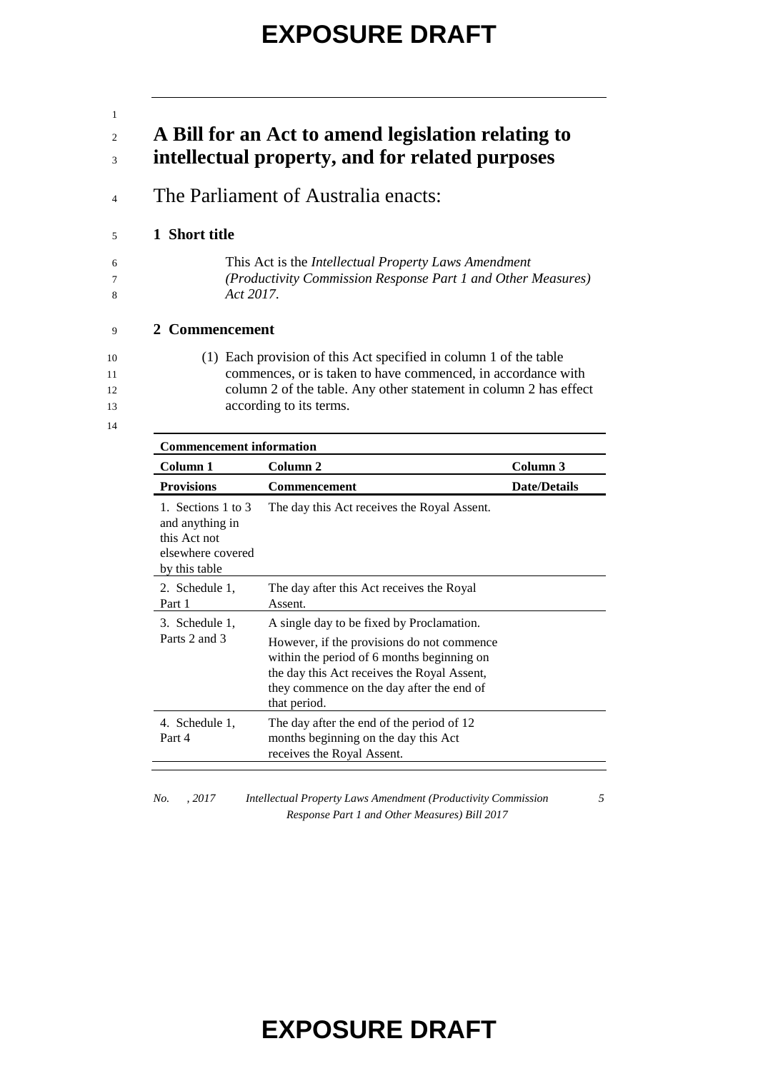# A Bill for an Act to amend legislation relating to intellectual property, and for related purposes

The Parliament of Australia enacts:

## 1 Short title

This Act is the *Intellectual Property Laws Amendment (Productivity Commission Response Part 1 and Other Measures) Act 2017*.

## 2 Commencement

(1) Each provision of this Act specified in column 1 of the table commences, or is taken to have commenced, in accordance with column 2 of the table. Any other statement in column 2 has effect according to its terms.

| **Commencement information** | | |
|---|---|---|
| **Column 1** | **Column 2** | **Column 3** |
| **Provisions** | **Commencement** | **Date/Details** |
| 1. Sections 1 to 3 and anything in this Act not elsewhere covered by this table | The day this Act receives the Royal Assent. | |
| 2. Schedule 1, Part 1 | The day after this Act receives the Royal Assent. | |
| 3. Schedule 1, Parts 2 and 3 | A single day to be fixed by Proclamation. However, if the provisions do not commence within the period of 6 months beginning on the day this Act receives the Royal Assent, they commence on the day after the end of that period. | |
| 4. Schedule 1, Part 4 | The day after the end of the period of 12 months beginning on the day this Act receives the Royal Assent. | |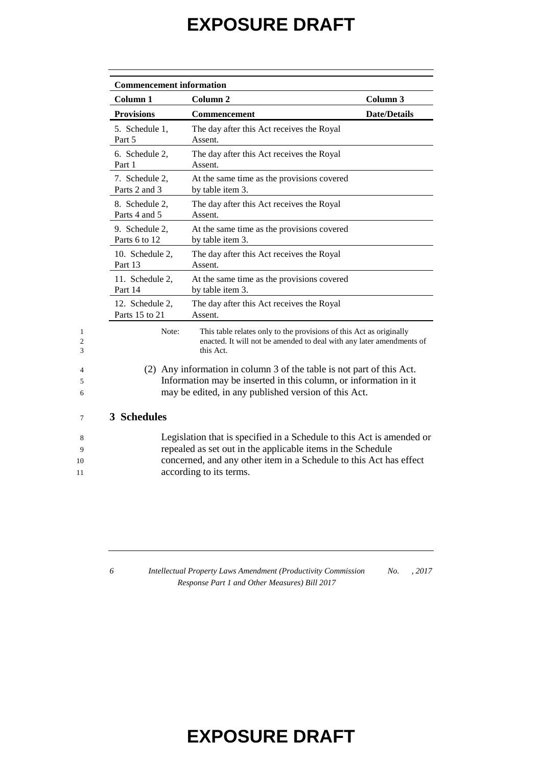**Commencement information**

| Column 1 | Column 2 | Column 3 |
|---|---|---|
| **Provisions** | **Commencement** | **Date/Details** |
| 5. Schedule 1, Part 5 | The day after this Act receives the Royal Assent. | |
| 6. Schedule 2, Part 1 | The day after this Act receives the Royal Assent. | |
| 7. Schedule 2, Parts 2 and 3 | At the same time as the provisions covered by table item 3. | |
| 8. Schedule 2, Parts 4 and 5 | The day after this Act receives the Royal Assent. | |
| 9. Schedule 2, Parts 6 to 12 | At the same time as the provisions covered by table item 3. | |
| 10. Schedule 2, Part 13 | The day after this Act receives the Royal Assent. | |
| 11. Schedule 2, Part 14 | At the same time as the provisions covered by table item 3. | |
| 12. Schedule 2, Parts 15 to 21 | The day after this Act receives the Royal Assent. | |

Note: This table relates only to the provisions of this Act as originally enacted. It will not be amended to deal with any later amendments of this Act.

(2) Any information in column 3 of the table is not part of this Act. Information may be inserted in this column, or information in it may be edited, in any published version of this Act.

## 3 Schedules

Legislation that is specified in a Schedule to this Act is amended or repealed as set out in the applicable items in the Schedule concerned, and any other item in a Schedule to this Act has effect according to its terms.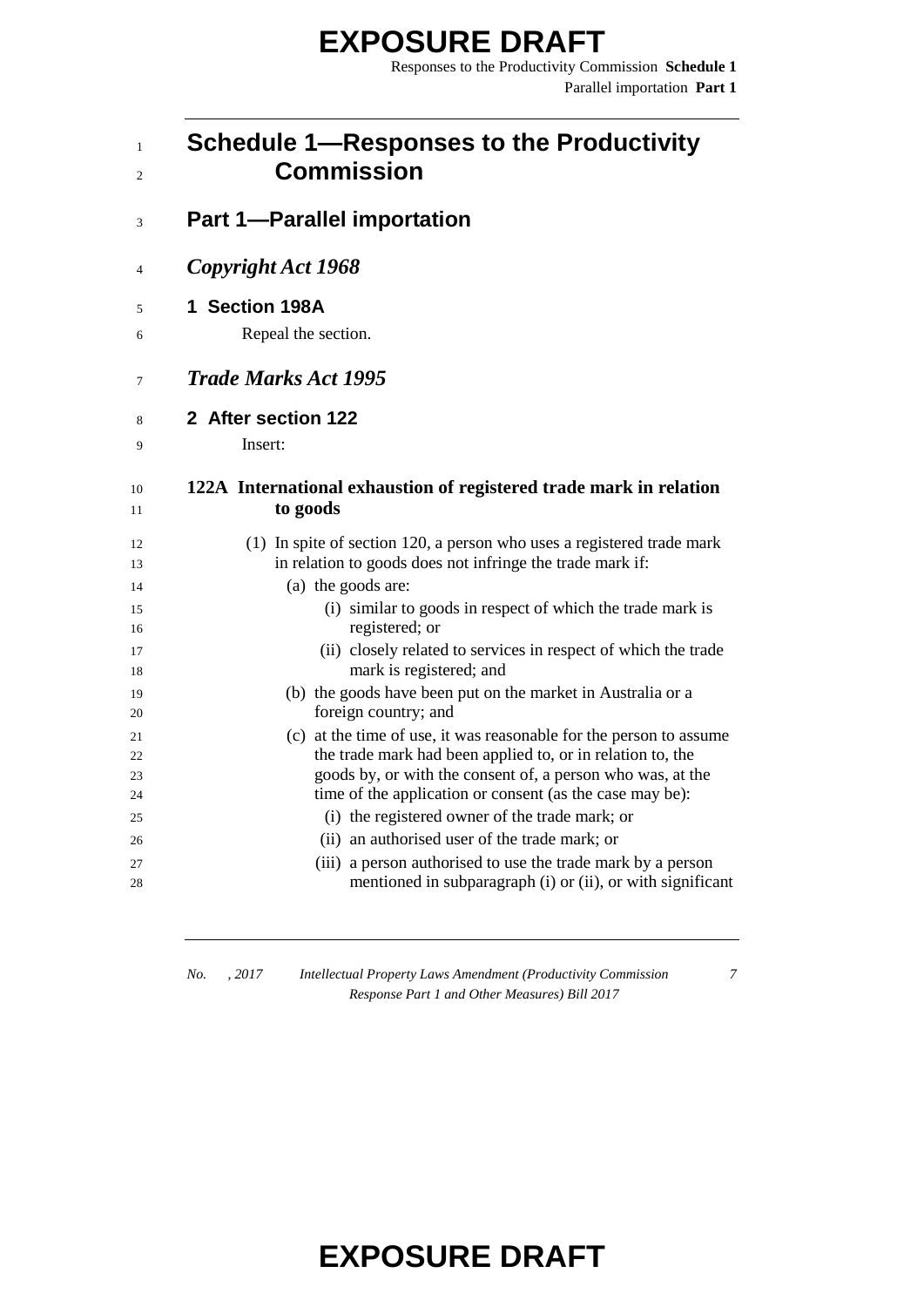# Schedule 1—Responses to the Productivity Commission

## Part 1—Parallel importation

### *Copyright Act 1968*

**1 Section 198A**

Repeal the section.

### *Trade Marks Act 1995*

**2 After section 122**

Insert:

**122A International exhaustion of registered trade mark in relation to goods**

(1) In spite of section 120, a person who uses a registered trade mark in relation to goods does not infringe the trade mark if:

(a) the goods are:

(i) similar to goods in respect of which the trade mark is registered; or

(ii) closely related to services in respect of which the trade mark is registered; and

(b) the goods have been put on the market in Australia or a foreign country; and

(c) at the time of use, it was reasonable for the person to assume the trade mark had been applied to, or in relation to, the goods by, or with the consent of, a person who was, at the time of the application or consent (as the case may be):

(i) the registered owner of the trade mark; or

(ii) an authorised user of the trade mark; or

(iii) a person authorised to use the trade mark by a person mentioned in subparagraph (i) or (ii), or with significant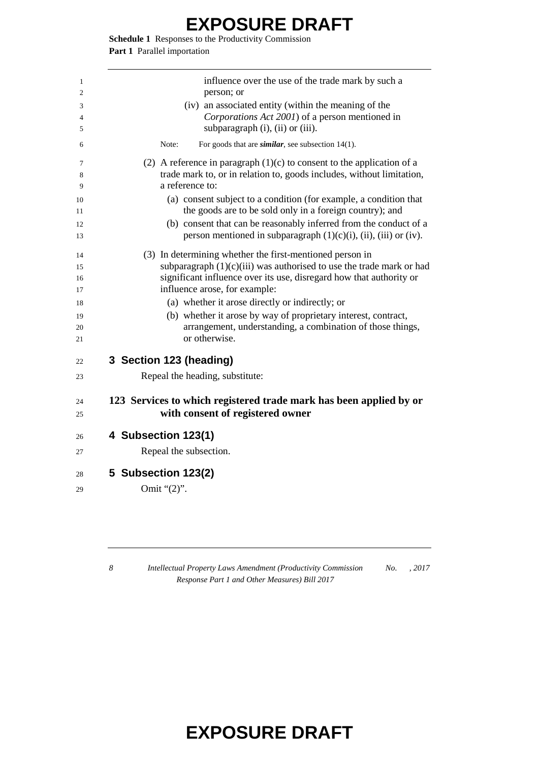influence over the use of the trade mark by such a person; or

(iv) an associated entity (within the meaning of the *Corporations Act 2001*) of a person mentioned in subparagraph (i), (ii) or (iii).

Note: For goods that are ***similar***, see subsection 14(1).

(2) A reference in paragraph (1)(c) to consent to the application of a trade mark to, or in relation to, goods includes, without limitation, a reference to:

(a) consent subject to a condition (for example, a condition that the goods are to be sold only in a foreign country); and

(b) consent that can be reasonably inferred from the conduct of a person mentioned in subparagraph (1)(c)(i), (ii), (iii) or (iv).

(3) In determining whether the first-mentioned person in subparagraph (1)(c)(iii) was authorised to use the trade mark or had significant influence over its use, disregard how that authority or influence arose, for example:

(a) whether it arose directly or indirectly; or

(b) whether it arose by way of proprietary interest, contract, arrangement, understanding, a combination of those things, or otherwise.

## 3 Section 123 (heading)

Repeal the heading, substitute:

### 123 Services to which registered trade mark has been applied by or with consent of registered owner

## 4 Subsection 123(1)

Repeal the subsection.

## 5 Subsection 123(2)

Omit "(2)".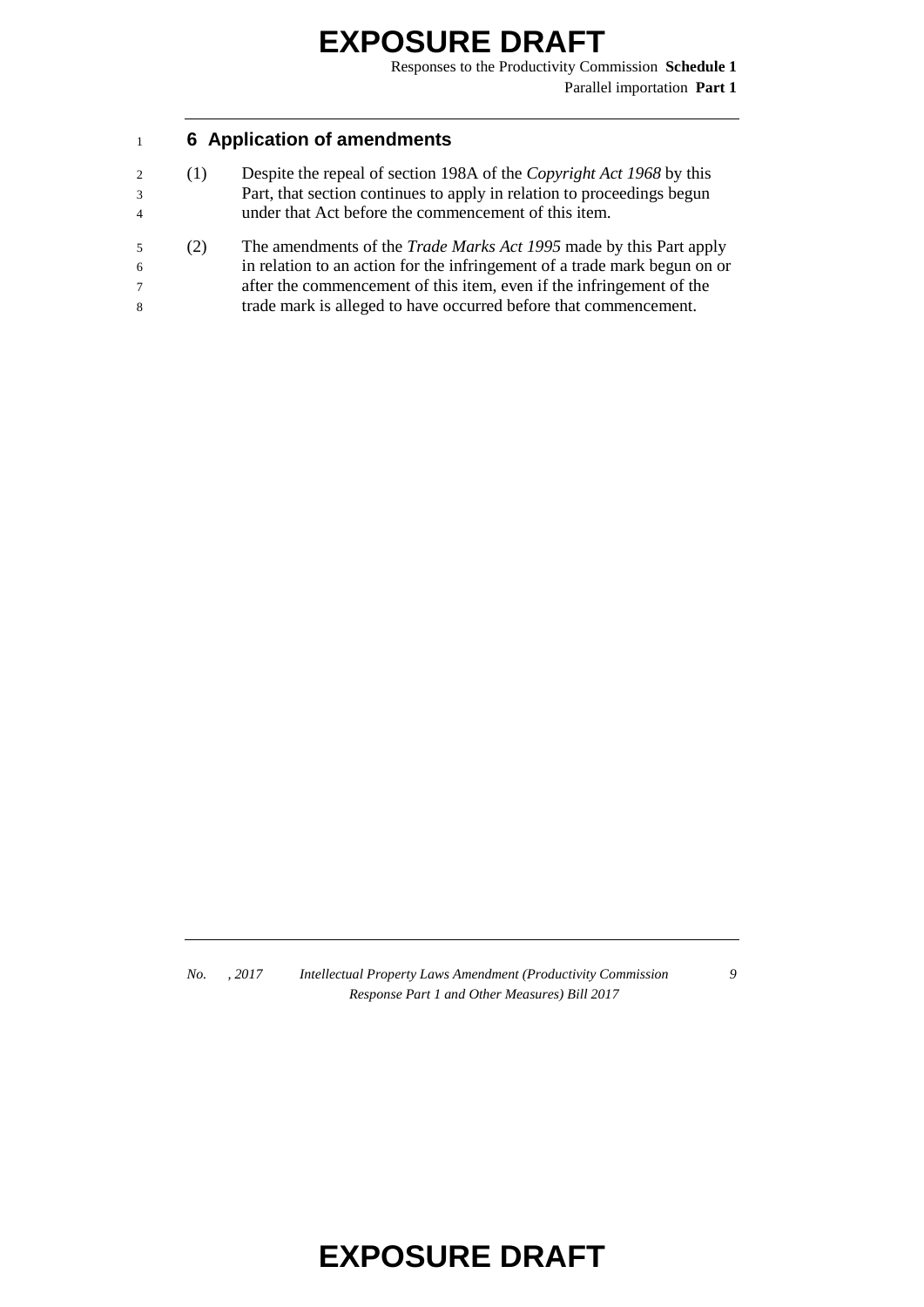## 6 Application of amendments

(1) Despite the repeal of section 198A of the *Copyright Act 1968* by this Part, that section continues to apply in relation to proceedings begun under that Act before the commencement of this item.

(2) The amendments of the *Trade Marks Act 1995* made by this Part apply in relation to an action for the infringement of a trade mark begun on or after the commencement of this item, even if the infringement of the trade mark is alleged to have occurred before that commencement.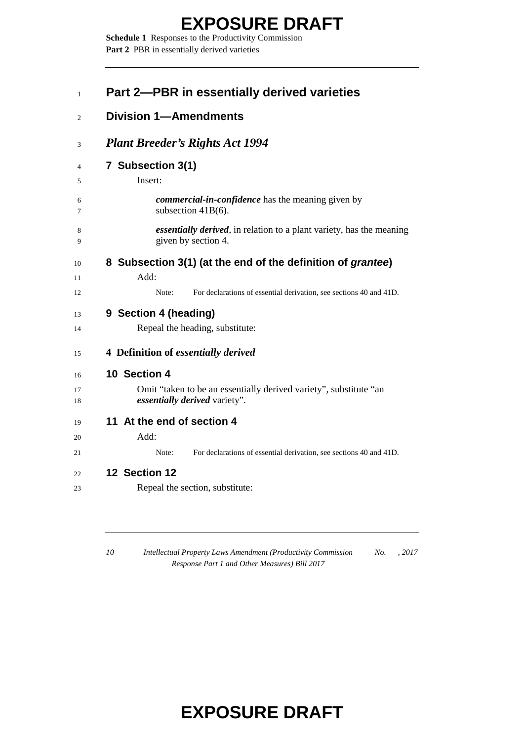# Part 2—PBR in essentially derived varieties

## Division 1—Amendments

### *Plant Breeder's Rights Act 1994*

#### 7 Subsection 3(1)

Insert:

***commercial-in-confidence*** has the meaning given by subsection 41B(6).

***essentially derived***, in relation to a plant variety, has the meaning given by section 4.

#### 8 Subsection 3(1) (at the end of the definition of *grantee*)

Add:

Note: For declarations of essential derivation, see sections 40 and 41D.

#### 9 Section 4 (heading)

Repeal the heading, substitute:

**4 Definition of *essentially derived***

#### 10 Section 4

Omit "taken to be an essentially derived variety", substitute "an ***essentially derived*** variety".

#### 11 At the end of section 4

Add:

Note: For declarations of essential derivation, see sections 40 and 41D.

#### 12 Section 12

Repeal the section, substitute: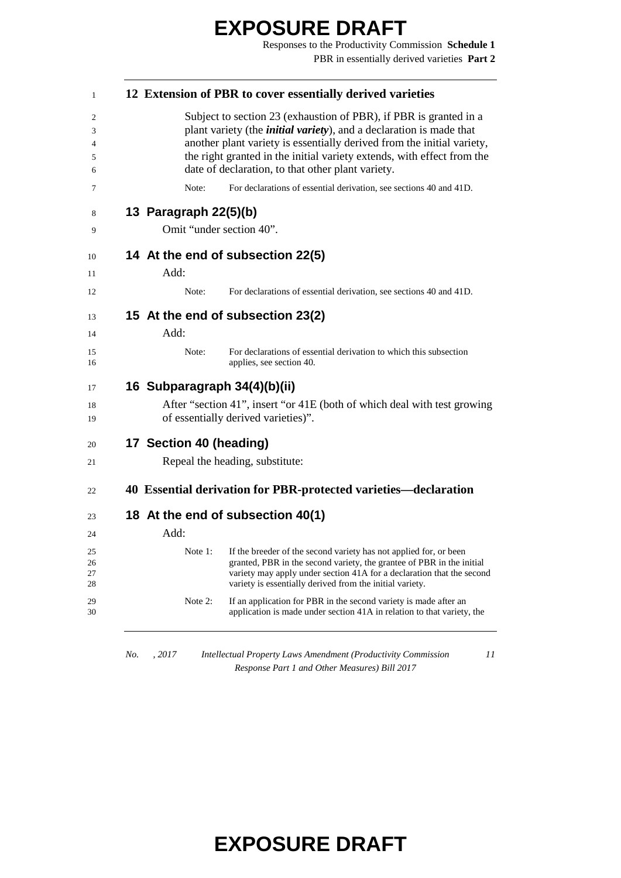**12 Extension of PBR to cover essentially derived varieties**

Subject to section 23 (exhaustion of PBR), if PBR is granted in a plant variety (the ***initial variety***), and a declaration is made that another plant variety is essentially derived from the initial variety, the right granted in the initial variety extends, with effect from the date of declaration, to that other plant variety.

Note: For declarations of essential derivation, see sections 40 and 41D.

## 13 Paragraph 22(5)(b)

Omit "under section 40".

## 14 At the end of subsection 22(5)

Add:

Note: For declarations of essential derivation, see sections 40 and 41D.

## 15 At the end of subsection 23(2)

Add:

Note: For declarations of essential derivation to which this subsection applies, see section 40.

## 16 Subparagraph 34(4)(b)(ii)

After "section 41", insert "or 41E (both of which deal with test growing of essentially derived varieties)".

## 17 Section 40 (heading)

Repeal the heading, substitute:

**40 Essential derivation for PBR-protected varieties—declaration**

## 18 At the end of subsection 40(1)

Add:

Note 1: If the breeder of the second variety has not applied for, or been granted, PBR in the second variety, the grantee of PBR in the initial variety may apply under section 41A for a declaration that the second variety is essentially derived from the initial variety.

Note 2: If an application for PBR in the second variety is made after an application is made under section 41A in relation to that variety, the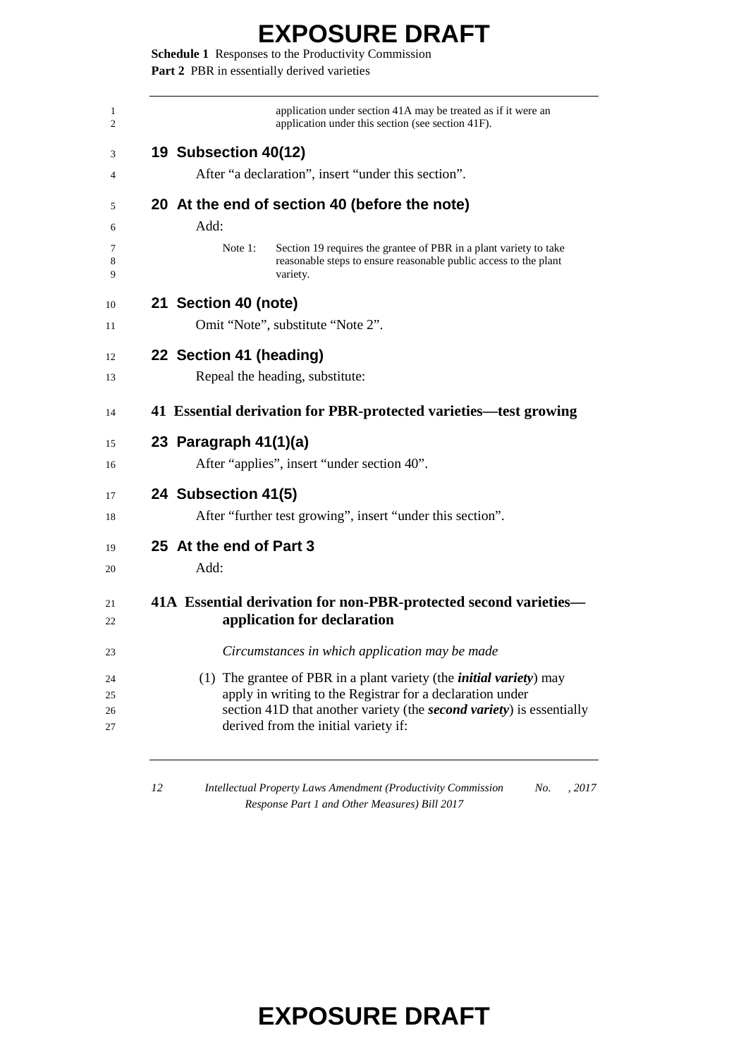application under section 41A may be treated as if it were an application under this section (see section 41F).

## 19 Subsection 40(12)

After "a declaration", insert "under this section".

## 20 At the end of section 40 (before the note)

Add:

Note 1: Section 19 requires the grantee of PBR in a plant variety to take reasonable steps to ensure reasonable public access to the plant variety.

## 21 Section 40 (note)

Omit "Note", substitute "Note 2".

## 22 Section 41 (heading)

Repeal the heading, substitute:

### 41 Essential derivation for PBR-protected varieties—test growing

## 23 Paragraph 41(1)(a)

After "applies", insert "under section 40".

## 24 Subsection 41(5)

After "further test growing", insert "under this section".

## 25 At the end of Part 3

Add:

### 41A Essential derivation for non-PBR-protected second varieties—application for declaration

*Circumstances in which application may be made*

(1) The grantee of PBR in a plant variety (the ***initial variety***) may apply in writing to the Registrar for a declaration under section 41D that another variety (the ***second variety***) is essentially derived from the initial variety if: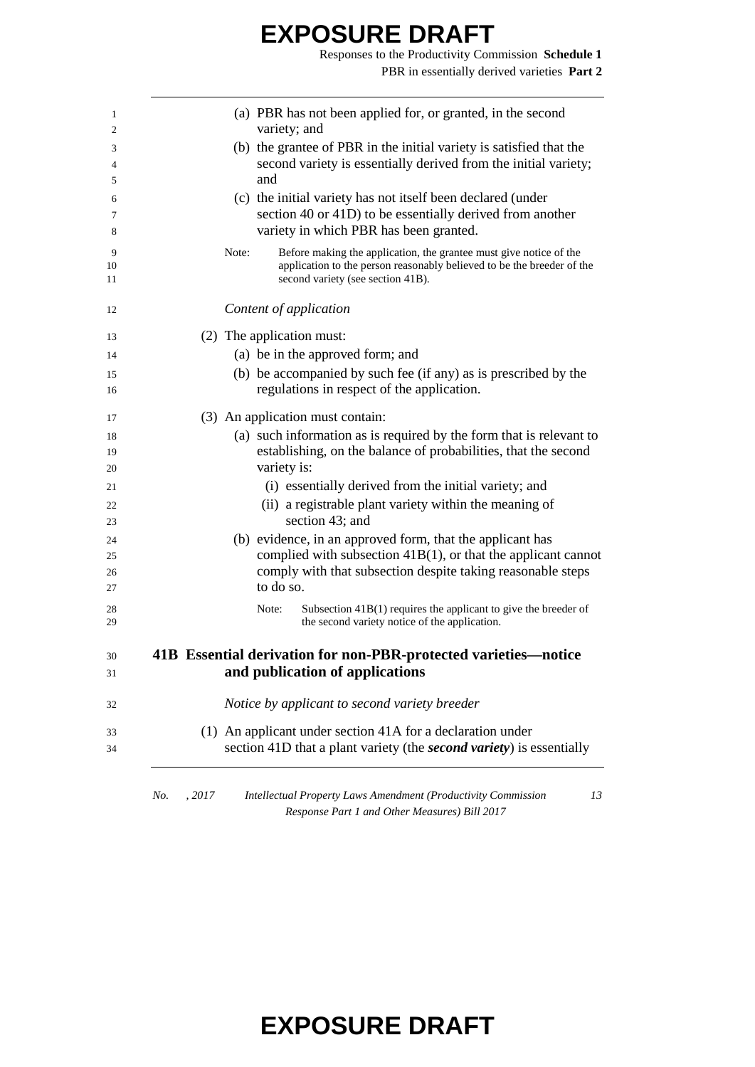(a) PBR has not been applied for, or granted, in the second variety; and

(b) the grantee of PBR in the initial variety is satisfied that the second variety is essentially derived from the initial variety; and

(c) the initial variety has not itself been declared (under section 40 or 41D) to be essentially derived from another variety in which PBR has been granted.

Note: Before making the application, the grantee must give notice of the application to the person reasonably believed to be the breeder of the second variety (see section 41B).

*Content of application*

(2) The application must:

(a) be in the approved form; and

(b) be accompanied by such fee (if any) as is prescribed by the regulations in respect of the application.

(3) An application must contain:

(a) such information as is required by the form that is relevant to establishing, on the balance of probabilities, that the second variety is:

(i) essentially derived from the initial variety; and

(ii) a registrable plant variety within the meaning of section 43; and

(b) evidence, in an approved form, that the applicant has complied with subsection 41B(1), or that the applicant cannot comply with that subsection despite taking reasonable steps to do so.

Note: Subsection 41B(1) requires the applicant to give the breeder of the second variety notice of the application.

### 41B Essential derivation for non-PBR-protected varieties—notice and publication of applications

*Notice by applicant to second variety breeder*

(1) An applicant under section 41A for a declaration under section 41D that a plant variety (the ***second variety***) is essentially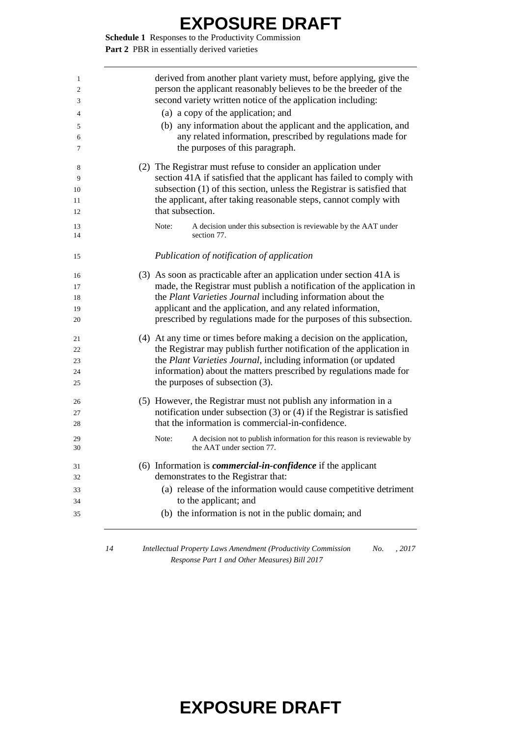derived from another plant variety must, before applying, give the person the applicant reasonably believes to be the breeder of the second variety written notice of the application including:

(a) a copy of the application; and

(b) any information about the applicant and the application, and any related information, prescribed by regulations made for the purposes of this paragraph.

(2) The Registrar must refuse to consider an application under section 41A if satisfied that the applicant has failed to comply with subsection (1) of this section, unless the Registrar is satisfied that the applicant, after taking reasonable steps, cannot comply with that subsection.

Note: A decision under this subsection is reviewable by the AAT under section 77.

*Publication of notification of application*

(3) As soon as practicable after an application under section 41A is made, the Registrar must publish a notification of the application in the *Plant Varieties Journal* including information about the applicant and the application, and any related information, prescribed by regulations made for the purposes of this subsection.

(4) At any time or times before making a decision on the application, the Registrar may publish further notification of the application in the *Plant Varieties Journal*, including information (or updated information) about the matters prescribed by regulations made for the purposes of subsection (3).

(5) However, the Registrar must not publish any information in a notification under subsection (3) or (4) if the Registrar is satisfied that the information is commercial-in-confidence.

Note: A decision not to publish information for this reason is reviewable by the AAT under section 77.

(6) Information is ***commercial-in-confidence*** if the applicant demonstrates to the Registrar that:

(a) release of the information would cause competitive detriment to the applicant; and

(b) the information is not in the public domain; and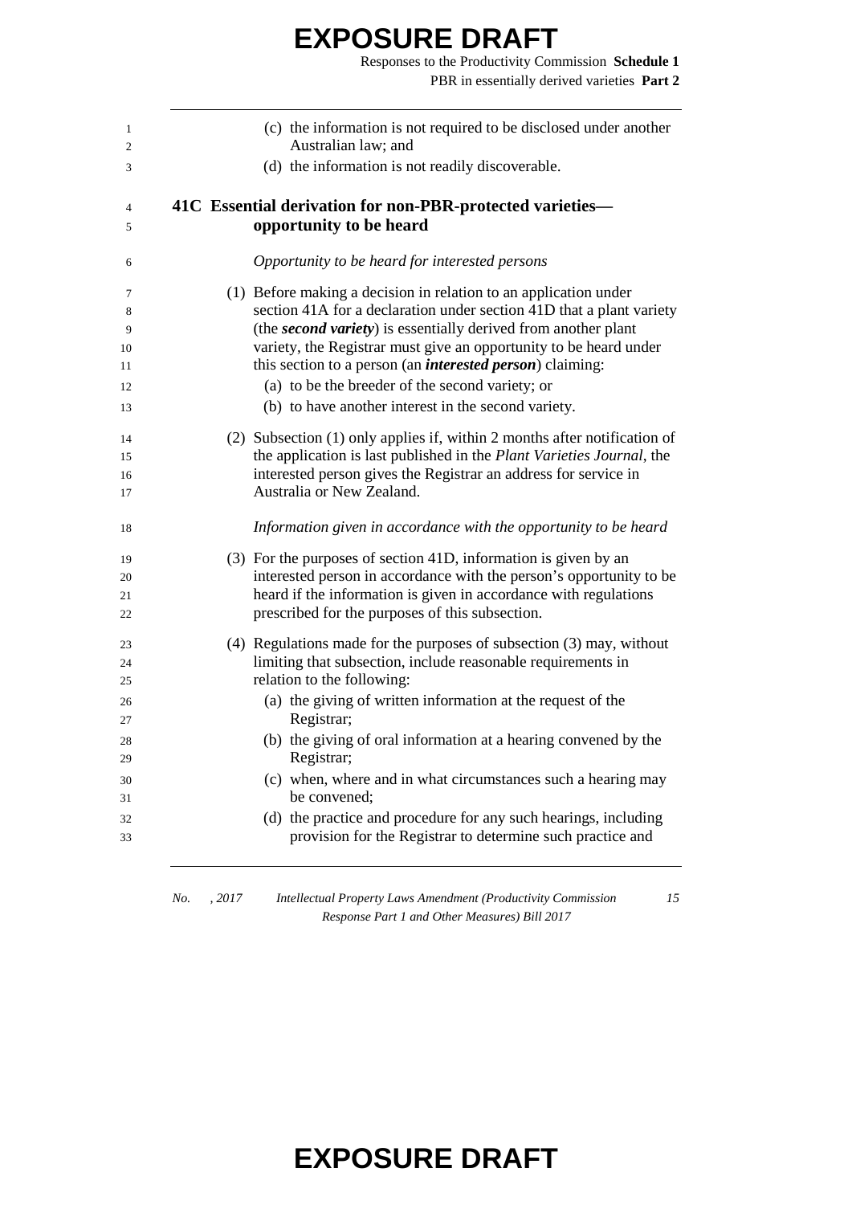(c) the information is not required to be disclosed under another Australian law; and

(d) the information is not readily discoverable.

### 41C Essential derivation for non-PBR-protected varieties—opportunity to be heard

*Opportunity to be heard for interested persons*

(1) Before making a decision in relation to an application under section 41A for a declaration under section 41D that a plant variety (the ***second variety***) is essentially derived from another plant variety, the Registrar must give an opportunity to be heard under this section to a person (an ***interested person***) claiming:

(a) to be the breeder of the second variety; or

(b) to have another interest in the second variety.

(2) Subsection (1) only applies if, within 2 months after notification of the application is last published in the *Plant Varieties Journal*, the interested person gives the Registrar an address for service in Australia or New Zealand.

*Information given in accordance with the opportunity to be heard*

(3) For the purposes of section 41D, information is given by an interested person in accordance with the person's opportunity to be heard if the information is given in accordance with regulations prescribed for the purposes of this subsection.

(4) Regulations made for the purposes of subsection (3) may, without limiting that subsection, include reasonable requirements in relation to the following:

(a) the giving of written information at the request of the Registrar;

(b) the giving of oral information at a hearing convened by the Registrar;

(c) when, where and in what circumstances such a hearing may be convened;

(d) the practice and procedure for any such hearings, including provision for the Registrar to determine such practice and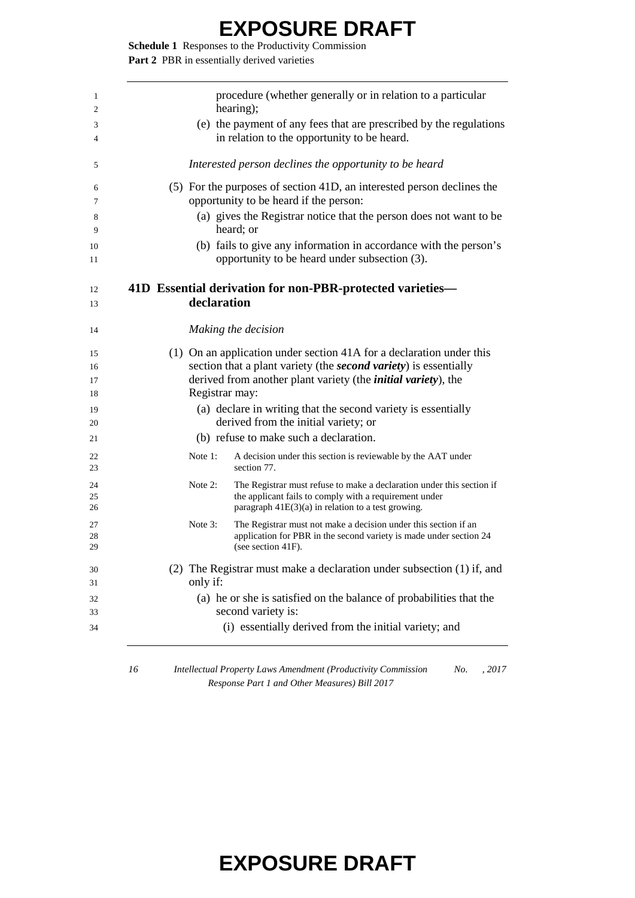procedure (whether generally or in relation to a particular hearing);

(e) the payment of any fees that are prescribed by the regulations in relation to the opportunity to be heard.

*Interested person declines the opportunity to be heard*

(5) For the purposes of section 41D, an interested person declines the opportunity to be heard if the person:

(a) gives the Registrar notice that the person does not want to be heard; or

(b) fails to give any information in accordance with the person's opportunity to be heard under subsection (3).

## 41D Essential derivation for non-PBR-protected varieties—declaration

*Making the decision*

(1) On an application under section 41A for a declaration under this section that a plant variety (the ***second variety***) is essentially derived from another plant variety (the ***initial variety***), the Registrar may:

(a) declare in writing that the second variety is essentially derived from the initial variety; or

(b) refuse to make such a declaration.

Note 1: A decision under this section is reviewable by the AAT under section 77.

Note 2: The Registrar must refuse to make a declaration under this section if the applicant fails to comply with a requirement under paragraph 41E(3)(a) in relation to a test growing.

Note 3: The Registrar must not make a decision under this section if an application for PBR in the second variety is made under section 24 (see section 41F).

(2) The Registrar must make a declaration under subsection (1) if, and only if:

(a) he or she is satisfied on the balance of probabilities that the second variety is:

(i) essentially derived from the initial variety; and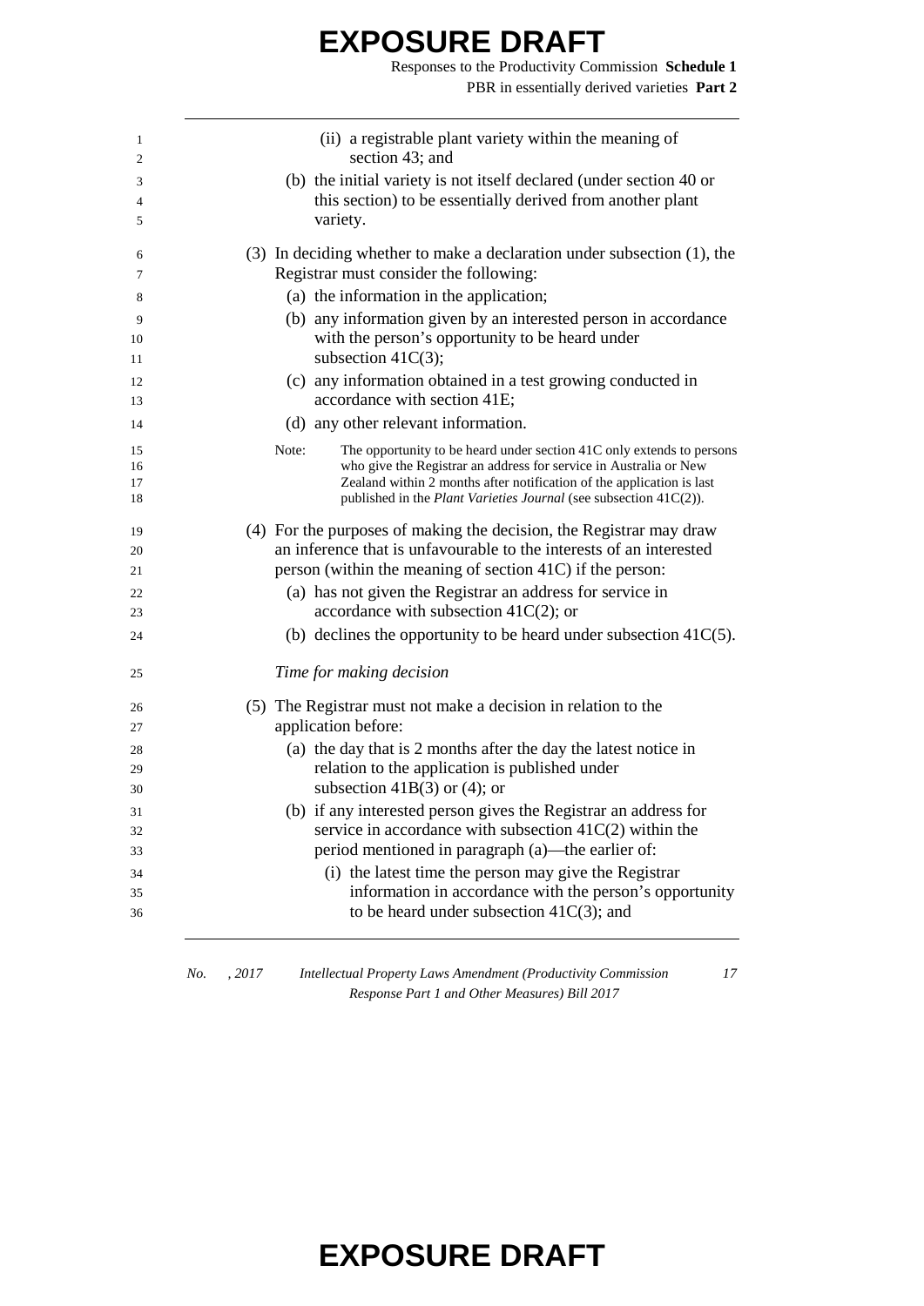(ii) a registrable plant variety within the meaning of section 43; and

(b) the initial variety is not itself declared (under section 40 or this section) to be essentially derived from another plant variety.

(3) In deciding whether to make a declaration under subsection (1), the Registrar must consider the following:

(a) the information in the application;

(b) any information given by an interested person in accordance with the person's opportunity to be heard under subsection 41C(3);

(c) any information obtained in a test growing conducted in accordance with section 41E;

(d) any other relevant information.

Note: The opportunity to be heard under section 41C only extends to persons who give the Registrar an address for service in Australia or New Zealand within 2 months after notification of the application is last published in the *Plant Varieties Journal* (see subsection 41C(2)).

(4) For the purposes of making the decision, the Registrar may draw an inference that is unfavourable to the interests of an interested person (within the meaning of section 41C) if the person:

(a) has not given the Registrar an address for service in accordance with subsection 41C(2); or

(b) declines the opportunity to be heard under subsection 41C(5).

*Time for making decision*

(5) The Registrar must not make a decision in relation to the application before:

(a) the day that is 2 months after the day the latest notice in relation to the application is published under subsection 41B(3) or (4); or

(b) if any interested person gives the Registrar an address for service in accordance with subsection 41C(2) within the period mentioned in paragraph (a)—the earlier of:

(i) the latest time the person may give the Registrar information in accordance with the person's opportunity to be heard under subsection 41C(3); and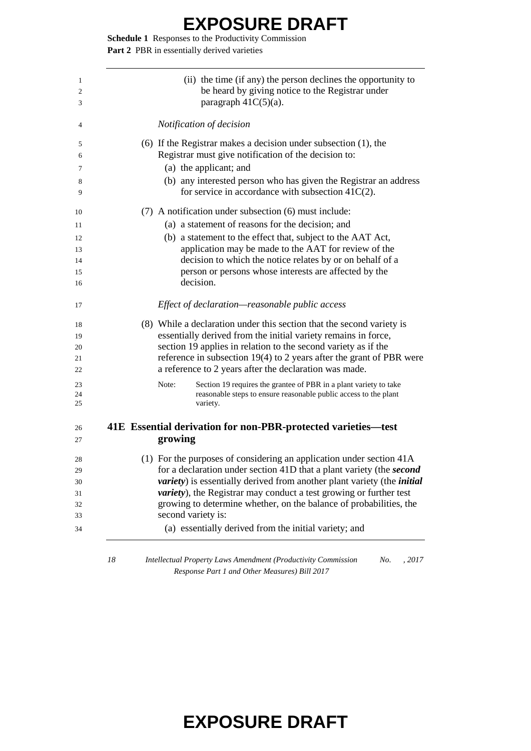(ii) the time (if any) the person declines the opportunity to be heard by giving notice to the Registrar under paragraph 41C(5)(a).

*Notification of decision*

(6) If the Registrar makes a decision under subsection (1), the Registrar must give notification of the decision to:

(a) the applicant; and

(b) any interested person who has given the Registrar an address for service in accordance with subsection 41C(2).

(7) A notification under subsection (6) must include:

(a) a statement of reasons for the decision; and

(b) a statement to the effect that, subject to the AAT Act, application may be made to the AAT for review of the decision to which the notice relates by or on behalf of a person or persons whose interests are affected by the decision.

*Effect of declaration—reasonable public access*

(8) While a declaration under this section that the second variety is essentially derived from the initial variety remains in force, section 19 applies in relation to the second variety as if the reference in subsection 19(4) to 2 years after the grant of PBR were a reference to 2 years after the declaration was made.

Note: Section 19 requires the grantee of PBR in a plant variety to take reasonable steps to ensure reasonable public access to the plant variety.

### 41E Essential derivation for non-PBR-protected varieties—test growing

(1) For the purposes of considering an application under section 41A for a declaration under section 41D that a plant variety (the ***second variety***) is essentially derived from another plant variety (the ***initial variety***), the Registrar may conduct a test growing or further test growing to determine whether, on the balance of probabilities, the second variety is:

(a) essentially derived from the initial variety; and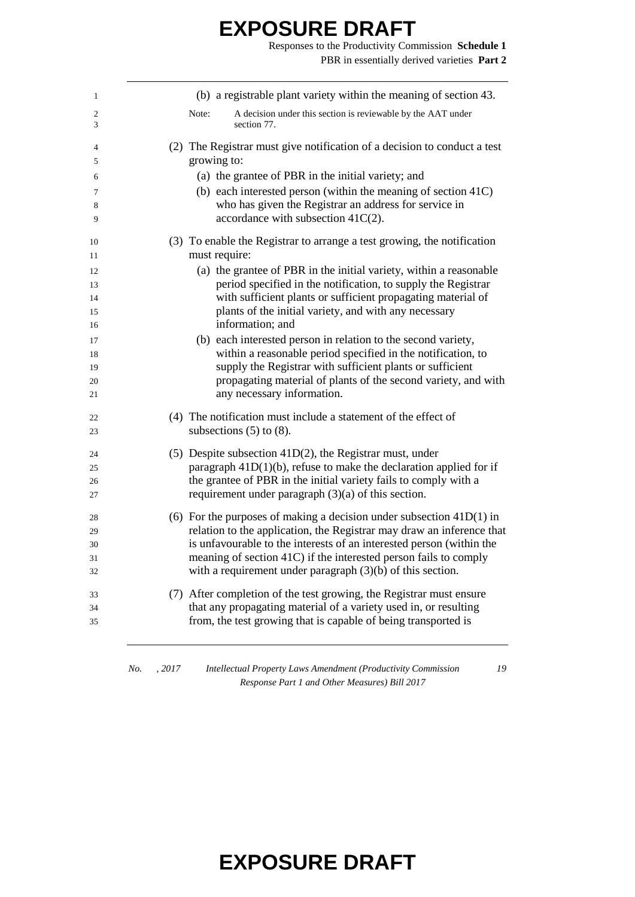(b) a registrable plant variety within the meaning of section 43.

Note: A decision under this section is reviewable by the AAT under section 77.

(2) The Registrar must give notification of a decision to conduct a test growing to:

(a) the grantee of PBR in the initial variety; and

(b) each interested person (within the meaning of section 41C) who has given the Registrar an address for service in accordance with subsection 41C(2).

(3) To enable the Registrar to arrange a test growing, the notification must require:

(a) the grantee of PBR in the initial variety, within a reasonable period specified in the notification, to supply the Registrar with sufficient plants or sufficient propagating material of plants of the initial variety, and with any necessary information; and

(b) each interested person in relation to the second variety, within a reasonable period specified in the notification, to supply the Registrar with sufficient plants or sufficient propagating material of plants of the second variety, and with any necessary information.

(4) The notification must include a statement of the effect of subsections (5) to (8).

(5) Despite subsection 41D(2), the Registrar must, under paragraph 41D(1)(b), refuse to make the declaration applied for if the grantee of PBR in the initial variety fails to comply with a requirement under paragraph (3)(a) of this section.

(6) For the purposes of making a decision under subsection 41D(1) in relation to the application, the Registrar may draw an inference that is unfavourable to the interests of an interested person (within the meaning of section 41C) if the interested person fails to comply with a requirement under paragraph (3)(b) of this section.

(7) After completion of the test growing, the Registrar must ensure that any propagating material of a variety used in, or resulting from, the test growing that is capable of being transported is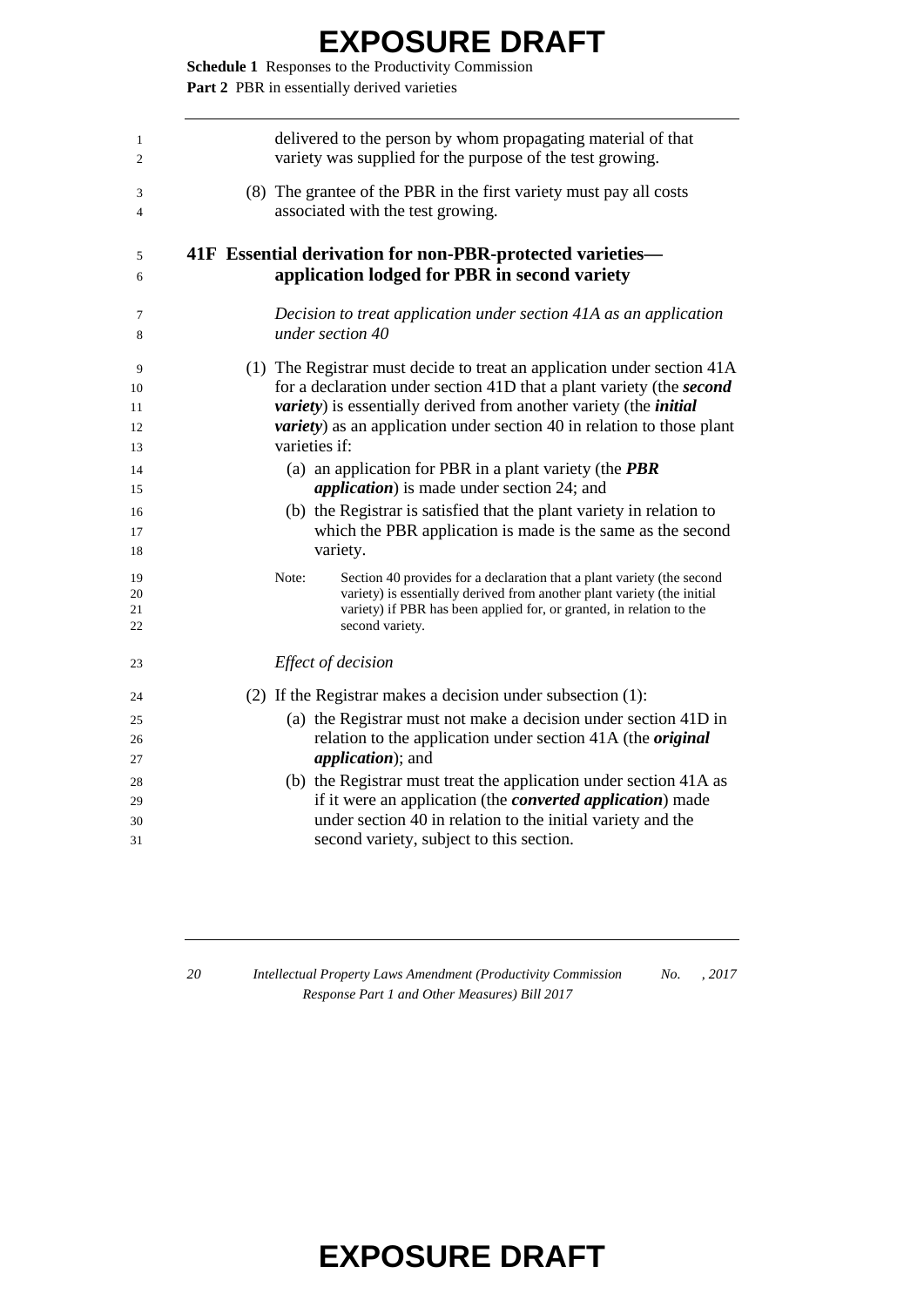delivered to the person by whom propagating material of that variety was supplied for the purpose of the test growing.

(8) The grantee of the PBR in the first variety must pay all costs associated with the test growing.

### 41F Essential derivation for non-PBR-protected varieties—application lodged for PBR in second variety

*Decision to treat application under section 41A as an application under section 40*

(1) The Registrar must decide to treat an application under section 41A for a declaration under section 41D that a plant variety (the ***second variety***) is essentially derived from another variety (the ***initial variety***) as an application under section 40 in relation to those plant varieties if:

(a) an application for PBR in a plant variety (the ***PBR application***) is made under section 24; and

(b) the Registrar is satisfied that the plant variety in relation to which the PBR application is made is the same as the second variety.

Note: Section 40 provides for a declaration that a plant variety (the second variety) is essentially derived from another plant variety (the initial variety) if PBR has been applied for, or granted, in relation to the second variety.

*Effect of decision*

(2) If the Registrar makes a decision under subsection (1):

(a) the Registrar must not make a decision under section 41D in relation to the application under section 41A (the ***original application***); and

(b) the Registrar must treat the application under section 41A as if it were an application (the ***converted application***) made under section 40 in relation to the initial variety and the second variety, subject to this section.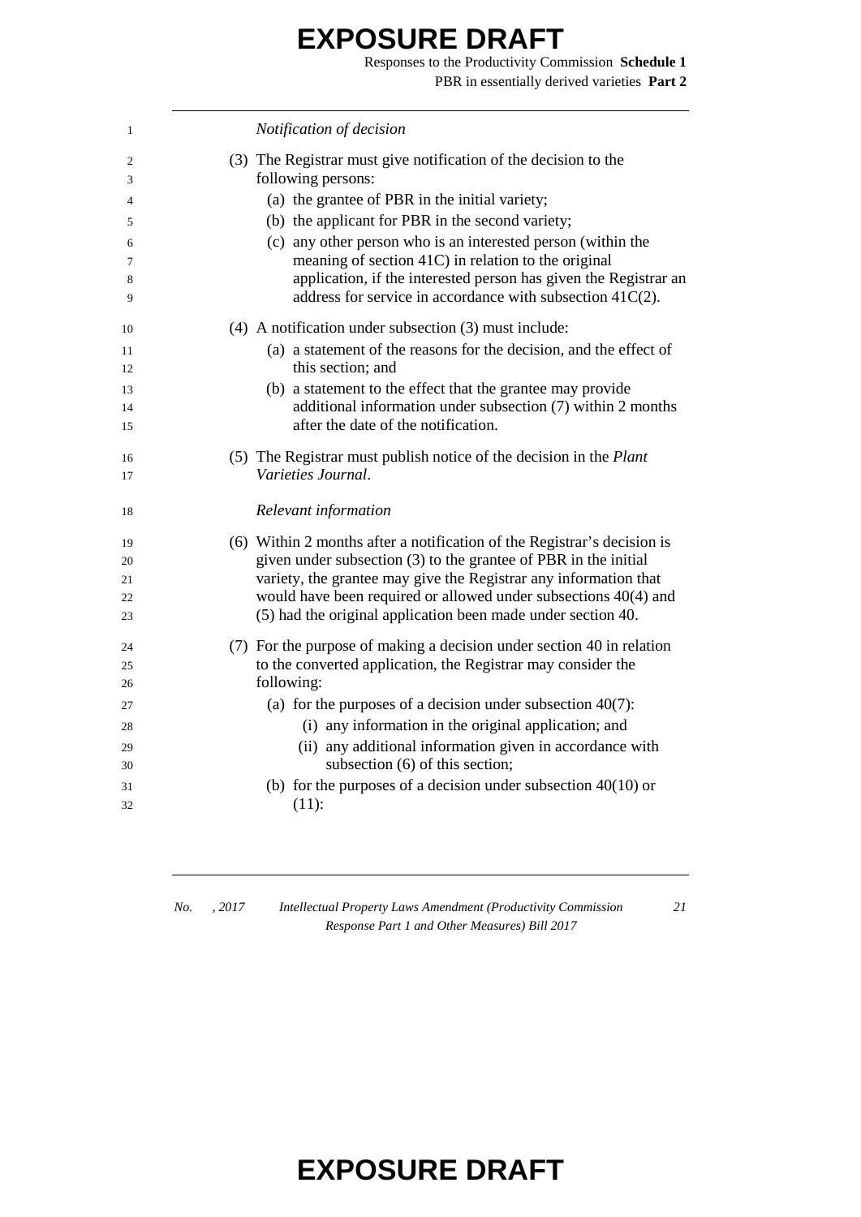*Notification of decision*

(3) The Registrar must give notification of the decision to the following persons:

(a) the grantee of PBR in the initial variety;

(b) the applicant for PBR in the second variety;

(c) any other person who is an interested person (within the meaning of section 41C) in relation to the original application, if the interested person has given the Registrar an address for service in accordance with subsection 41C(2).

(4) A notification under subsection (3) must include:

(a) a statement of the reasons for the decision, and the effect of this section; and

(b) a statement to the effect that the grantee may provide additional information under subsection (7) within 2 months after the date of the notification.

(5) The Registrar must publish notice of the decision in the *Plant Varieties Journal*.

*Relevant information*

(6) Within 2 months after a notification of the Registrar's decision is given under subsection (3) to the grantee of PBR in the initial variety, the grantee may give the Registrar any information that would have been required or allowed under subsections 40(4) and (5) had the original application been made under section 40.

(7) For the purpose of making a decision under section 40 in relation to the converted application, the Registrar may consider the following:

(a) for the purposes of a decision under subsection 40(7):

(i) any information in the original application; and

(ii) any additional information given in accordance with subsection (6) of this section;

(b) for the purposes of a decision under subsection 40(10) or (11):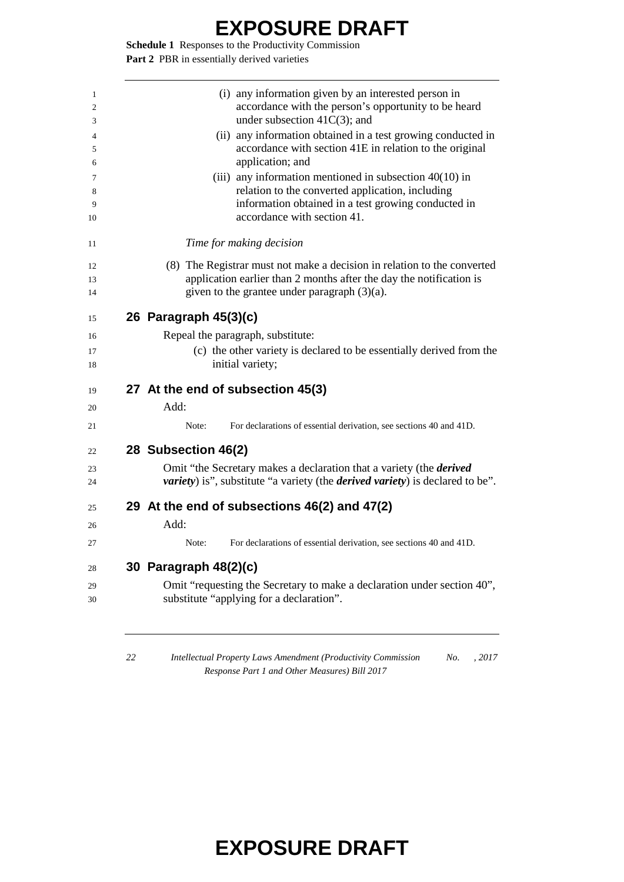(i) any information given by an interested person in accordance with the person's opportunity to be heard under subsection 41C(3); and

(ii) any information obtained in a test growing conducted in accordance with section 41E in relation to the original application; and

(iii) any information mentioned in subsection 40(10) in relation to the converted application, including information obtained in a test growing conducted in accordance with section 41.

*Time for making decision*

(8) The Registrar must not make a decision in relation to the converted application earlier than 2 months after the day the notification is given to the grantee under paragraph (3)(a).

## 26 Paragraph 45(3)(c)

Repeal the paragraph, substitute:

(c) the other variety is declared to be essentially derived from the initial variety;

## 27 At the end of subsection 45(3)

Add:

Note: For declarations of essential derivation, see sections 40 and 41D.

## 28 Subsection 46(2)

Omit "the Secretary makes a declaration that a variety (the ***derived variety***) is", substitute "a variety (the ***derived variety***) is declared to be".

## 29 At the end of subsections 46(2) and 47(2)

Add:

Note: For declarations of essential derivation, see sections 40 and 41D.

## 30 Paragraph 48(2)(c)

Omit "requesting the Secretary to make a declaration under section 40", substitute "applying for a declaration".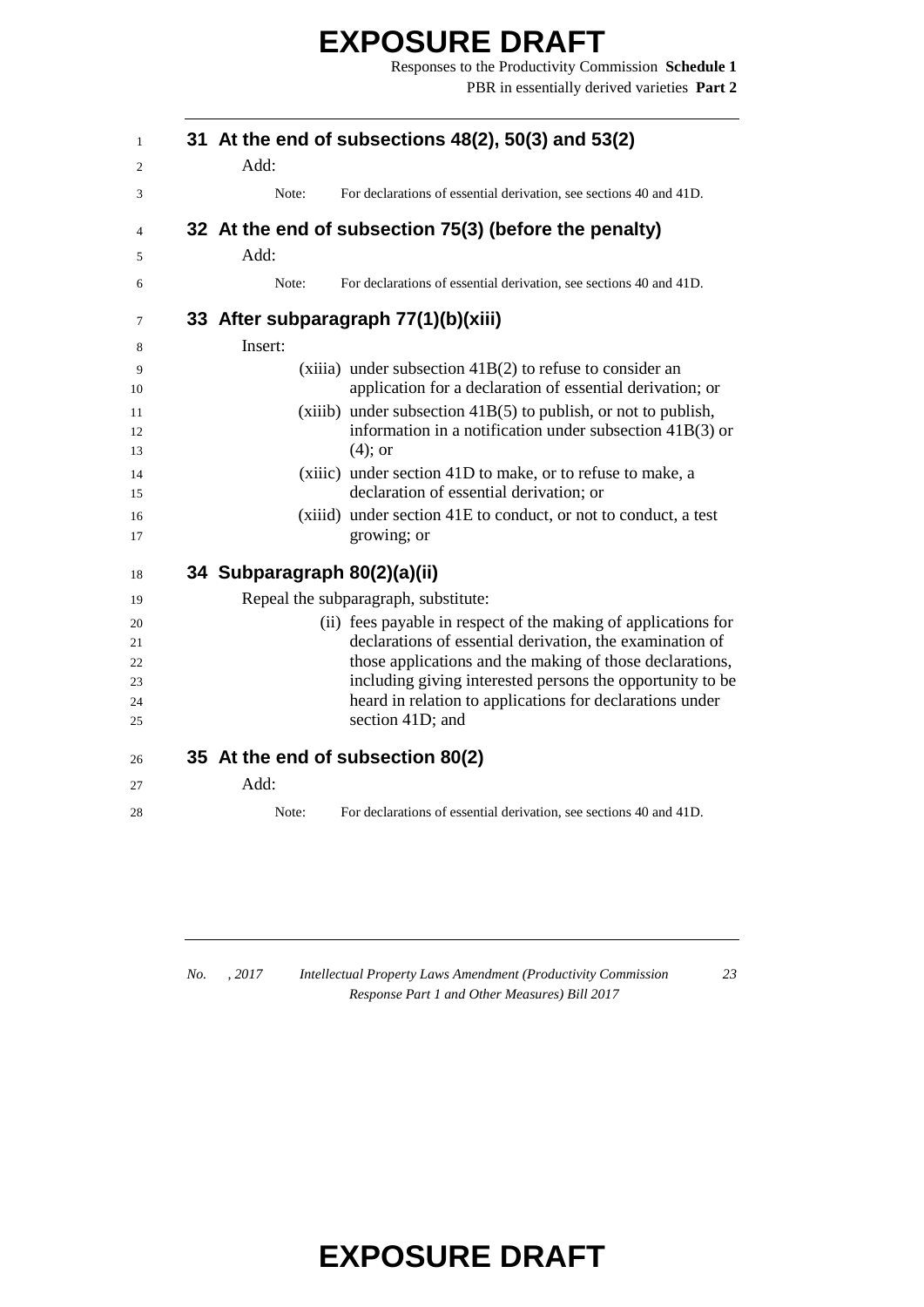## 31 At the end of subsections 48(2), 50(3) and 53(2)

Add:

Note: For declarations of essential derivation, see sections 40 and 41D.

## 32 At the end of subsection 75(3) (before the penalty)

Add:

Note: For declarations of essential derivation, see sections 40 and 41D.

## 33 After subparagraph 77(1)(b)(xiii)

Insert:

(xiiia) under subsection 41B(2) to refuse to consider an application for a declaration of essential derivation; or

(xiiib) under subsection 41B(5) to publish, or not to publish, information in a notification under subsection 41B(3) or (4); or

(xiiic) under section 41D to make, or to refuse to make, a declaration of essential derivation; or

(xiiid) under section 41E to conduct, or not to conduct, a test growing; or

## 34 Subparagraph 80(2)(a)(ii)

Repeal the subparagraph, substitute:

(ii) fees payable in respect of the making of applications for declarations of essential derivation, the examination of those applications and the making of those declarations, including giving interested persons the opportunity to be heard in relation to applications for declarations under section 41D; and

## 35 At the end of subsection 80(2)

Add:

Note: For declarations of essential derivation, see sections 40 and 41D.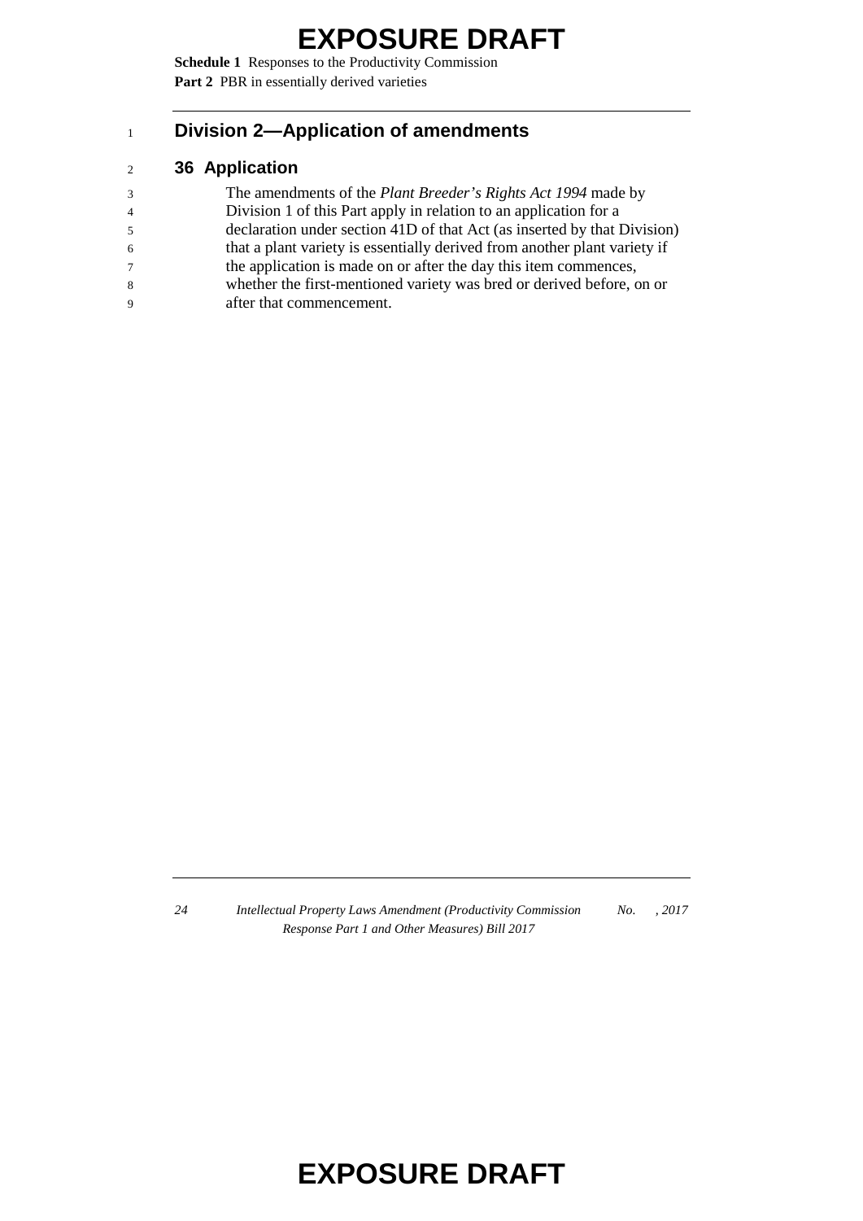## Division 2—Application of amendments

### 36 Application

The amendments of the *Plant Breeder's Rights Act 1994* made by Division 1 of this Part apply in relation to an application for a declaration under section 41D of that Act (as inserted by that Division) that a plant variety is essentially derived from another plant variety if the application is made on or after the day this item commences, whether the first-mentioned variety was bred or derived before, on or after that commencement.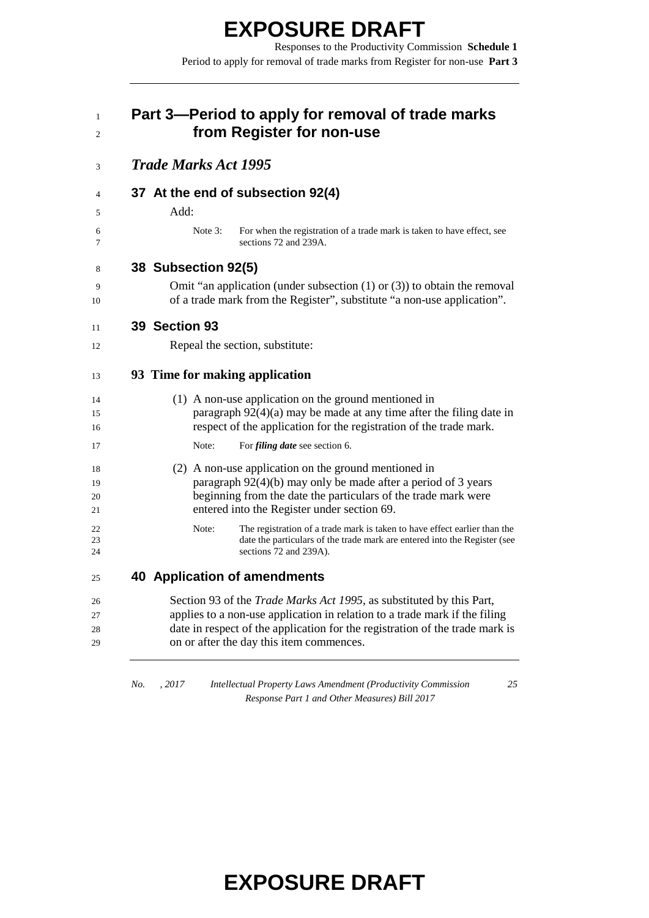# EXPOSURE DRAFT

## Part 3—Period to apply for removal of trade marks from Register for non-use

### *Trade Marks Act 1995*

#### 37 At the end of subsection 92(4)

Add:

> Note 3: For when the registration of a trade mark is taken to have effect, see sections 72 and 239A.

#### 38 Subsection 92(5)

Omit "an application (under subsection (1) or (3)) to obtain the removal of a trade mark from the Register", substitute "a non-use application".

#### 39 Section 93

Repeal the section, substitute:

**93 Time for making application**

(1) A non-use application on the ground mentioned in paragraph 92(4)(a) may be made at any time after the filing date in respect of the application for the registration of the trade mark.

> Note: For ***filing date*** see section 6.

(2) A non-use application on the ground mentioned in paragraph 92(4)(b) may only be made after a period of 3 years beginning from the date the particulars of the trade mark were entered into the Register under section 69.

> Note: The registration of a trade mark is taken to have effect earlier than the date the particulars of the trade mark are entered into the Register (see sections 72 and 239A).

#### 40 Application of amendments

Section 93 of the *Trade Marks Act 1995*, as substituted by this Part, applies to a non-use application in relation to a trade mark if the filing date in respect of the application for the registration of the trade mark is on or after the day this item commences.

# EXPOSURE DRAFT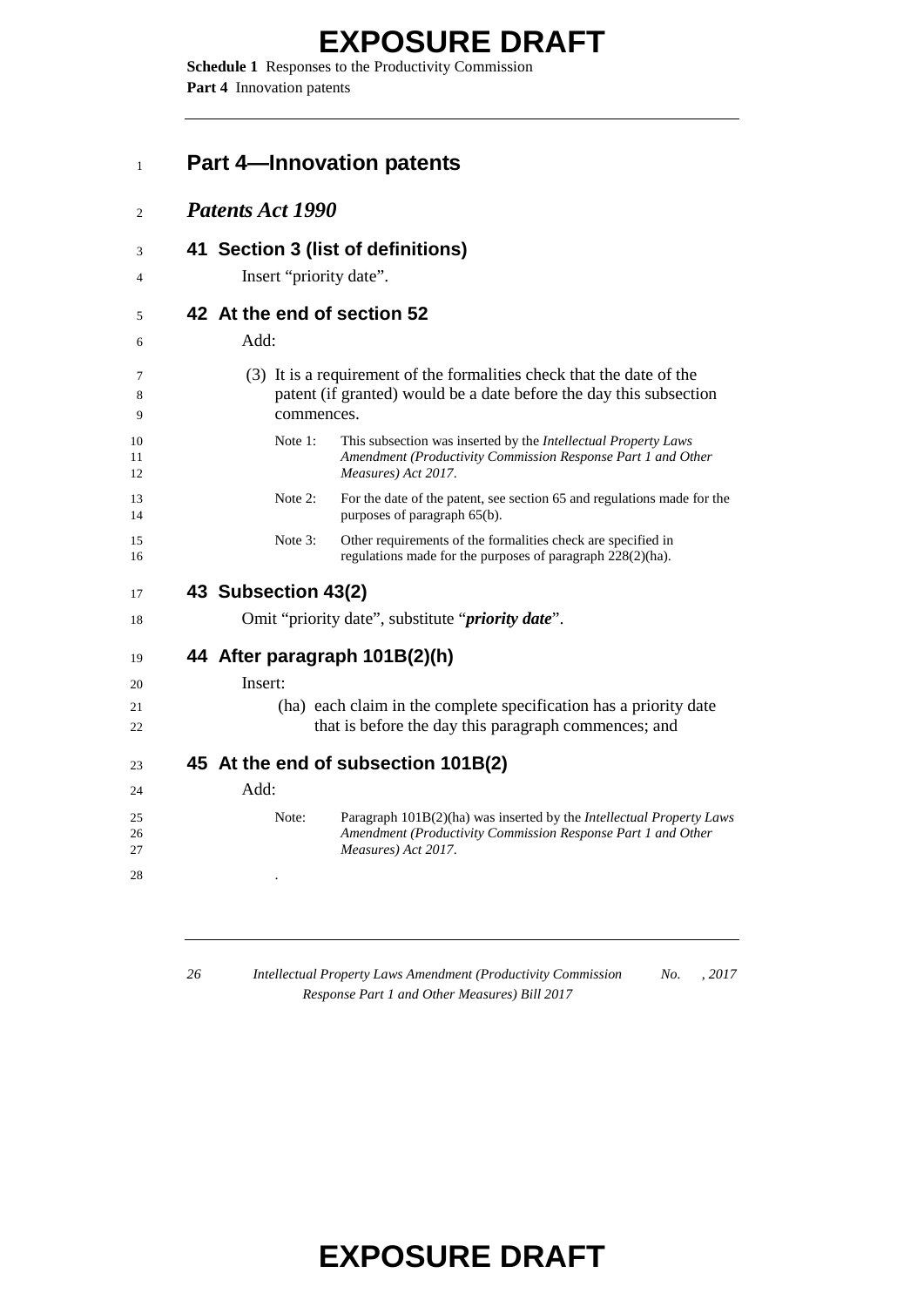# Part 4—Innovation patents

## *Patents Act 1990*

### 41 Section 3 (list of definitions)

Insert "priority date".

### 42 At the end of section 52

Add:

(3) It is a requirement of the formalities check that the date of the patent (if granted) would be a date before the day this subsection commences.

Note 1: This subsection was inserted by the *Intellectual Property Laws Amendment (Productivity Commission Response Part 1 and Other Measures) Act 2017*.

Note 2: For the date of the patent, see section 65 and regulations made for the purposes of paragraph 65(b).

Note 3: Other requirements of the formalities check are specified in regulations made for the purposes of paragraph 228(2)(ha).

### 43 Subsection 43(2)

Omit "priority date", substitute "***priority date***".

### 44 After paragraph 101B(2)(h)

Insert:

(ha) each claim in the complete specification has a priority date that is before the day this paragraph commences; and

### 45 At the end of subsection 101B(2)

Add:

Note: Paragraph 101B(2)(ha) was inserted by the *Intellectual Property Laws Amendment (Productivity Commission Response Part 1 and Other Measures) Act 2017*.

.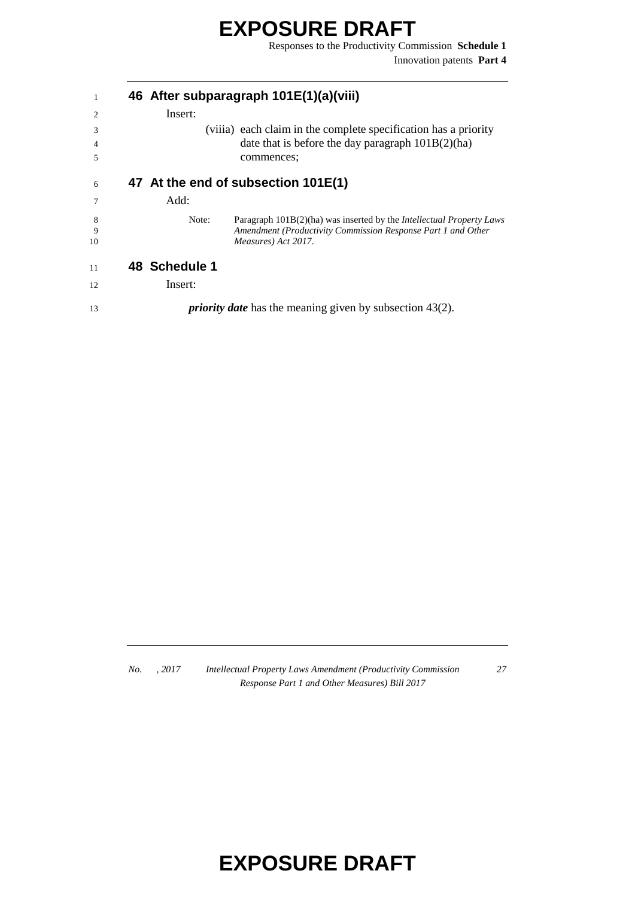### 46 After subparagraph 101E(1)(a)(viii)

Insert:

(viiia) each claim in the complete specification has a priority date that is before the day paragraph 101B(2)(ha) commences;

### 47 At the end of subsection 101E(1)

Add:

Note: Paragraph 101B(2)(ha) was inserted by the *Intellectual Property Laws Amendment (Productivity Commission Response Part 1 and Other Measures) Act 2017*.

### 48 Schedule 1

Insert:

***priority date*** has the meaning given by subsection 43(2).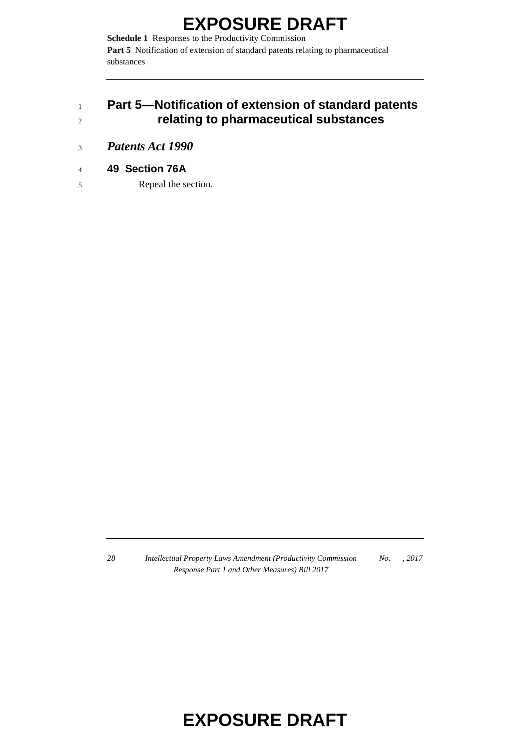## Part 5—Notification of extension of standard patents relating to pharmaceutical substances

### *Patents Act 1990*

#### 49 Section 76A

Repeal the section.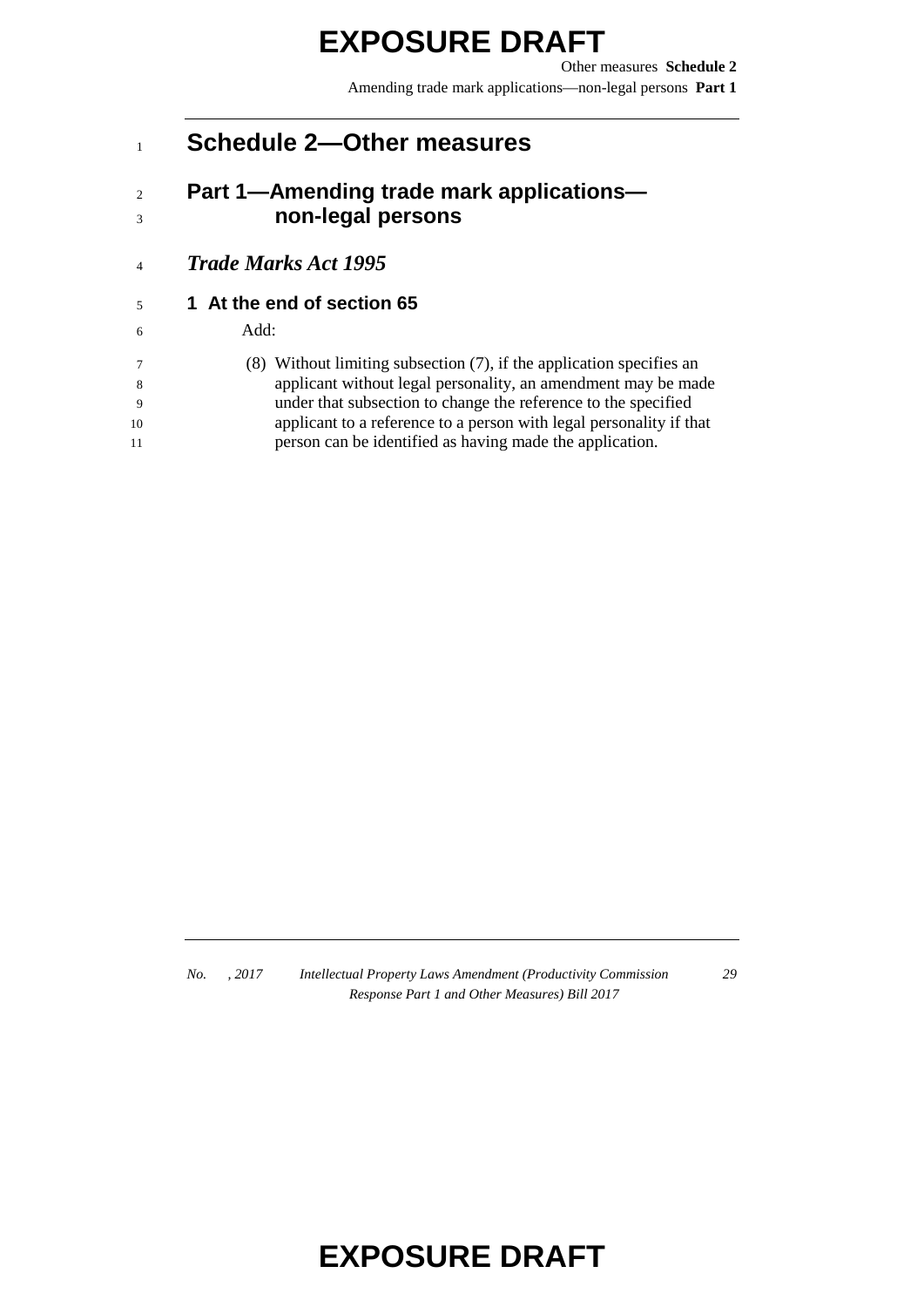# Schedule 2—Other measures

## Part 1—Amending trade mark applications—non-legal persons

### *Trade Marks Act 1995*

#### 1 At the end of section 65

Add:

(8) Without limiting subsection (7), if the application specifies an applicant without legal personality, an amendment may be made under that subsection to change the reference to the specified applicant to a reference to a person with legal personality if that person can be identified as having made the application.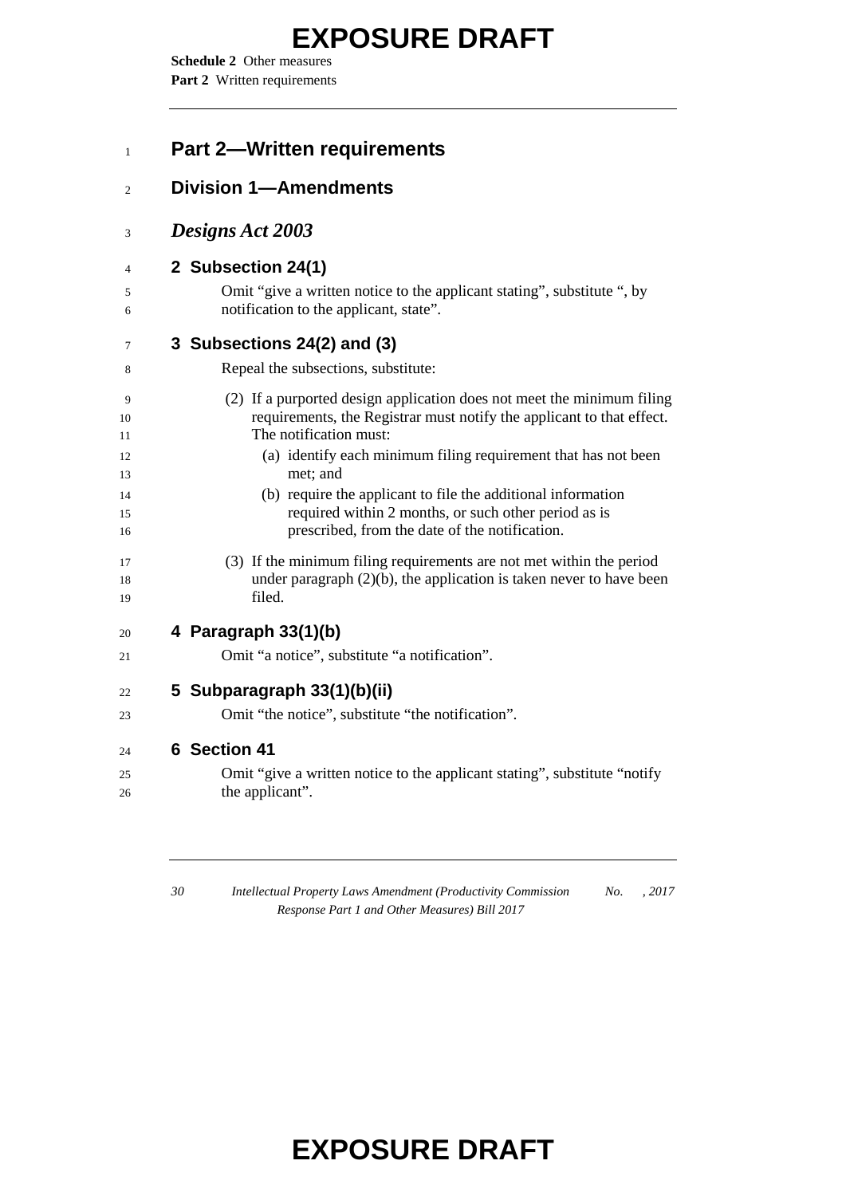# Part 2—Written requirements

## Division 1—Amendments

### *Designs Act 2003*

**2 Subsection 24(1)**

Omit "give a written notice to the applicant stating", substitute ", by notification to the applicant, state".

**3 Subsections 24(2) and (3)**

Repeal the subsections, substitute:

(2) If a purported design application does not meet the minimum filing requirements, the Registrar must notify the applicant to that effect. The notification must:

- (a) identify each minimum filing requirement that has not been met; and
- (b) require the applicant to file the additional information required within 2 months, or such other period as is prescribed, from the date of the notification.

(3) If the minimum filing requirements are not met within the period under paragraph (2)(b), the application is taken never to have been filed.

**4 Paragraph 33(1)(b)**

Omit "a notice", substitute "a notification".

**5 Subparagraph 33(1)(b)(ii)**

Omit "the notice", substitute "the notification".

**6 Section 41**

Omit "give a written notice to the applicant stating", substitute "notify the applicant".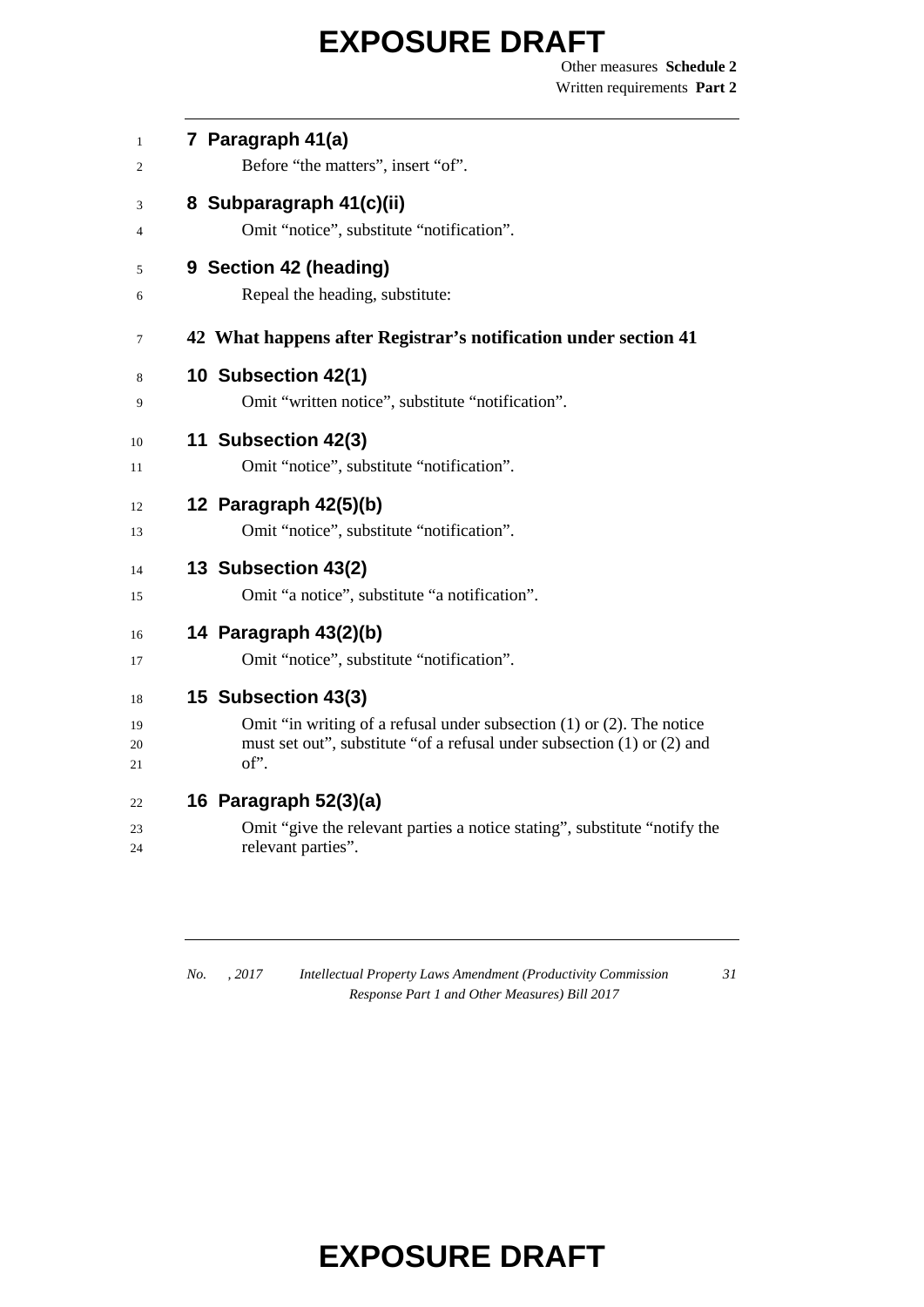### 7 Paragraph 41(a)

Before "the matters", insert "of".

### 8 Subparagraph 41(c)(ii)

Omit "notice", substitute "notification".

### 9 Section 42 (heading)

Repeal the heading, substitute:

**42 What happens after Registrar's notification under section 41**

### 10 Subsection 42(1)

Omit "written notice", substitute "notification".

### 11 Subsection 42(3)

Omit "notice", substitute "notification".

### 12 Paragraph 42(5)(b)

Omit "notice", substitute "notification".

### 13 Subsection 43(2)

Omit "a notice", substitute "a notification".

### 14 Paragraph 43(2)(b)

Omit "notice", substitute "notification".

### 15 Subsection 43(3)

Omit "in writing of a refusal under subsection (1) or (2). The notice must set out", substitute "of a refusal under subsection (1) or (2) and of".

### 16 Paragraph 52(3)(a)

Omit "give the relevant parties a notice stating", substitute "notify the relevant parties".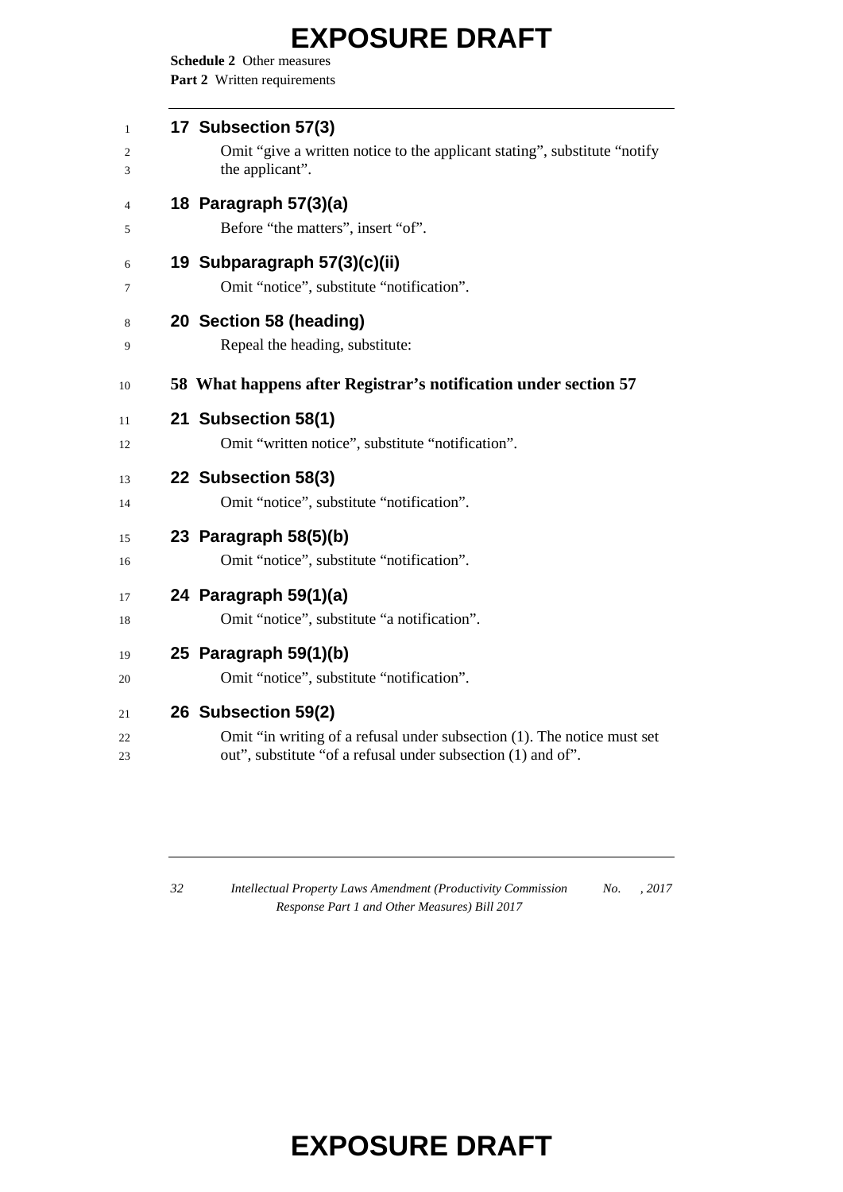**17 Subsection 57(3)**

Omit "give a written notice to the applicant stating", substitute "notify the applicant".

**18 Paragraph 57(3)(a)**

Before "the matters", insert "of".

**19 Subparagraph 57(3)(c)(ii)**

Omit "notice", substitute "notification".

**20 Section 58 (heading)**

Repeal the heading, substitute:

**58 What happens after Registrar's notification under section 57**

**21 Subsection 58(1)**

Omit "written notice", substitute "notification".

**22 Subsection 58(3)**

Omit "notice", substitute "notification".

**23 Paragraph 58(5)(b)**

Omit "notice", substitute "notification".

**24 Paragraph 59(1)(a)**

Omit "notice", substitute "a notification".

**25 Paragraph 59(1)(b)**

Omit "notice", substitute "notification".

**26 Subsection 59(2)**

Omit "in writing of a refusal under subsection (1). The notice must set out", substitute "of a refusal under subsection (1) and of".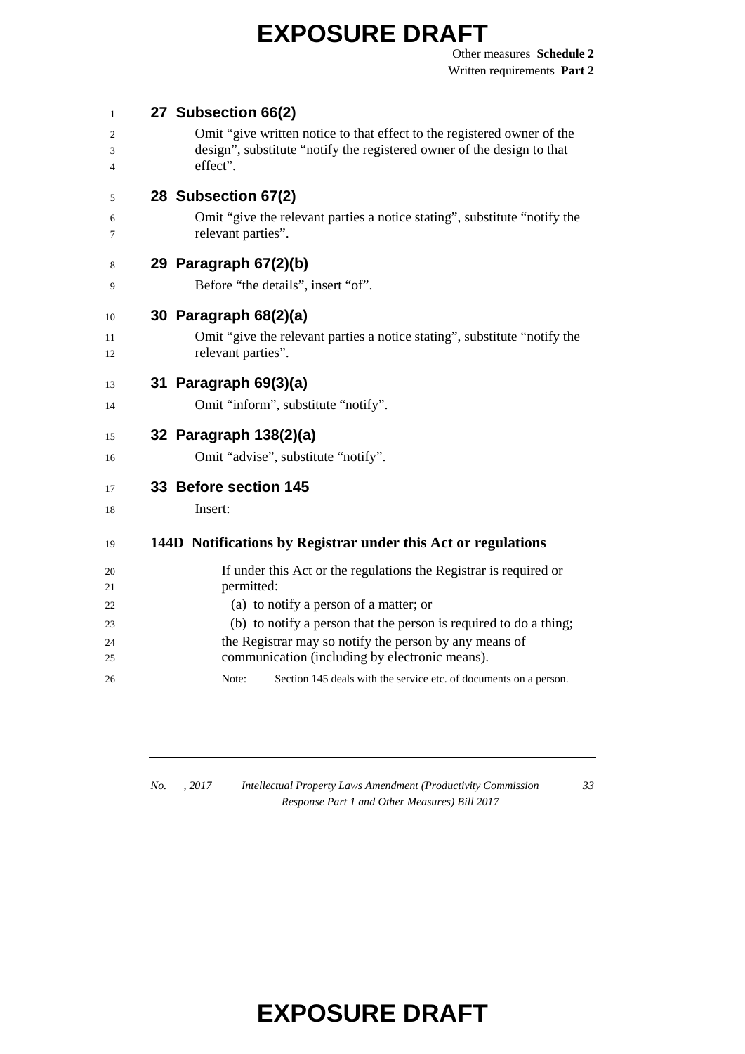### 27 Subsection 66(2)

Omit "give written notice to that effect to the registered owner of the design", substitute "notify the registered owner of the design to that effect".

### 28 Subsection 67(2)

Omit "give the relevant parties a notice stating", substitute "notify the relevant parties".

### 29 Paragraph 67(2)(b)

Before "the details", insert "of".

### 30 Paragraph 68(2)(a)

Omit "give the relevant parties a notice stating", substitute "notify the relevant parties".

### 31 Paragraph 69(3)(a)

Omit "inform", substitute "notify".

### 32 Paragraph 138(2)(a)

Omit "advise", substitute "notify".

### 33 Before section 145

Insert:

**144D Notifications by Registrar under this Act or regulations**

If under this Act or the regulations the Registrar is required or permitted:

(a) to notify a person of a matter; or

(b) to notify a person that the person is required to do a thing;

the Registrar may so notify the person by any means of communication (including by electronic means).

Note: Section 145 deals with the service etc. of documents on a person.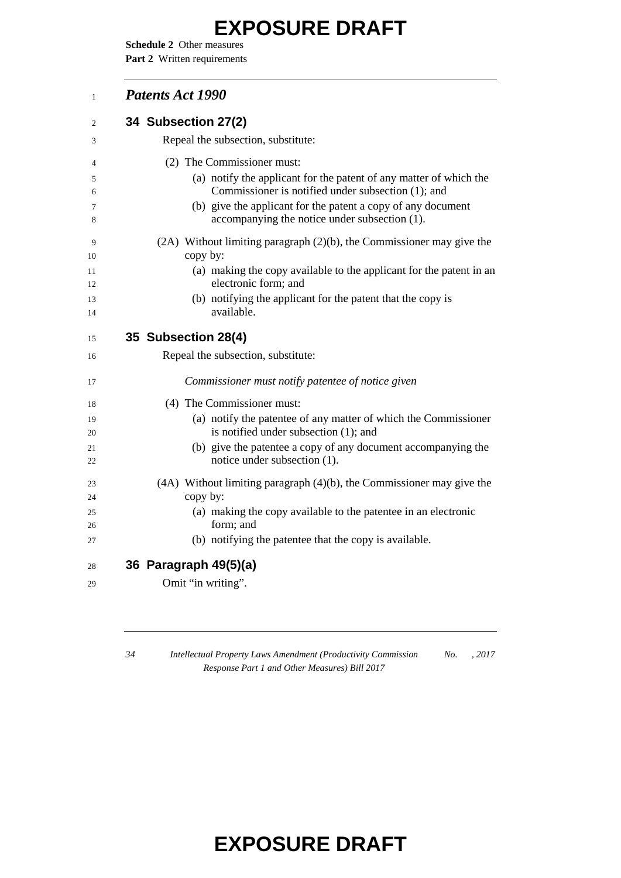## *Patents Act 1990*

### 34 Subsection 27(2)

Repeal the subsection, substitute:

(2) The Commissioner must:

(a) notify the applicant for the patent of any matter of which the Commissioner is notified under subsection (1); and

(b) give the applicant for the patent a copy of any document accompanying the notice under subsection (1).

(2A) Without limiting paragraph (2)(b), the Commissioner may give the copy by:

(a) making the copy available to the applicant for the patent in an electronic form; and

(b) notifying the applicant for the patent that the copy is available.

### 35 Subsection 28(4)

Repeal the subsection, substitute:

*Commissioner must notify patentee of notice given*

(4) The Commissioner must:

(a) notify the patentee of any matter of which the Commissioner is notified under subsection (1); and

(b) give the patentee a copy of any document accompanying the notice under subsection (1).

(4A) Without limiting paragraph (4)(b), the Commissioner may give the copy by:

(a) making the copy available to the patentee in an electronic form; and

(b) notifying the patentee that the copy is available.

### 36 Paragraph 49(5)(a)

Omit "in writing".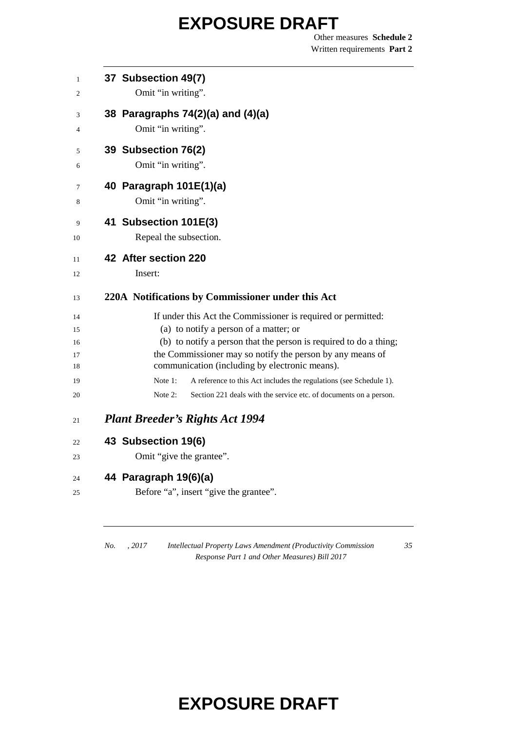### 37 Subsection 49(7)

Omit "in writing".

### 38 Paragraphs 74(2)(a) and (4)(a)

Omit "in writing".

### 39 Subsection 76(2)

Omit "in writing".

### 40 Paragraph 101E(1)(a)

Omit "in writing".

### 41 Subsection 101E(3)

Repeal the subsection.

### 42 After section 220

Insert:

**220A Notifications by Commissioner under this Act**

If under this Act the Commissioner is required or permitted:

(a) to notify a person of a matter; or

(b) to notify a person that the person is required to do a thing;

the Commissioner may so notify the person by any means of communication (including by electronic means).

Note 1: A reference to this Act includes the regulations (see Schedule 1).

Note 2: Section 221 deals with the service etc. of documents on a person.

## *Plant Breeder's Rights Act 1994*

### 43 Subsection 19(6)

Omit "give the grantee".

### 44 Paragraph 19(6)(a)

Before "a", insert "give the grantee".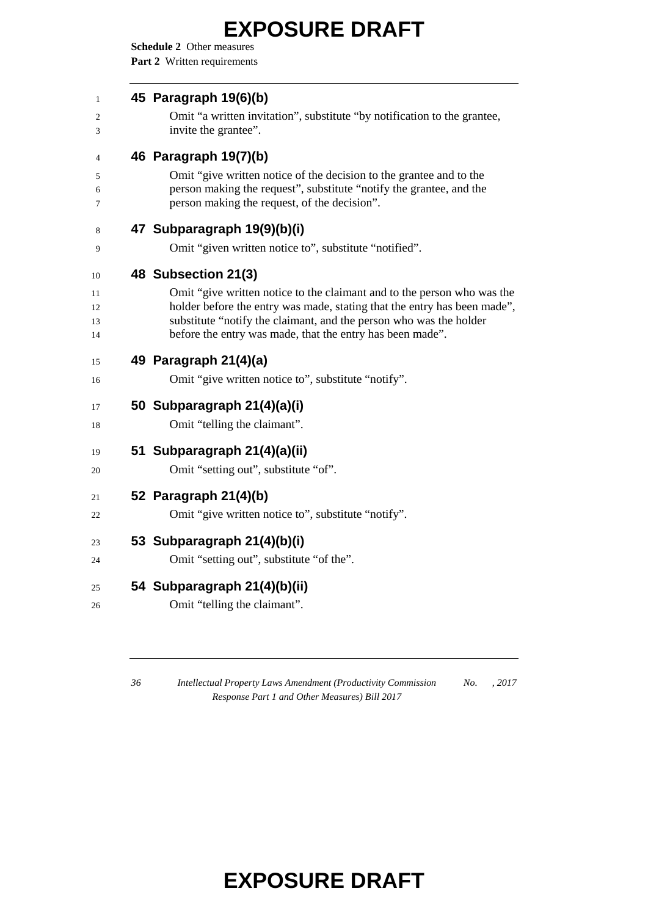**45 Paragraph 19(6)(b)**

Omit "a written invitation", substitute "by notification to the grantee, invite the grantee".

**46 Paragraph 19(7)(b)**

Omit "give written notice of the decision to the grantee and to the person making the request", substitute "notify the grantee, and the person making the request, of the decision".

**47 Subparagraph 19(9)(b)(i)**

Omit "given written notice to", substitute "notified".

**48 Subsection 21(3)**

Omit "give written notice to the claimant and to the person who was the holder before the entry was made, stating that the entry has been made", substitute "notify the claimant, and the person who was the holder before the entry was made, that the entry has been made".

**49 Paragraph 21(4)(a)**

Omit "give written notice to", substitute "notify".

**50 Subparagraph 21(4)(a)(i)**

Omit "telling the claimant".

**51 Subparagraph 21(4)(a)(ii)**

Omit "setting out", substitute "of".

**52 Paragraph 21(4)(b)**

Omit "give written notice to", substitute "notify".

**53 Subparagraph 21(4)(b)(i)**

Omit "setting out", substitute "of the".

**54 Subparagraph 21(4)(b)(ii)**

Omit "telling the claimant".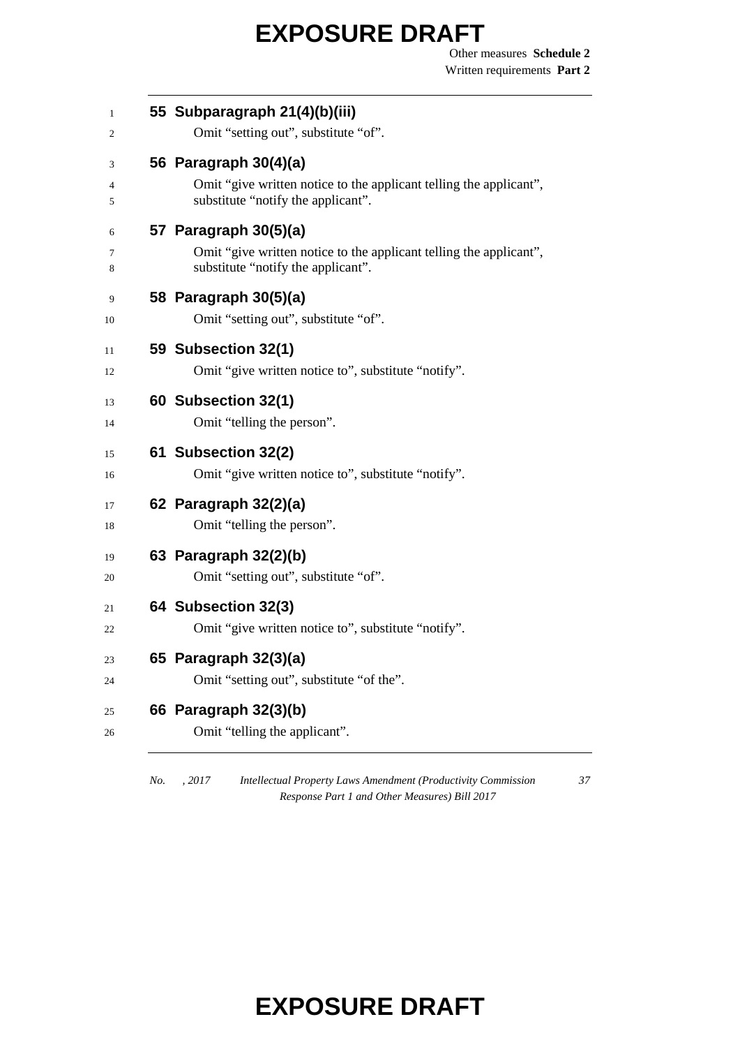### 55 Subparagraph 21(4)(b)(iii)

Omit "setting out", substitute "of".

### 56 Paragraph 30(4)(a)

Omit "give written notice to the applicant telling the applicant", substitute "notify the applicant".

### 57 Paragraph 30(5)(a)

Omit "give written notice to the applicant telling the applicant", substitute "notify the applicant".

### 58 Paragraph 30(5)(a)

Omit "setting out", substitute "of".

### 59 Subsection 32(1)

Omit "give written notice to", substitute "notify".

### 60 Subsection 32(1)

Omit "telling the person".

### 61 Subsection 32(2)

Omit "give written notice to", substitute "notify".

### 62 Paragraph 32(2)(a)

Omit "telling the person".

### 63 Paragraph 32(2)(b)

Omit "setting out", substitute "of".

### 64 Subsection 32(3)

Omit "give written notice to", substitute "notify".

### 65 Paragraph 32(3)(a)

Omit "setting out", substitute "of the".

### 66 Paragraph 32(3)(b)

Omit "telling the applicant".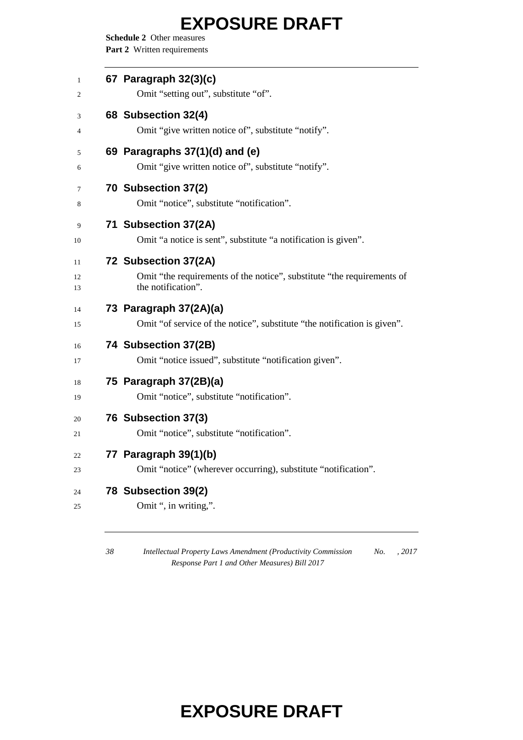**67 Paragraph 32(3)(c)**

Omit “setting out”, substitute “of”.

**68 Subsection 32(4)**

Omit “give written notice of”, substitute “notify”.

**69 Paragraphs 37(1)(d) and (e)**

Omit “give written notice of”, substitute “notify”.

**70 Subsection 37(2)**

Omit “notice”, substitute “notification”.

**71 Subsection 37(2A)**

Omit “a notice is sent”, substitute “a notification is given”.

**72 Subsection 37(2A)**

Omit “the requirements of the notice”, substitute “the requirements of the notification”.

**73 Paragraph 37(2A)(a)**

Omit “of service of the notice”, substitute “the notification is given”.

**74 Subsection 37(2B)**

Omit “notice issued”, substitute “notification given”.

**75 Paragraph 37(2B)(a)**

Omit “notice”, substitute “notification”.

**76 Subsection 37(3)**

Omit “notice”, substitute “notification”.

**77 Paragraph 39(1)(b)**

Omit “notice” (wherever occurring), substitute “notification”.

**78 Subsection 39(2)**

Omit “, in writing,”.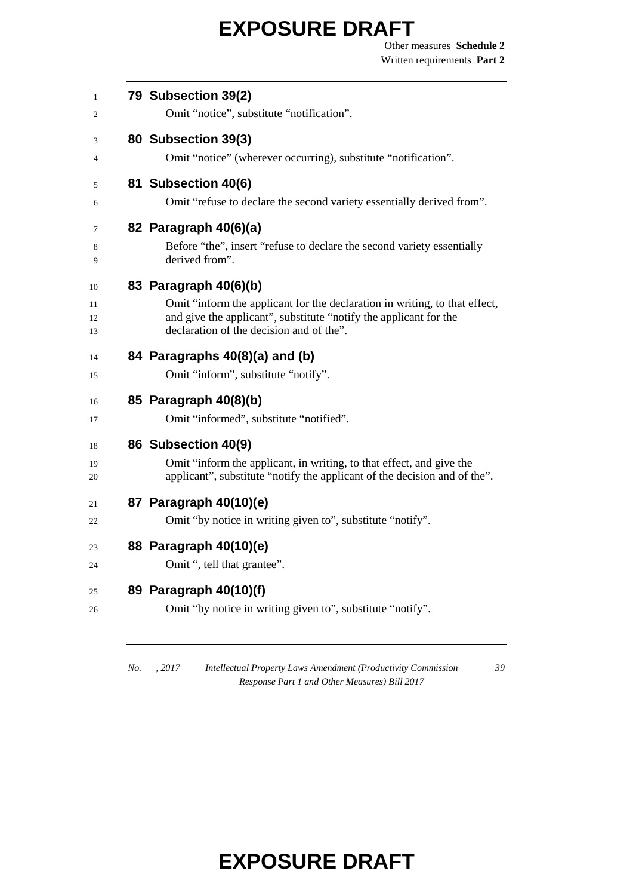**79 Subsection 39(2)**

Omit "notice", substitute "notification".

**80 Subsection 39(3)**

Omit "notice" (wherever occurring), substitute "notification".

**81 Subsection 40(6)**

Omit "refuse to declare the second variety essentially derived from".

**82 Paragraph 40(6)(a)**

Before "the", insert "refuse to declare the second variety essentially derived from".

**83 Paragraph 40(6)(b)**

Omit "inform the applicant for the declaration in writing, to that effect, and give the applicant", substitute "notify the applicant for the declaration of the decision and of the".

**84 Paragraphs 40(8)(a) and (b)**

Omit "inform", substitute "notify".

**85 Paragraph 40(8)(b)**

Omit "informed", substitute "notified".

**86 Subsection 40(9)**

Omit "inform the applicant, in writing, to that effect, and give the applicant", substitute "notify the applicant of the decision and of the".

**87 Paragraph 40(10)(e)**

Omit "by notice in writing given to", substitute "notify".

**88 Paragraph 40(10)(e)**

Omit ", tell that grantee".

**89 Paragraph 40(10)(f)**

Omit "by notice in writing given to", substitute "notify".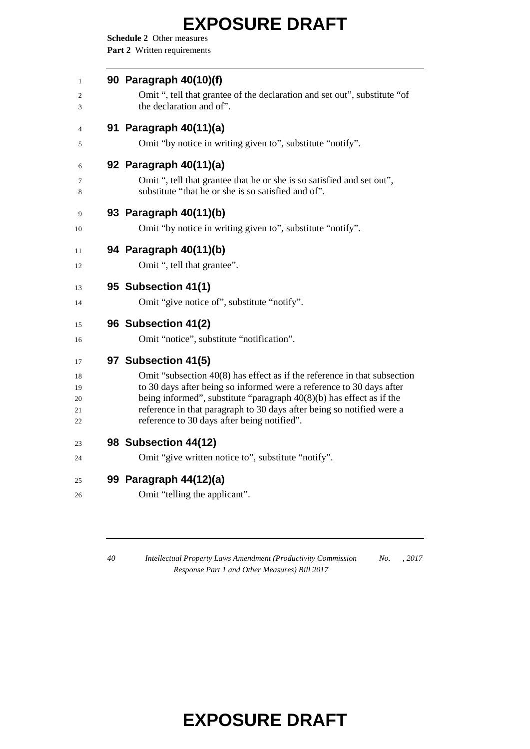**90 Paragraph 40(10)(f)**

Omit ", tell that grantee of the declaration and set out", substitute "of the declaration and of".

**91 Paragraph 40(11)(a)**

Omit "by notice in writing given to", substitute "notify".

**92 Paragraph 40(11)(a)**

Omit ", tell that grantee that he or she is so satisfied and set out", substitute "that he or she is so satisfied and of".

**93 Paragraph 40(11)(b)**

Omit "by notice in writing given to", substitute "notify".

**94 Paragraph 40(11)(b)**

Omit ", tell that grantee".

**95 Subsection 41(1)**

Omit "give notice of", substitute "notify".

**96 Subsection 41(2)**

Omit "notice", substitute "notification".

**97 Subsection 41(5)**

Omit "subsection 40(8) has effect as if the reference in that subsection to 30 days after being so informed were a reference to 30 days after being informed", substitute "paragraph 40(8)(b) has effect as if the reference in that paragraph to 30 days after being so notified were a reference to 30 days after being notified".

**98 Subsection 44(12)**

Omit "give written notice to", substitute "notify".

**99 Paragraph 44(12)(a)**

Omit "telling the applicant".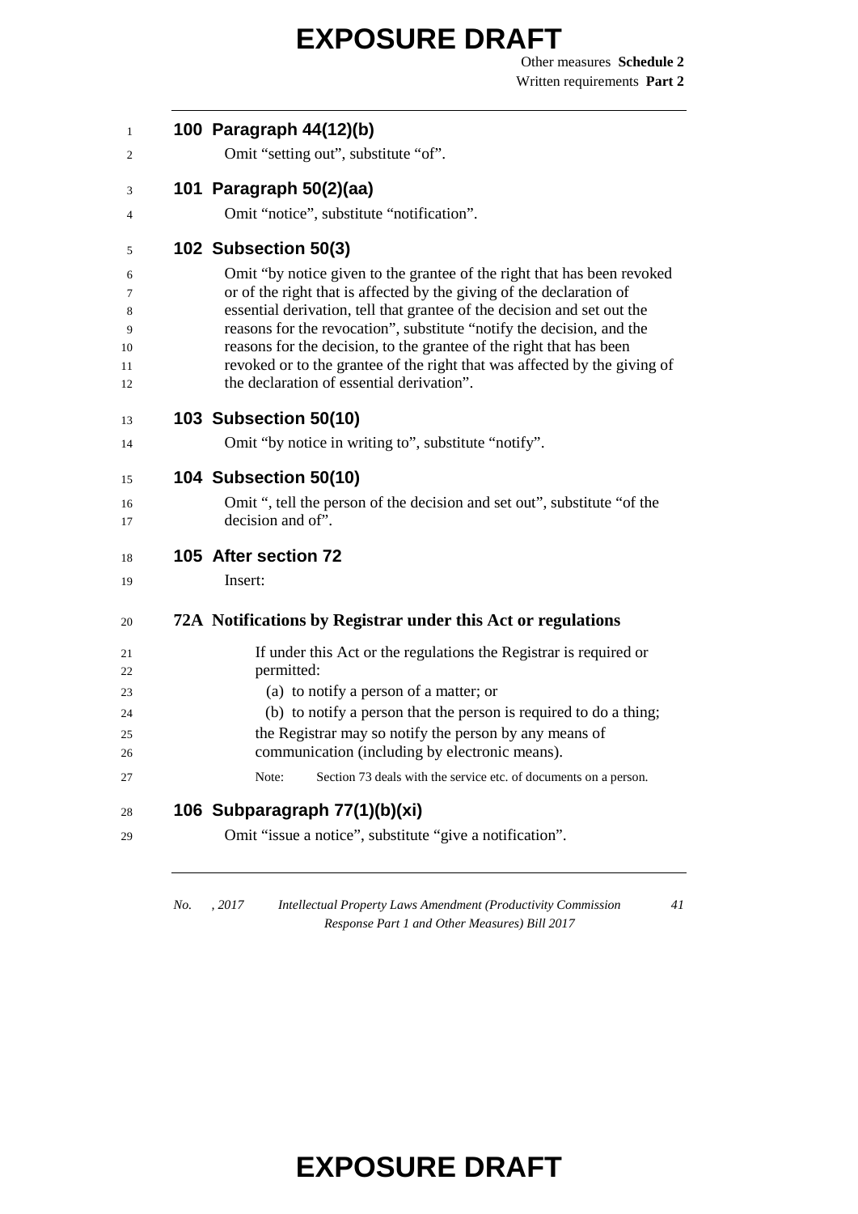## 100 Paragraph 44(12)(b)

Omit "setting out", substitute "of".

## 101 Paragraph 50(2)(aa)

Omit "notice", substitute "notification".

## 102 Subsection 50(3)

Omit "by notice given to the grantee of the right that has been revoked or of the right that is affected by the giving of the declaration of essential derivation, tell that grantee of the decision and set out the reasons for the revocation", substitute "notify the decision, and the reasons for the decision, to the grantee of the right that has been revoked or to the grantee of the right that was affected by the giving of the declaration of essential derivation".

## 103 Subsection 50(10)

Omit "by notice in writing to", substitute "notify".

## 104 Subsection 50(10)

Omit ", tell the person of the decision and set out", substitute "of the decision and of".

## 105 After section 72

Insert:

### 72A Notifications by Registrar under this Act or regulations

If under this Act or the regulations the Registrar is required or permitted:

(a) to notify a person of a matter; or

(b) to notify a person that the person is required to do a thing;

the Registrar may so notify the person by any means of communication (including by electronic means).

Note: Section 73 deals with the service etc. of documents on a person.

## 106 Subparagraph 77(1)(b)(xi)

Omit "issue a notice", substitute "give a notification".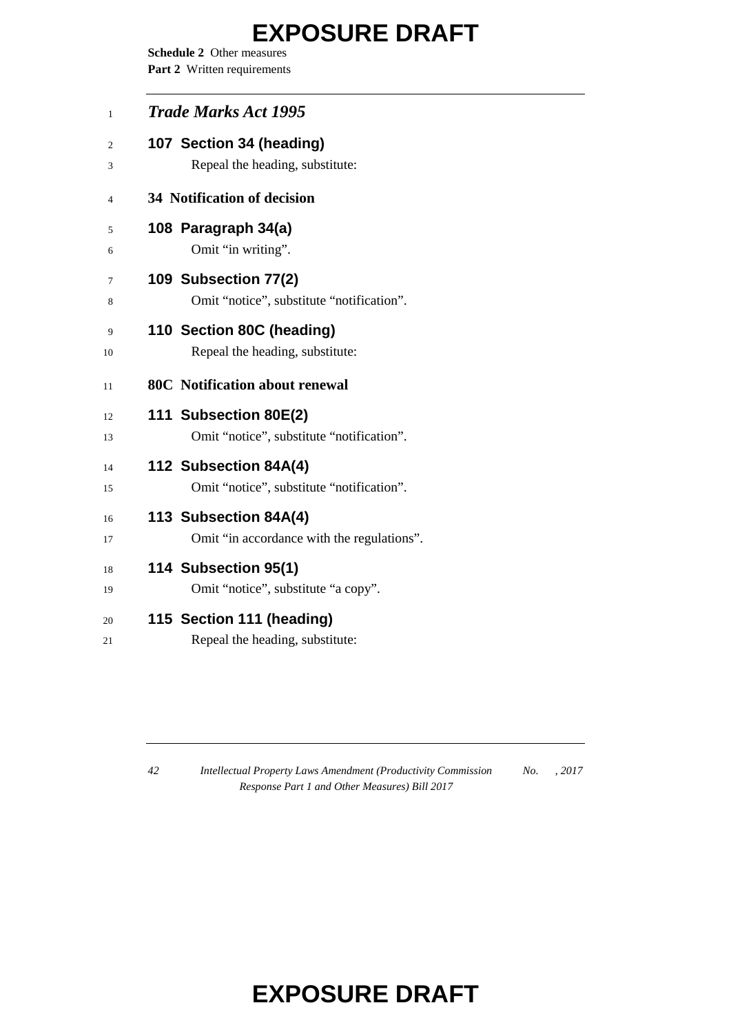## *Trade Marks Act 1995*

### 107 Section 34 (heading)

Repeal the heading, substitute:

**34 Notification of decision**

### 108 Paragraph 34(a)

Omit "in writing".

### 109 Subsection 77(2)

Omit "notice", substitute "notification".

### 110 Section 80C (heading)

Repeal the heading, substitute:

**80C Notification about renewal**

### 111 Subsection 80E(2)

Omit "notice", substitute "notification".

### 112 Subsection 84A(4)

Omit "notice", substitute "notification".

### 113 Subsection 84A(4)

Omit "in accordance with the regulations".

### 114 Subsection 95(1)

Omit "notice", substitute "a copy".

### 115 Section 111 (heading)

Repeal the heading, substitute: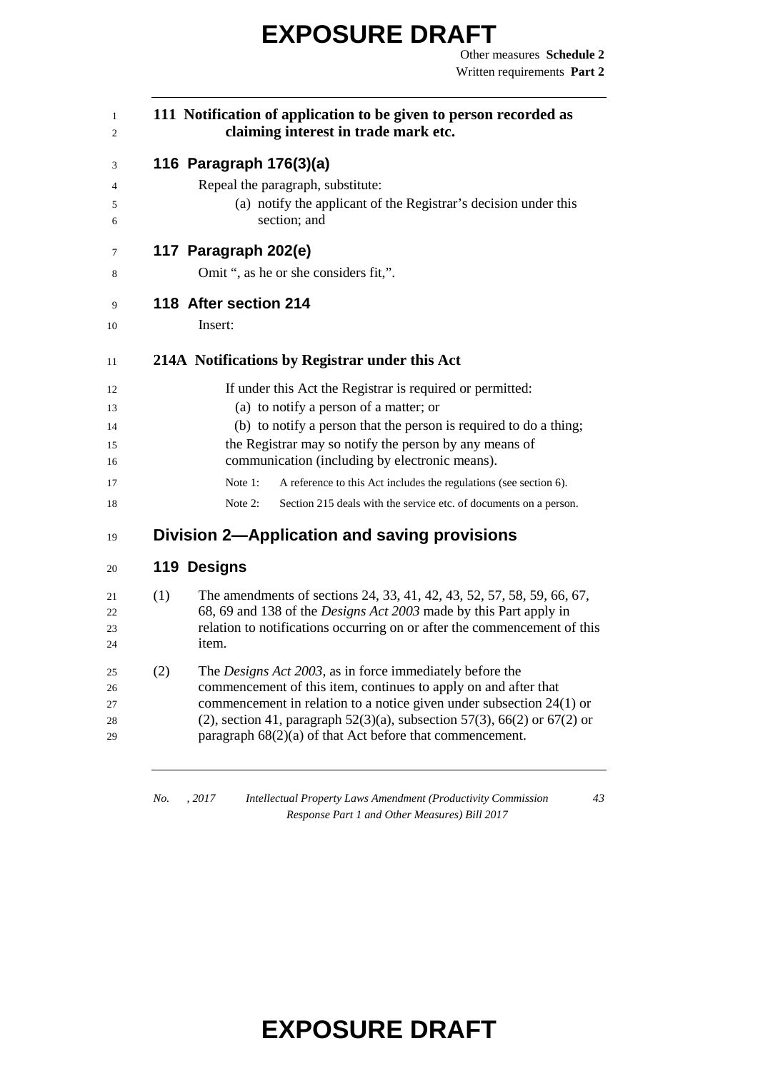**111 Notification of application to be given to person recorded as claiming interest in trade mark etc.**

## 116 Paragraph 176(3)(a)

Repeal the paragraph, substitute:

(a) notify the applicant of the Registrar's decision under this section; and

## 117 Paragraph 202(e)

Omit ", as he or she considers fit,".

## 118 After section 214

Insert:

### 214A Notifications by Registrar under this Act

If under this Act the Registrar is required or permitted:

(a) to notify a person of a matter; or

(b) to notify a person that the person is required to do a thing;

the Registrar may so notify the person by any means of communication (including by electronic means).

Note 1: A reference to this Act includes the regulations (see section 6).

Note 2: Section 215 deals with the service etc. of documents on a person.

# Division 2—Application and saving provisions

## 119 Designs

(1) The amendments of sections 24, 33, 41, 42, 43, 52, 57, 58, 59, 66, 67, 68, 69 and 138 of the *Designs Act 2003* made by this Part apply in relation to notifications occurring on or after the commencement of this item.

(2) The *Designs Act 2003*, as in force immediately before the commencement of this item, continues to apply on and after that commencement in relation to a notice given under subsection 24(1) or (2), section 41, paragraph 52(3)(a), subsection 57(3), 66(2) or 67(2) or paragraph 68(2)(a) of that Act before that commencement.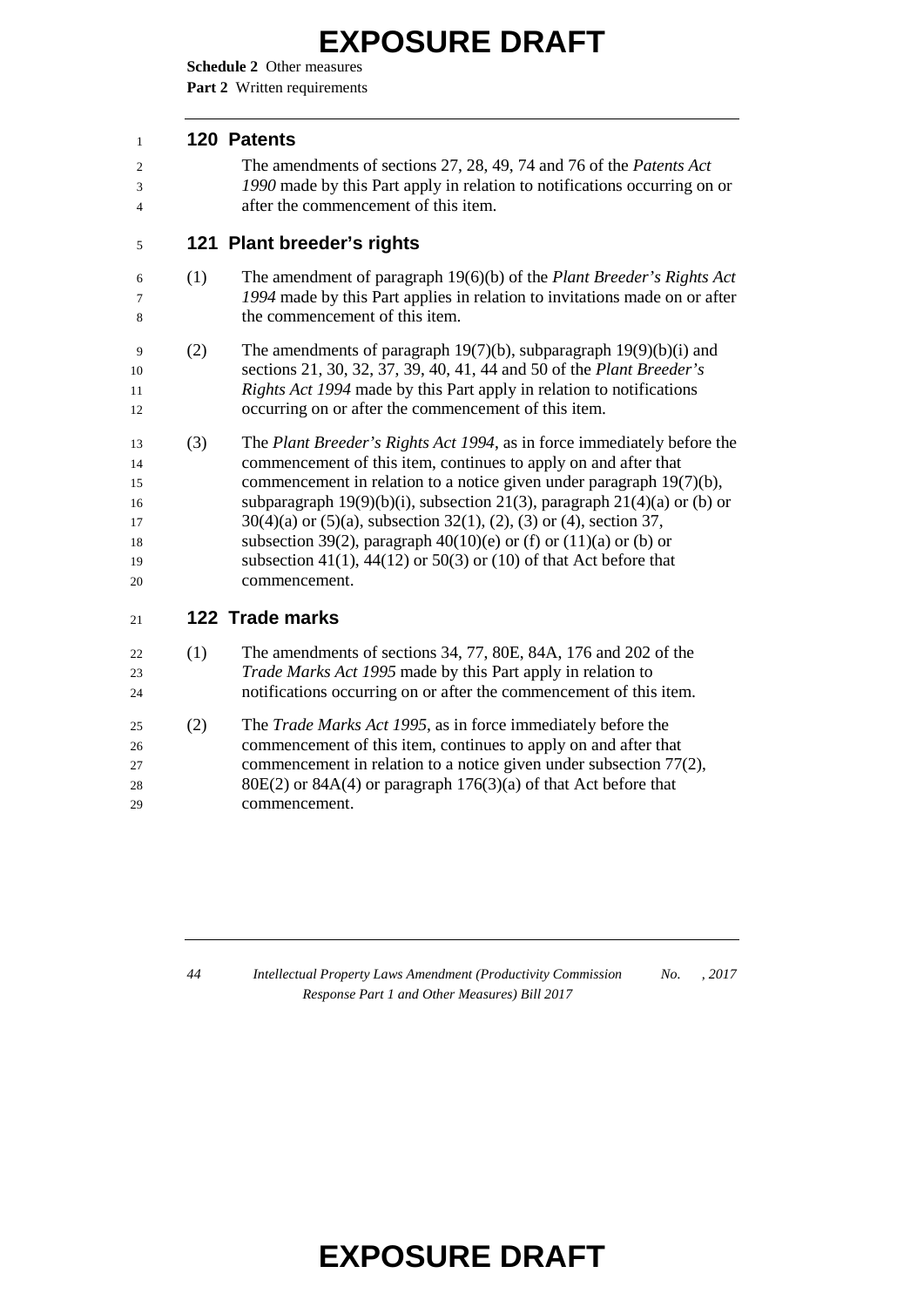### 120 Patents

The amendments of sections 27, 28, 49, 74 and 76 of the *Patents Act 1990* made by this Part apply in relation to notifications occurring on or after the commencement of this item.

### 121 Plant breeder's rights

(1) The amendment of paragraph 19(6)(b) of the *Plant Breeder's Rights Act 1994* made by this Part applies in relation to invitations made on or after the commencement of this item.

(2) The amendments of paragraph 19(7)(b), subparagraph 19(9)(b)(i) and sections 21, 30, 32, 37, 39, 40, 41, 44 and 50 of the *Plant Breeder's Rights Act 1994* made by this Part apply in relation to notifications occurring on or after the commencement of this item.

(3) The *Plant Breeder's Rights Act 1994*, as in force immediately before the commencement of this item, continues to apply on and after that commencement in relation to a notice given under paragraph 19(7)(b), subparagraph 19(9)(b)(i), subsection 21(3), paragraph 21(4)(a) or (b) or 30(4)(a) or (5)(a), subsection 32(1), (2), (3) or (4), section 37, subsection 39(2), paragraph 40(10)(e) or (f) or (11)(a) or (b) or subsection 41(1), 44(12) or 50(3) or (10) of that Act before that commencement.

### 122 Trade marks

(1) The amendments of sections 34, 77, 80E, 84A, 176 and 202 of the *Trade Marks Act 1995* made by this Part apply in relation to notifications occurring on or after the commencement of this item.

(2) The *Trade Marks Act 1995*, as in force immediately before the commencement of this item, continues to apply on and after that commencement in relation to a notice given under subsection 77(2), 80E(2) or 84A(4) or paragraph 176(3)(a) of that Act before that commencement.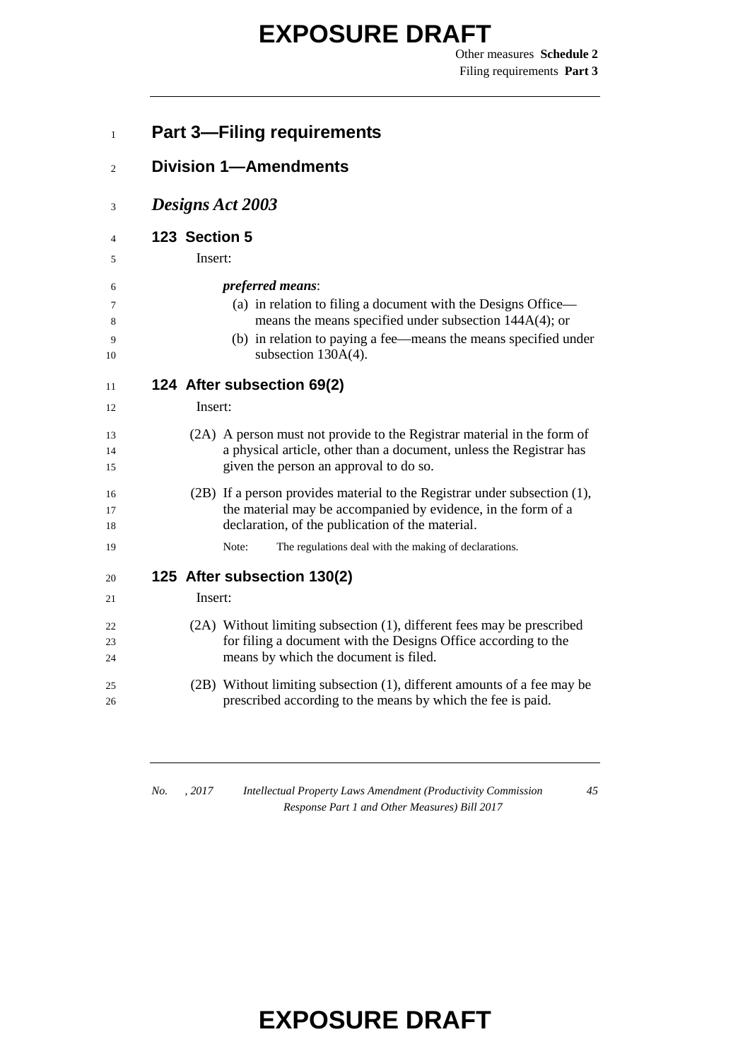# Part 3—Filing requirements

## Division 1—Amendments

### *Designs Act 2003*

#### 123 Section 5

Insert:

***preferred means***:

(a) in relation to filing a document with the Designs Office—means the means specified under subsection 144A(4); or

(b) in relation to paying a fee—means the means specified under subsection 130A(4).

#### 124 After subsection 69(2)

Insert:

(2A) A person must not provide to the Registrar material in the form of a physical article, other than a document, unless the Registrar has given the person an approval to do so.

(2B) If a person provides material to the Registrar under subsection (1), the material may be accompanied by evidence, in the form of a declaration, of the publication of the material.

Note: The regulations deal with the making of declarations.

#### 125 After subsection 130(2)

Insert:

(2A) Without limiting subsection (1), different fees may be prescribed for filing a document with the Designs Office according to the means by which the document is filed.

(2B) Without limiting subsection (1), different amounts of a fee may be prescribed according to the means by which the fee is paid.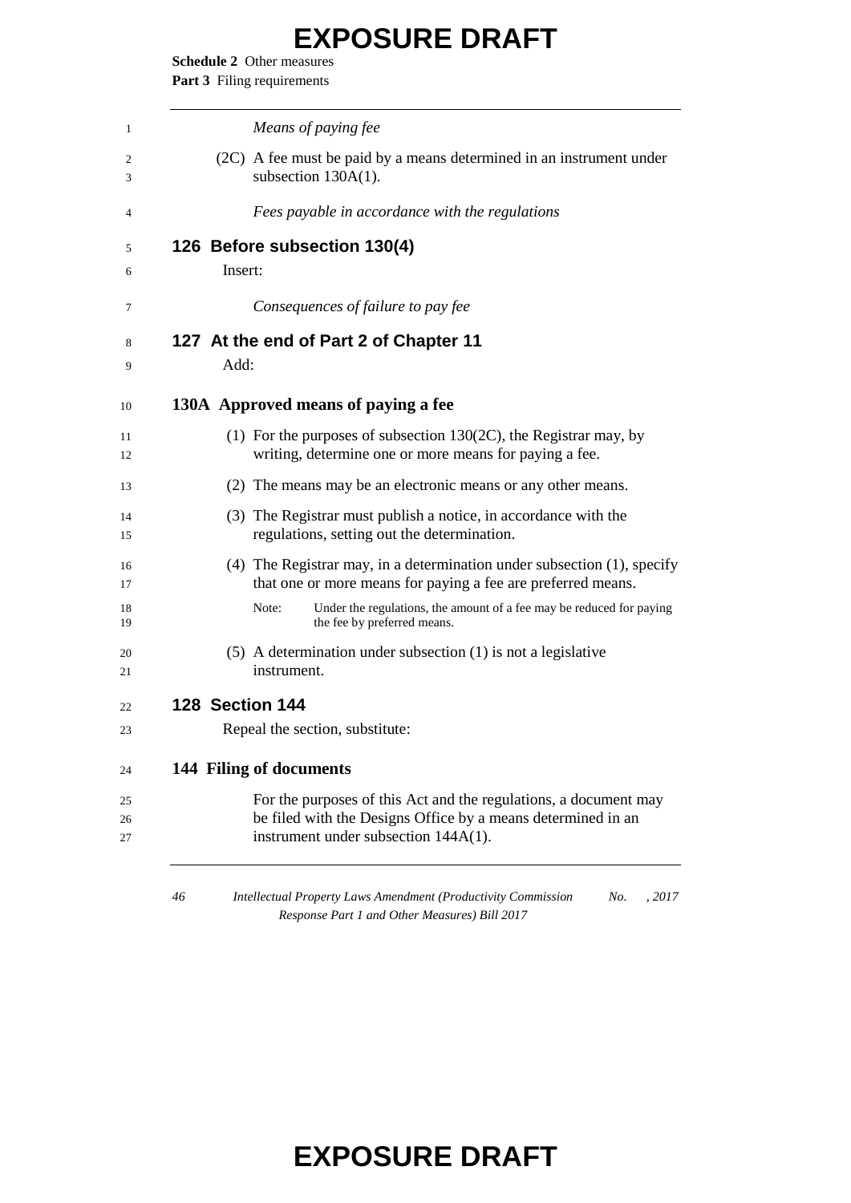*Means of paying fee*

(2C) A fee must be paid by a means determined in an instrument under subsection 130A(1).

*Fees payable in accordance with the regulations*

### 126 Before subsection 130(4)

Insert:

*Consequences of failure to pay fee*

### 127 At the end of Part 2 of Chapter 11

Add:

#### 130A Approved means of paying a fee

(1) For the purposes of subsection 130(2C), the Registrar may, by writing, determine one or more means for paying a fee.

(2) The means may be an electronic means or any other means.

(3) The Registrar must publish a notice, in accordance with the regulations, setting out the determination.

(4) The Registrar may, in a determination under subsection (1), specify that one or more means for paying a fee are preferred means.

Note: Under the regulations, the amount of a fee may be reduced for paying the fee by preferred means.

(5) A determination under subsection (1) is not a legislative instrument.

### 128 Section 144

Repeal the section, substitute:

#### 144 Filing of documents

For the purposes of this Act and the regulations, a document may be filed with the Designs Office by a means determined in an instrument under subsection 144A(1).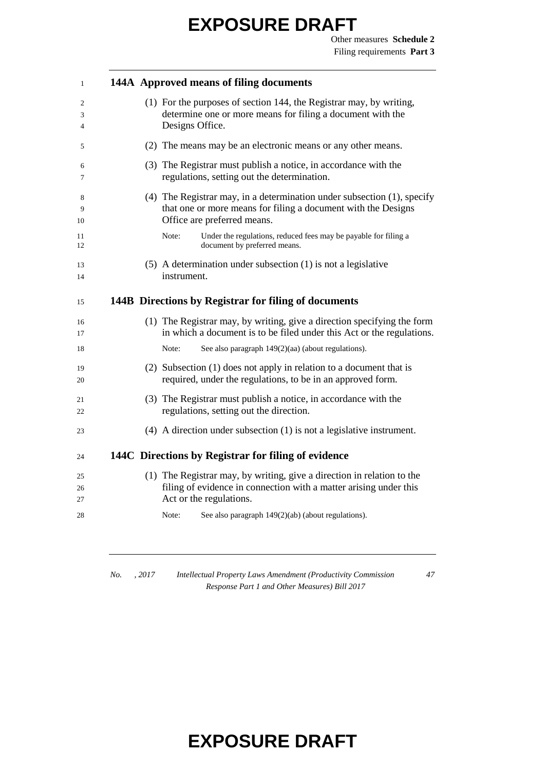### 144A Approved means of filing documents

(1) For the purposes of section 144, the Registrar may, by writing, determine one or more means for filing a document with the Designs Office.

(2) The means may be an electronic means or any other means.

(3) The Registrar must publish a notice, in accordance with the regulations, setting out the determination.

(4) The Registrar may, in a determination under subsection (1), specify that one or more means for filing a document with the Designs Office are preferred means.

Note: Under the regulations, reduced fees may be payable for filing a document by preferred means.

(5) A determination under subsection (1) is not a legislative instrument.

### 144B Directions by Registrar for filing of documents

(1) The Registrar may, by writing, give a direction specifying the form in which a document is to be filed under this Act or the regulations.

Note: See also paragraph 149(2)(aa) (about regulations).

(2) Subsection (1) does not apply in relation to a document that is required, under the regulations, to be in an approved form.

(3) The Registrar must publish a notice, in accordance with the regulations, setting out the direction.

(4) A direction under subsection (1) is not a legislative instrument.

### 144C Directions by Registrar for filing of evidence

(1) The Registrar may, by writing, give a direction in relation to the filing of evidence in connection with a matter arising under this Act or the regulations.

Note: See also paragraph 149(2)(ab) (about regulations).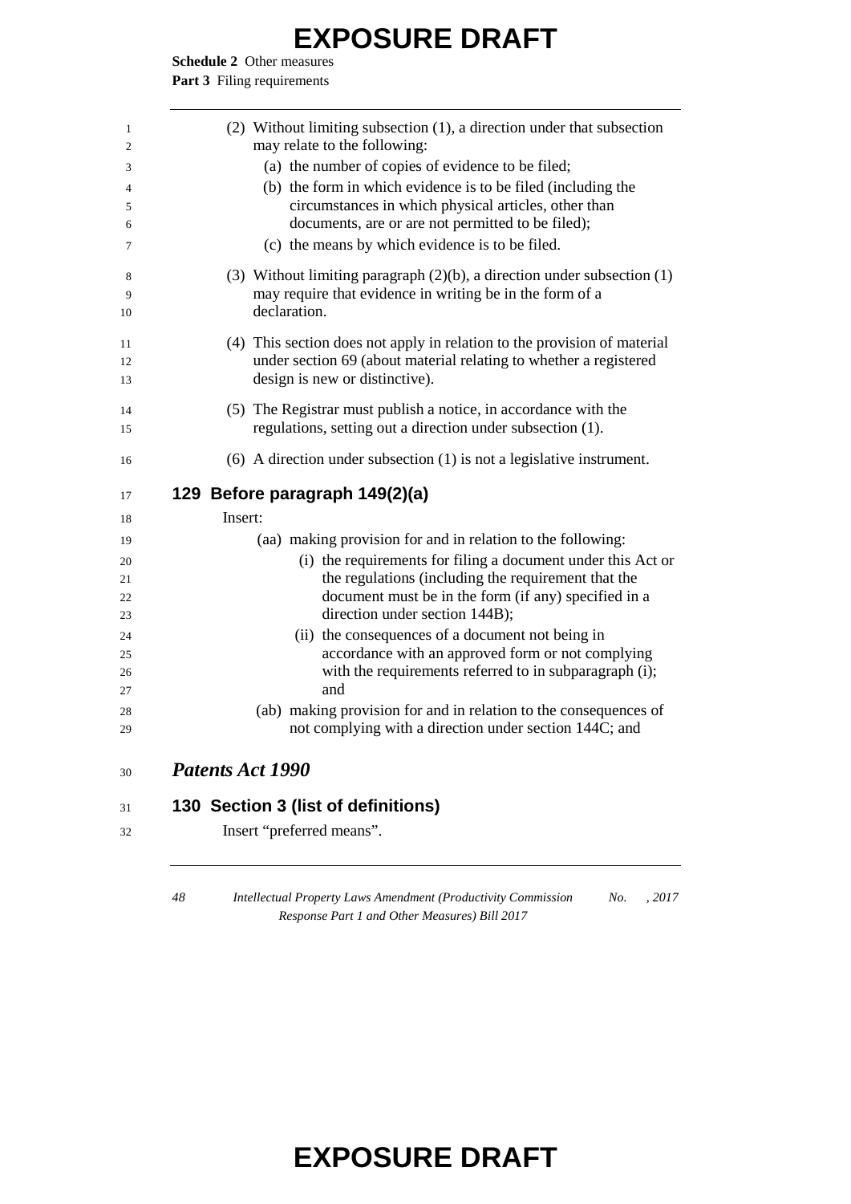(2) Without limiting subsection (1), a direction under that subsection may relate to the following:

(a) the number of copies of evidence to be filed;

(b) the form in which evidence is to be filed (including the circumstances in which physical articles, other than documents, are or are not permitted to be filed);

(c) the means by which evidence is to be filed.

(3) Without limiting paragraph (2)(b), a direction under subsection (1) may require that evidence in writing be in the form of a declaration.

(4) This section does not apply in relation to the provision of material under section 69 (about material relating to whether a registered design is new or distinctive).

(5) The Registrar must publish a notice, in accordance with the regulations, setting out a direction under subsection (1).

(6) A direction under subsection (1) is not a legislative instrument.

### 129 Before paragraph 149(2)(a)

Insert:

(aa) making provision for and in relation to the following:

(i) the requirements for filing a document under this Act or the regulations (including the requirement that the document must be in the form (if any) specified in a direction under section 144B);

(ii) the consequences of a document not being in accordance with an approved form or not complying with the requirements referred to in subparagraph (i); and

(ab) making provision for and in relation to the consequences of not complying with a direction under section 144C; and

## *Patents Act 1990*

### 130 Section 3 (list of definitions)

Insert "preferred means".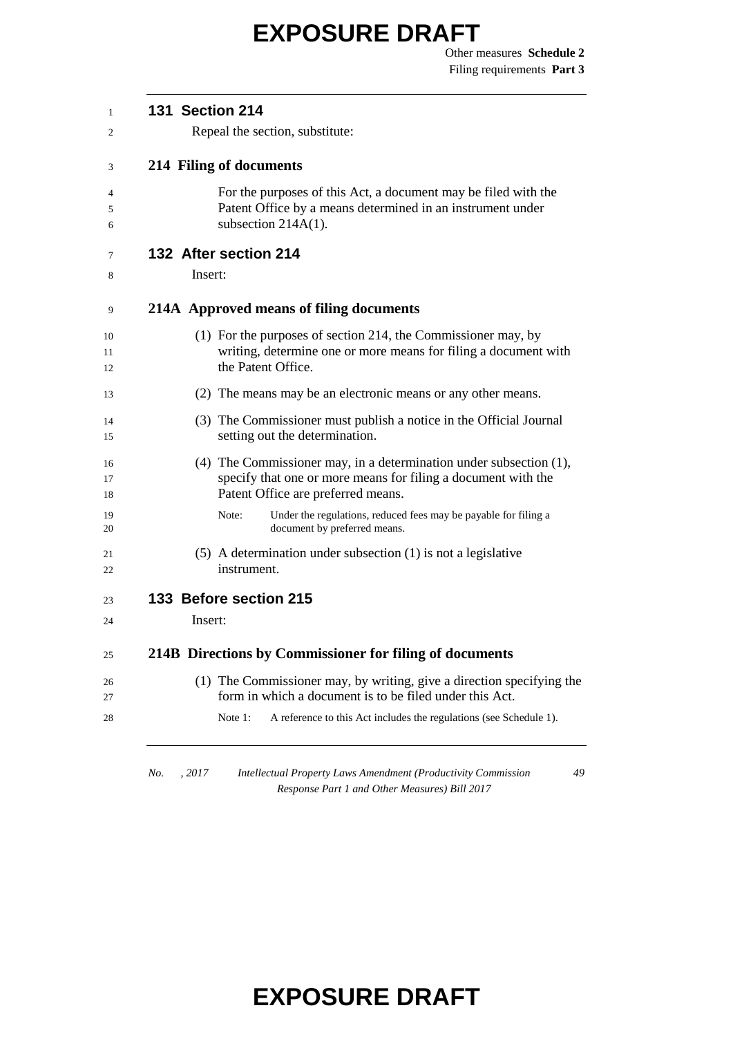## 131 Section 214

Repeal the section, substitute:

### 214 Filing of documents

For the purposes of this Act, a document may be filed with the Patent Office by a means determined in an instrument under subsection 214A(1).

## 132 After section 214

Insert:

### 214A Approved means of filing documents

(1) For the purposes of section 214, the Commissioner may, by writing, determine one or more means for filing a document with the Patent Office.

(2) The means may be an electronic means or any other means.

(3) The Commissioner must publish a notice in the Official Journal setting out the determination.

(4) The Commissioner may, in a determination under subsection (1), specify that one or more means for filing a document with the Patent Office are preferred means.

Note: Under the regulations, reduced fees may be payable for filing a document by preferred means.

(5) A determination under subsection (1) is not a legislative instrument.

## 133 Before section 215

Insert:

### 214B Directions by Commissioner for filing of documents

(1) The Commissioner may, by writing, give a direction specifying the form in which a document is to be filed under this Act.

Note 1: A reference to this Act includes the regulations (see Schedule 1).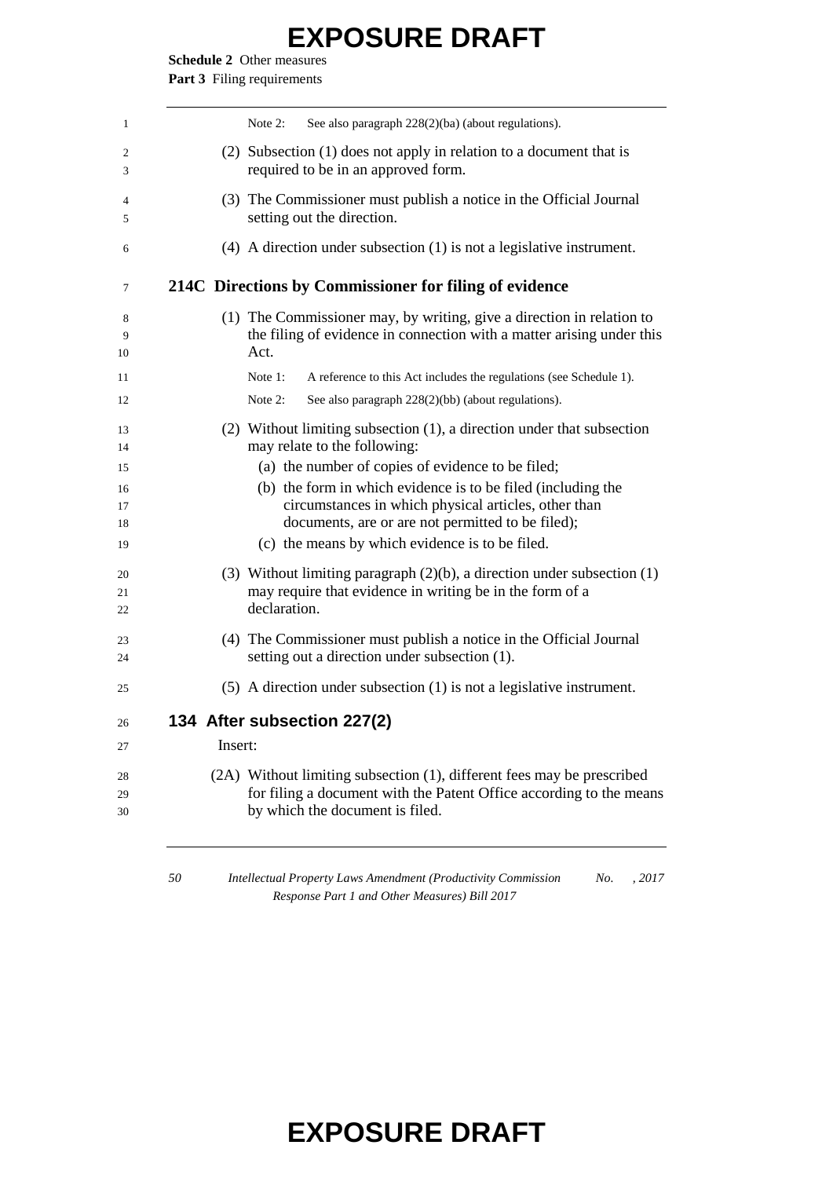Note 2: See also paragraph 228(2)(ba) (about regulations).

(2) Subsection (1) does not apply in relation to a document that is required to be in an approved form.

(3) The Commissioner must publish a notice in the Official Journal setting out the direction.

(4) A direction under subsection (1) is not a legislative instrument.

### 214C Directions by Commissioner for filing of evidence

(1) The Commissioner may, by writing, give a direction in relation to the filing of evidence in connection with a matter arising under this Act.

Note 1: A reference to this Act includes the regulations (see Schedule 1).

Note 2: See also paragraph 228(2)(bb) (about regulations).

(2) Without limiting subsection (1), a direction under that subsection may relate to the following:

(a) the number of copies of evidence to be filed;

(b) the form in which evidence is to be filed (including the circumstances in which physical articles, other than documents, are or are not permitted to be filed);

(c) the means by which evidence is to be filed.

(3) Without limiting paragraph (2)(b), a direction under subsection (1) may require that evidence in writing be in the form of a declaration.

(4) The Commissioner must publish a notice in the Official Journal setting out a direction under subsection (1).

(5) A direction under subsection (1) is not a legislative instrument.

## 134 After subsection 227(2)

Insert:

(2A) Without limiting subsection (1), different fees may be prescribed for filing a document with the Patent Office according to the means by which the document is filed.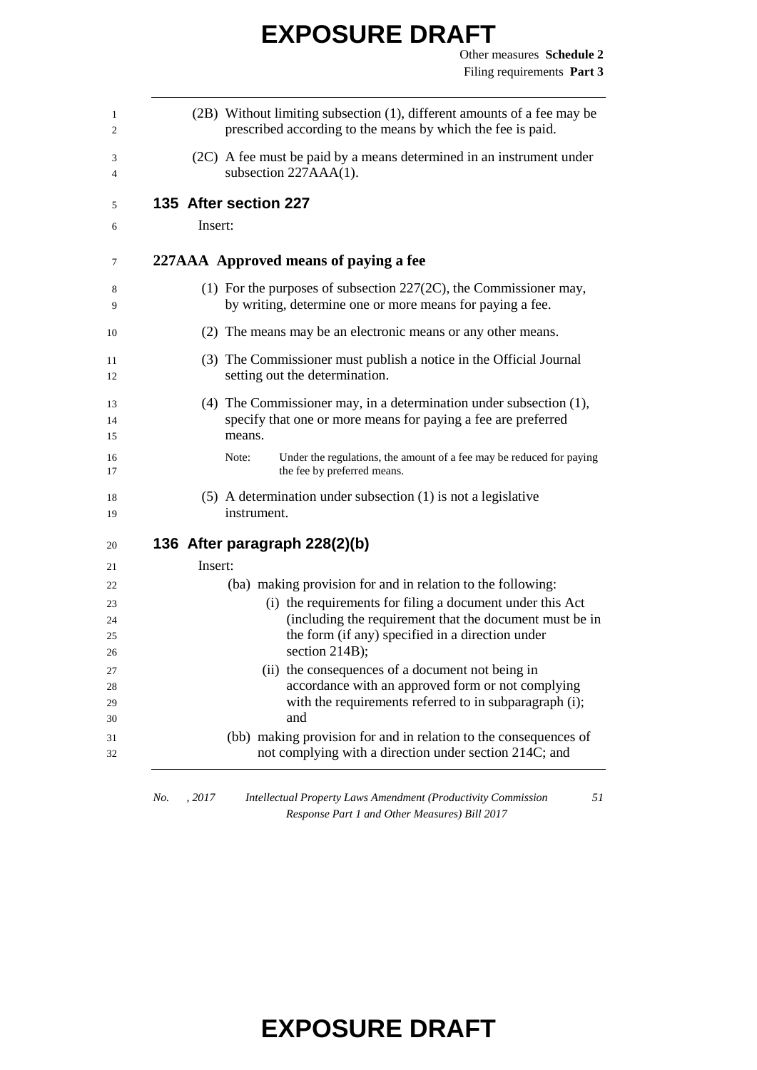(2B) Without limiting subsection (1), different amounts of a fee may be prescribed according to the means by which the fee is paid.

(2C) A fee must be paid by a means determined in an instrument under subsection 227AAA(1).

## 135 After section 227

Insert:

### 227AAA Approved means of paying a fee

(1) For the purposes of subsection 227(2C), the Commissioner may, by writing, determine one or more means for paying a fee.

(2) The means may be an electronic means or any other means.

(3) The Commissioner must publish a notice in the Official Journal setting out the determination.

(4) The Commissioner may, in a determination under subsection (1), specify that one or more means for paying a fee are preferred means.

Note: Under the regulations, the amount of a fee may be reduced for paying the fee by preferred means.

(5) A determination under subsection (1) is not a legislative instrument.

## 136 After paragraph 228(2)(b)

Insert:

(ba) making provision for and in relation to the following:

(i) the requirements for filing a document under this Act (including the requirement that the document must be in the form (if any) specified in a direction under section 214B);

(ii) the consequences of a document not being in accordance with an approved form or not complying with the requirements referred to in subparagraph (i); and

(bb) making provision for and in relation to the consequences of not complying with a direction under section 214C; and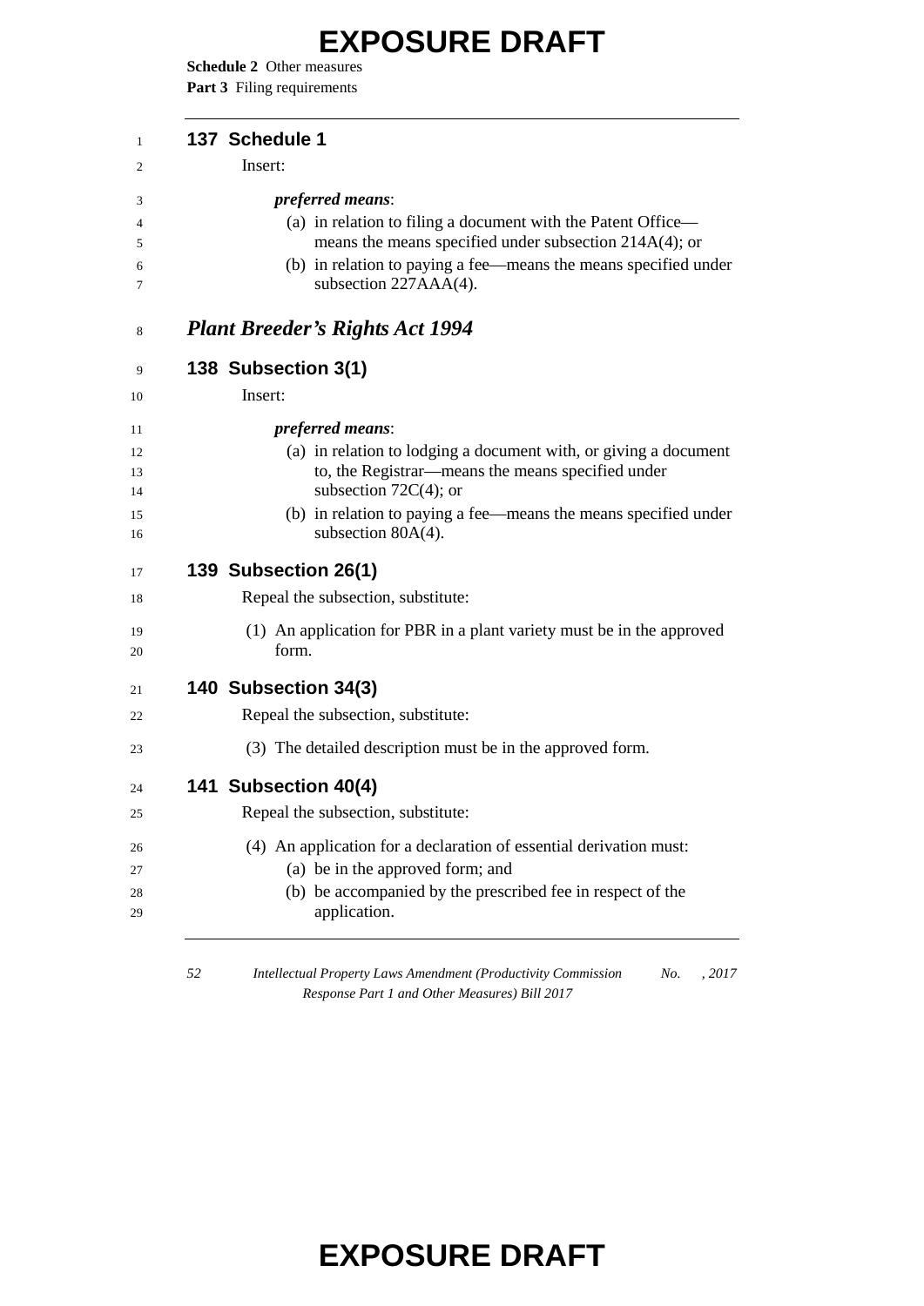### 137 Schedule 1

Insert:

***preferred means***:

(a) in relation to filing a document with the Patent Office—means the means specified under subsection 214A(4); or

(b) in relation to paying a fee—means the means specified under subsection 227AAA(4).

## *Plant Breeder's Rights Act 1994*

### 138 Subsection 3(1)

Insert:

***preferred means***:

(a) in relation to lodging a document with, or giving a document to, the Registrar—means the means specified under subsection 72C(4); or

(b) in relation to paying a fee—means the means specified under subsection 80A(4).

### 139 Subsection 26(1)

Repeal the subsection, substitute:

(1) An application for PBR in a plant variety must be in the approved form.

### 140 Subsection 34(3)

Repeal the subsection, substitute:

(3) The detailed description must be in the approved form.

### 141 Subsection 40(4)

Repeal the subsection, substitute:

(4) An application for a declaration of essential derivation must:

(a) be in the approved form; and

(b) be accompanied by the prescribed fee in respect of the application.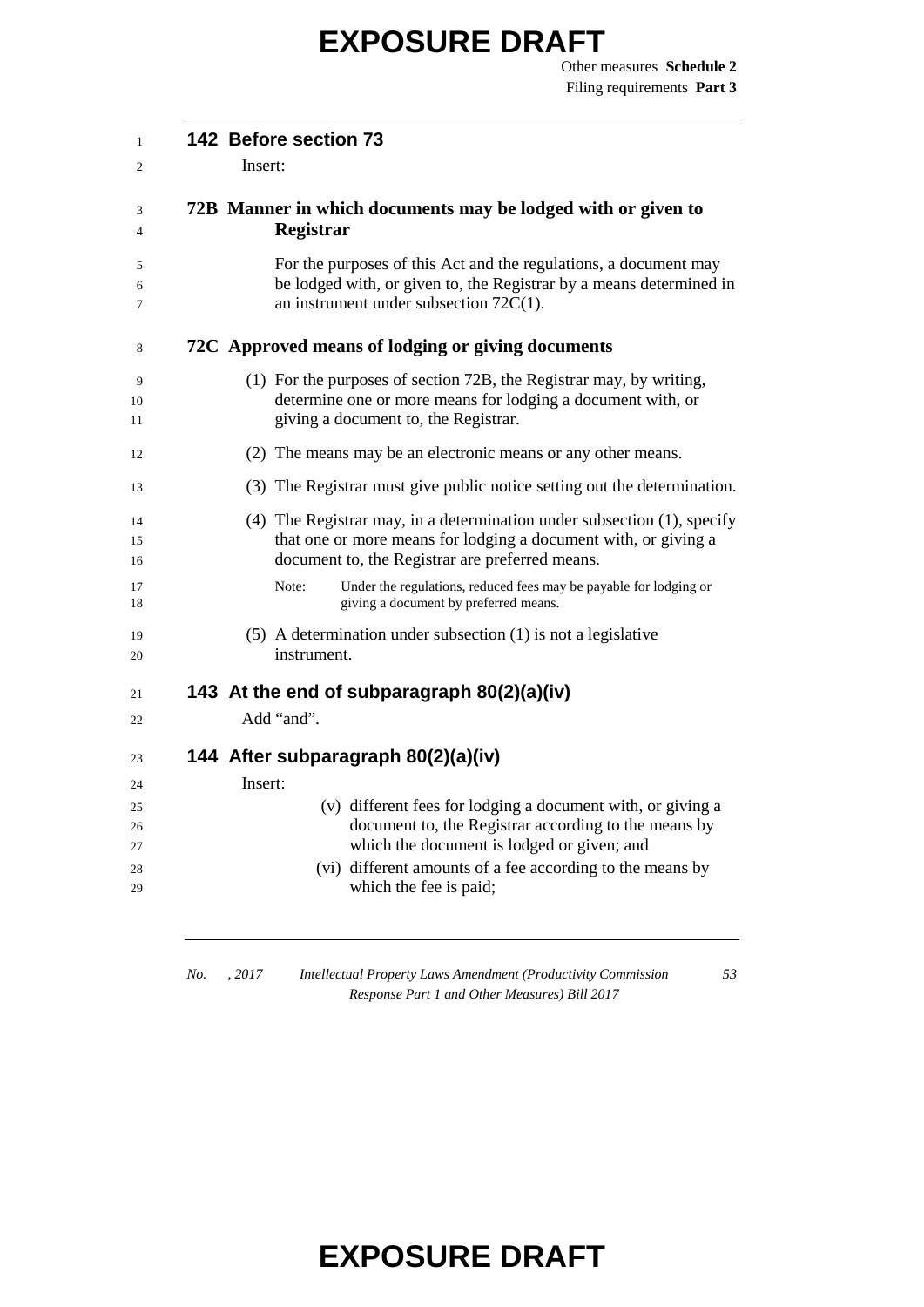## 142 Before section 73

Insert:

### 72B Manner in which documents may be lodged with or given to Registrar

For the purposes of this Act and the regulations, a document may be lodged with, or given to, the Registrar by a means determined in an instrument under subsection 72C(1).

### 72C Approved means of lodging or giving documents

(1) For the purposes of section 72B, the Registrar may, by writing, determine one or more means for lodging a document with, or giving a document to, the Registrar.

(2) The means may be an electronic means or any other means.

(3) The Registrar must give public notice setting out the determination.

(4) The Registrar may, in a determination under subsection (1), specify that one or more means for lodging a document with, or giving a document to, the Registrar are preferred means.

Note: Under the regulations, reduced fees may be payable for lodging or giving a document by preferred means.

(5) A determination under subsection (1) is not a legislative instrument.

## 143 At the end of subparagraph 80(2)(a)(iv)

Add "and".

## 144 After subparagraph 80(2)(a)(iv)

Insert:

(v) different fees for lodging a document with, or giving a document to, the Registrar according to the means by which the document is lodged or given; and

(vi) different amounts of a fee according to the means by which the fee is paid;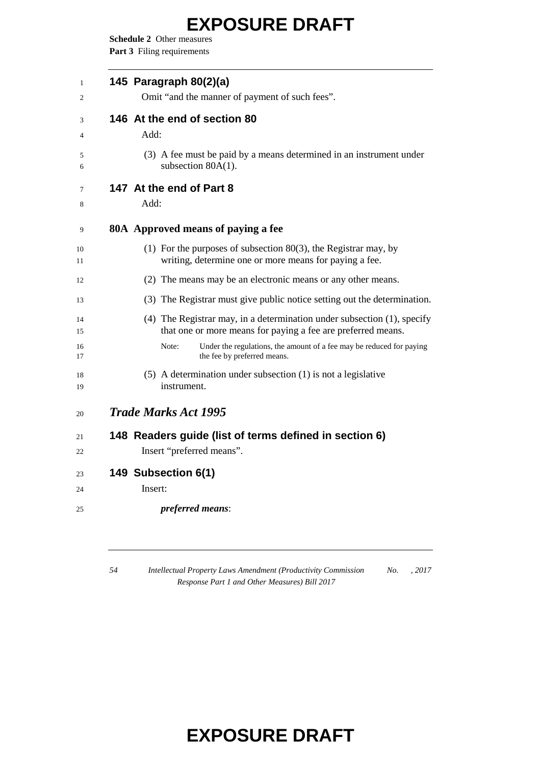### 145 Paragraph 80(2)(a)

Omit "and the manner of payment of such fees".

### 146 At the end of section 80

Add:

(3) A fee must be paid by a means determined in an instrument under subsection 80A(1).

### 147 At the end of Part 8

Add:

**80A Approved means of paying a fee**

(1) For the purposes of subsection 80(3), the Registrar may, by writing, determine one or more means for paying a fee.

(2) The means may be an electronic means or any other means.

(3) The Registrar must give public notice setting out the determination.

(4) The Registrar may, in a determination under subsection (1), specify that one or more means for paying a fee are preferred means.

Note: Under the regulations, the amount of a fee may be reduced for paying the fee by preferred means.

(5) A determination under subsection (1) is not a legislative instrument.

## *Trade Marks Act 1995*

### 148 Readers guide (list of terms defined in section 6)

Insert "preferred means".

### 149 Subsection 6(1)

Insert:

***preferred means***: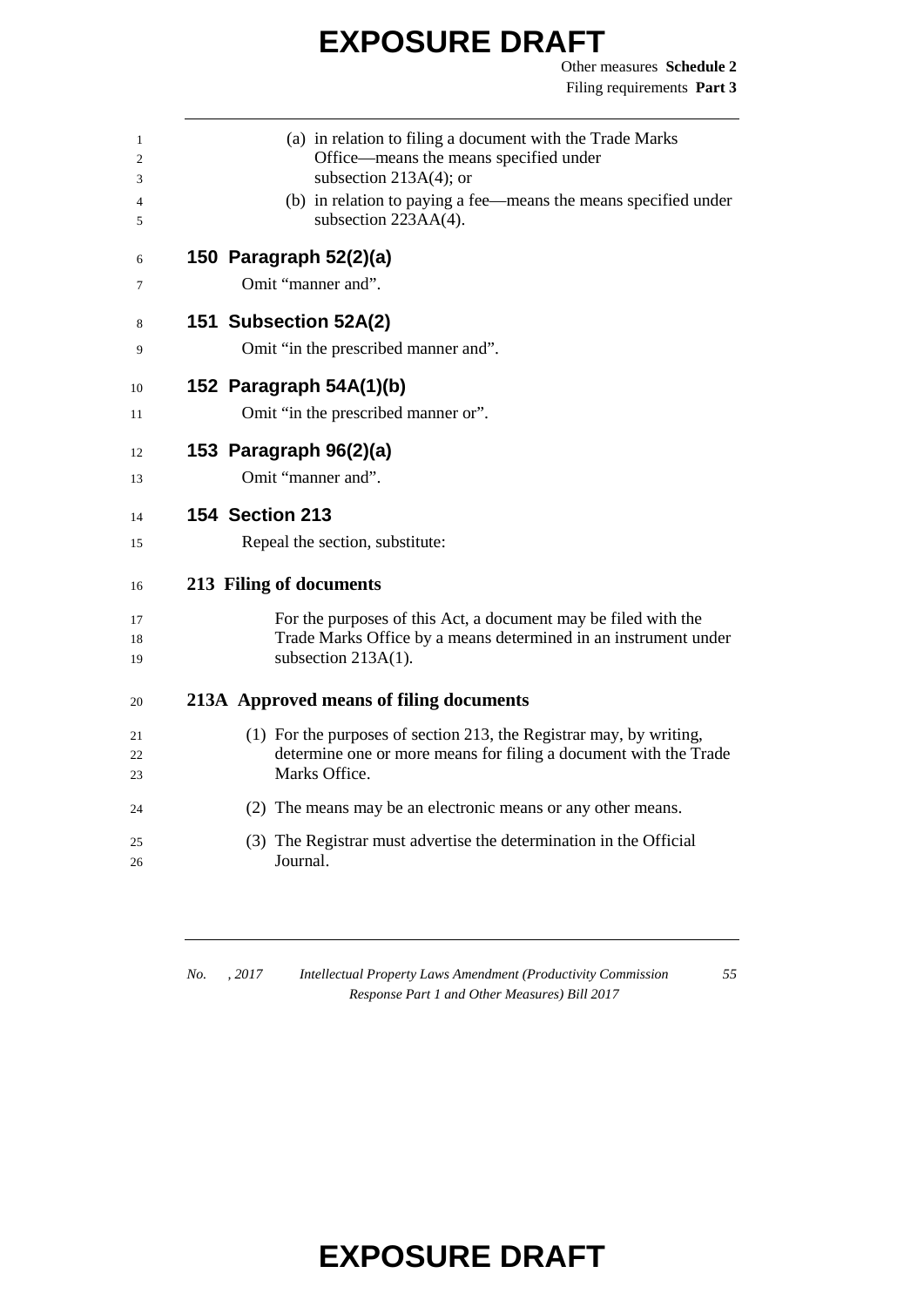(a) in relation to filing a document with the Trade Marks Office—means the means specified under subsection 213A(4); or

(b) in relation to paying a fee—means the means specified under subsection 223AA(4).

## 150 Paragraph 52(2)(a)

Omit "manner and".

## 151 Subsection 52A(2)

Omit "in the prescribed manner and".

## 152 Paragraph 54A(1)(b)

Omit "in the prescribed manner or".

## 153 Paragraph 96(2)(a)

Omit "manner and".

## 154 Section 213

Repeal the section, substitute:

### 213 Filing of documents

For the purposes of this Act, a document may be filed with the Trade Marks Office by a means determined in an instrument under subsection 213A(1).

### 213A Approved means of filing documents

(1) For the purposes of section 213, the Registrar may, by writing, determine one or more means for filing a document with the Trade Marks Office.

(2) The means may be an electronic means or any other means.

(3) The Registrar must advertise the determination in the Official Journal.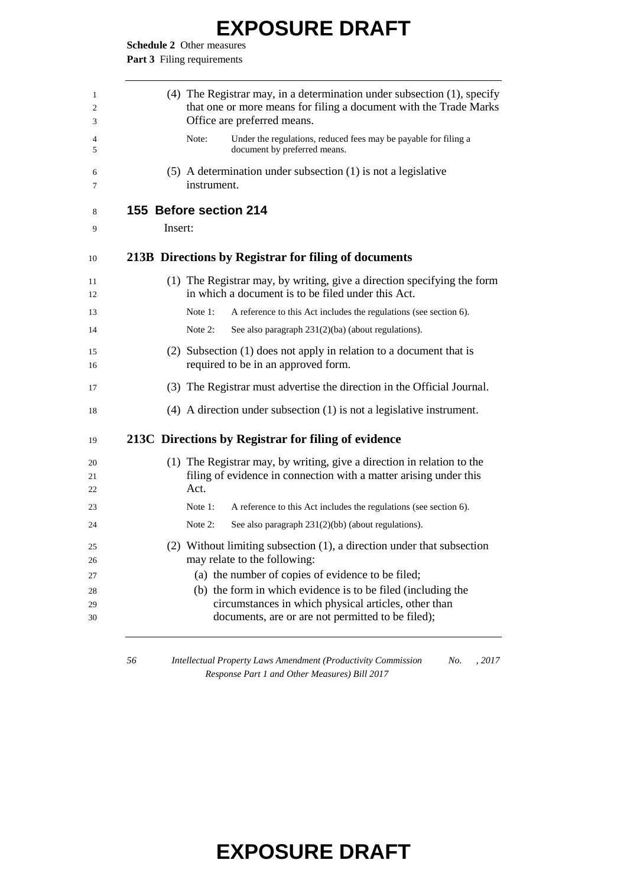(4) The Registrar may, in a determination under subsection (1), specify that one or more means for filing a document with the Trade Marks Office are preferred means.

Note: Under the regulations, reduced fees may be payable for filing a document by preferred means.

(5) A determination under subsection (1) is not a legislative instrument.

## 155 Before section 214

Insert:

### 213B Directions by Registrar for filing of documents

(1) The Registrar may, by writing, give a direction specifying the form in which a document is to be filed under this Act.

Note 1: A reference to this Act includes the regulations (see section 6).

Note 2: See also paragraph 231(2)(ba) (about regulations).

(2) Subsection (1) does not apply in relation to a document that is required to be in an approved form.

(3) The Registrar must advertise the direction in the Official Journal.

(4) A direction under subsection (1) is not a legislative instrument.

### 213C Directions by Registrar for filing of evidence

(1) The Registrar may, by writing, give a direction in relation to the filing of evidence in connection with a matter arising under this Act.

Note 1: A reference to this Act includes the regulations (see section 6).

Note 2: See also paragraph 231(2)(bb) (about regulations).

(2) Without limiting subsection (1), a direction under that subsection may relate to the following:

(a) the number of copies of evidence to be filed;

(b) the form in which evidence is to be filed (including the circumstances in which physical articles, other than documents, are or are not permitted to be filed);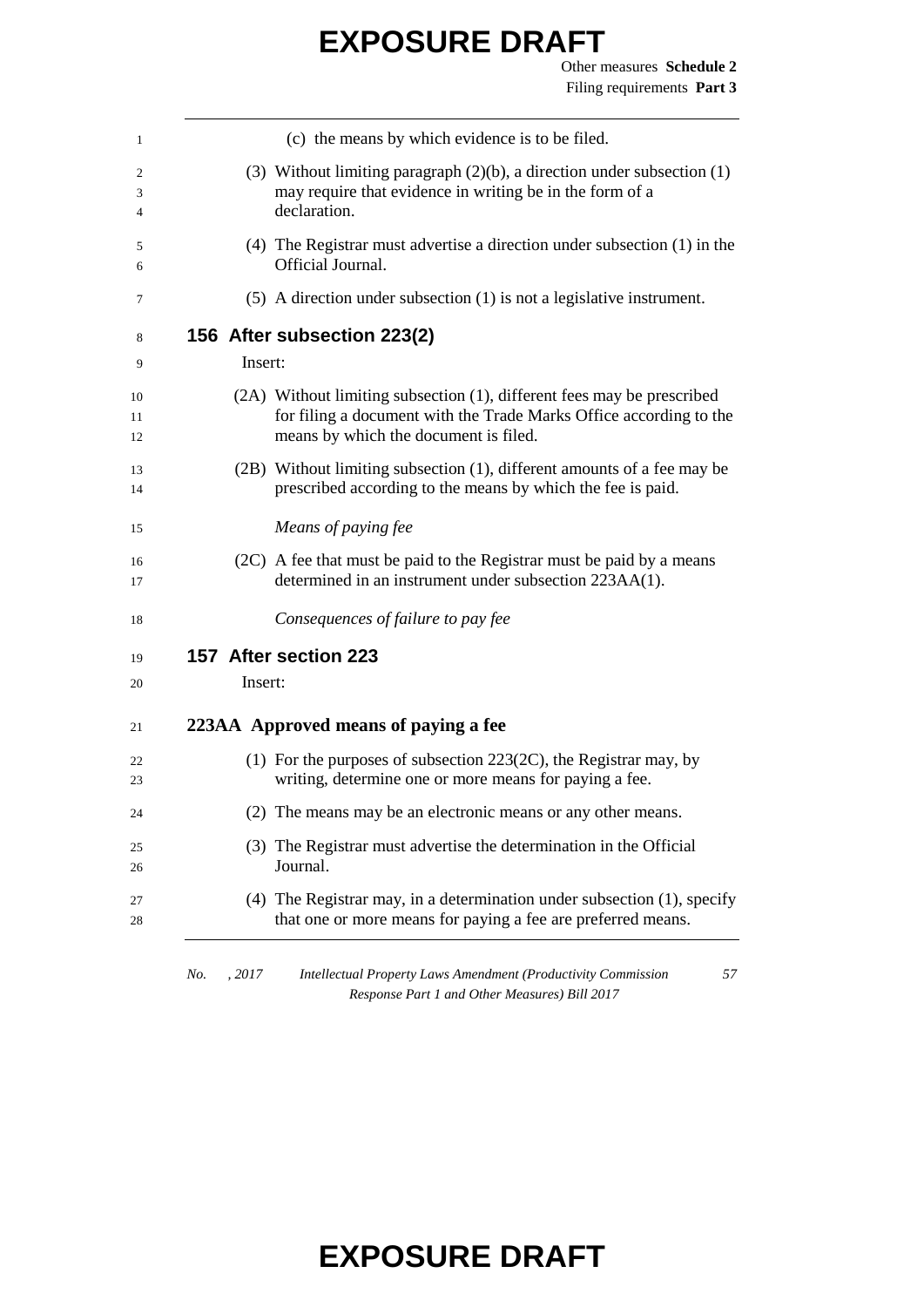(c) the means by which evidence is to be filed.

(3) Without limiting paragraph (2)(b), a direction under subsection (1) may require that evidence in writing be in the form of a declaration.

(4) The Registrar must advertise a direction under subsection (1) in the Official Journal.

(5) A direction under subsection (1) is not a legislative instrument.

## 156 After subsection 223(2)

Insert:

(2A) Without limiting subsection (1), different fees may be prescribed for filing a document with the Trade Marks Office according to the means by which the document is filed.

(2B) Without limiting subsection (1), different amounts of a fee may be prescribed according to the means by which the fee is paid.

*Means of paying fee*

(2C) A fee that must be paid to the Registrar must be paid by a means determined in an instrument under subsection 223AA(1).

*Consequences of failure to pay fee*

## 157 After section 223

Insert:

### 223AA Approved means of paying a fee

(1) For the purposes of subsection 223(2C), the Registrar may, by writing, determine one or more means for paying a fee.

(2) The means may be an electronic means or any other means.

(3) The Registrar must advertise the determination in the Official Journal.

(4) The Registrar may, in a determination under subsection (1), specify that one or more means for paying a fee are preferred means.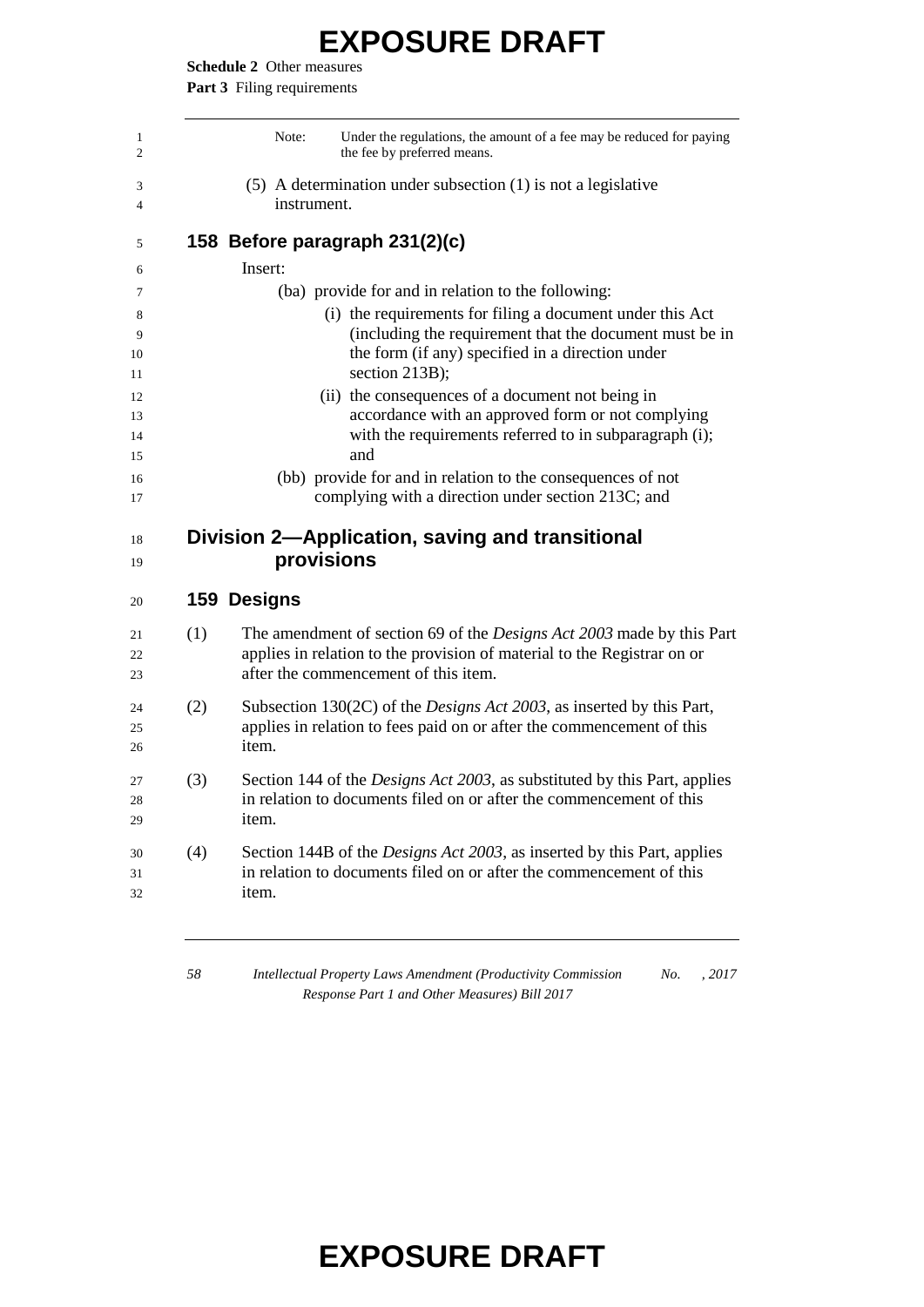Note: Under the regulations, the amount of a fee may be reduced for paying the fee by preferred means.

(5) A determination under subsection (1) is not a legislative instrument.

### 158 Before paragraph 231(2)(c)

Insert:

(ba) provide for and in relation to the following:

(i) the requirements for filing a document under this Act (including the requirement that the document must be in the form (if any) specified in a direction under section 213B);

(ii) the consequences of a document not being in accordance with an approved form or not complying with the requirements referred to in subparagraph (i); and

(bb) provide for and in relation to the consequences of not complying with a direction under section 213C; and

## Division 2—Application, saving and transitional provisions

### 159 Designs

(1) The amendment of section 69 of the *Designs Act 2003* made by this Part applies in relation to the provision of material to the Registrar on or after the commencement of this item.

(2) Subsection 130(2C) of the *Designs Act 2003*, as inserted by this Part, applies in relation to fees paid on or after the commencement of this item.

(3) Section 144 of the *Designs Act 2003*, as substituted by this Part, applies in relation to documents filed on or after the commencement of this item.

(4) Section 144B of the *Designs Act 2003*, as inserted by this Part, applies in relation to documents filed on or after the commencement of this item.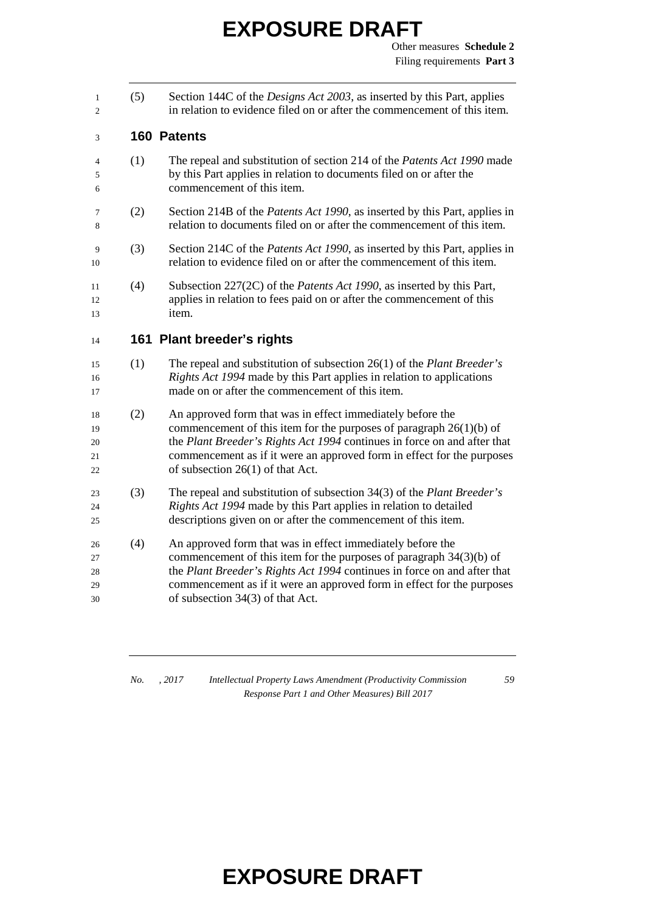(5) Section 144C of the *Designs Act 2003*, as inserted by this Part, applies in relation to evidence filed on or after the commencement of this item.

## 160 Patents

(1) The repeal and substitution of section 214 of the *Patents Act 1990* made by this Part applies in relation to documents filed on or after the commencement of this item.

(2) Section 214B of the *Patents Act 1990*, as inserted by this Part, applies in relation to documents filed on or after the commencement of this item.

(3) Section 214C of the *Patents Act 1990*, as inserted by this Part, applies in relation to evidence filed on or after the commencement of this item.

(4) Subsection 227(2C) of the *Patents Act 1990*, as inserted by this Part, applies in relation to fees paid on or after the commencement of this item.

## 161 Plant breeder's rights

(1) The repeal and substitution of subsection 26(1) of the *Plant Breeder's Rights Act 1994* made by this Part applies in relation to applications made on or after the commencement of this item.

(2) An approved form that was in effect immediately before the commencement of this item for the purposes of paragraph 26(1)(b) of the *Plant Breeder's Rights Act 1994* continues in force on and after that commencement as if it were an approved form in effect for the purposes of subsection 26(1) of that Act.

(3) The repeal and substitution of subsection 34(3) of the *Plant Breeder's Rights Act 1994* made by this Part applies in relation to detailed descriptions given on or after the commencement of this item.

(4) An approved form that was in effect immediately before the commencement of this item for the purposes of paragraph 34(3)(b) of the *Plant Breeder's Rights Act 1994* continues in force on and after that commencement as if it were an approved form in effect for the purposes of subsection 34(3) of that Act.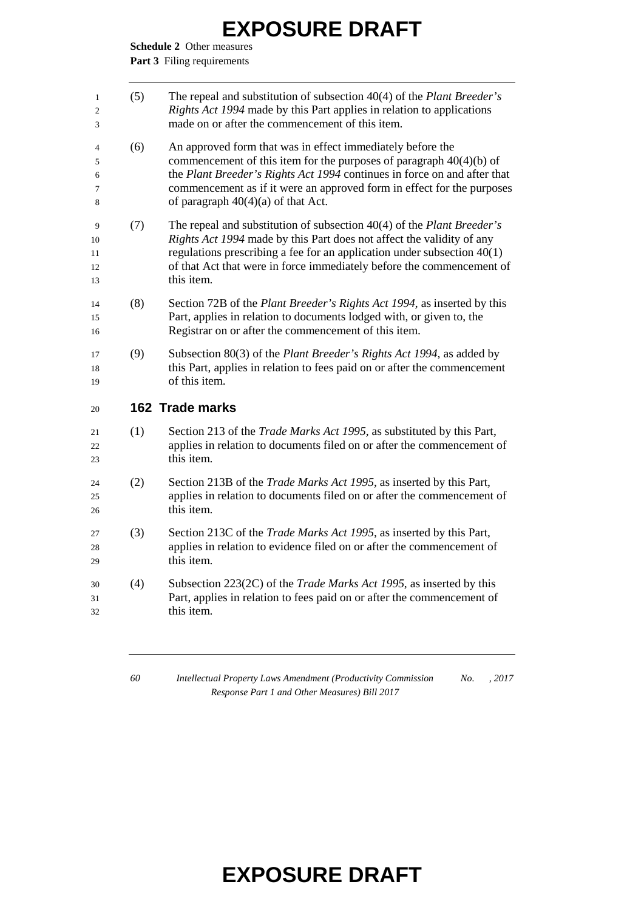(5) The repeal and substitution of subsection 40(4) of the *Plant Breeder's Rights Act 1994* made by this Part applies in relation to applications made on or after the commencement of this item.

(6) An approved form that was in effect immediately before the commencement of this item for the purposes of paragraph 40(4)(b) of the *Plant Breeder's Rights Act 1994* continues in force on and after that commencement as if it were an approved form in effect for the purposes of paragraph 40(4)(a) of that Act.

(7) The repeal and substitution of subsection 40(4) of the *Plant Breeder's Rights Act 1994* made by this Part does not affect the validity of any regulations prescribing a fee for an application under subsection 40(1) of that Act that were in force immediately before the commencement of this item.

(8) Section 72B of the *Plant Breeder's Rights Act 1994*, as inserted by this Part, applies in relation to documents lodged with, or given to, the Registrar on or after the commencement of this item.

(9) Subsection 80(3) of the *Plant Breeder's Rights Act 1994*, as added by this Part, applies in relation to fees paid on or after the commencement of this item.

## 162 Trade marks

(1) Section 213 of the *Trade Marks Act 1995*, as substituted by this Part, applies in relation to documents filed on or after the commencement of this item.

(2) Section 213B of the *Trade Marks Act 1995*, as inserted by this Part, applies in relation to documents filed on or after the commencement of this item.

(3) Section 213C of the *Trade Marks Act 1995*, as inserted by this Part, applies in relation to evidence filed on or after the commencement of this item.

(4) Subsection 223(2C) of the *Trade Marks Act 1995*, as inserted by this Part, applies in relation to fees paid on or after the commencement of this item.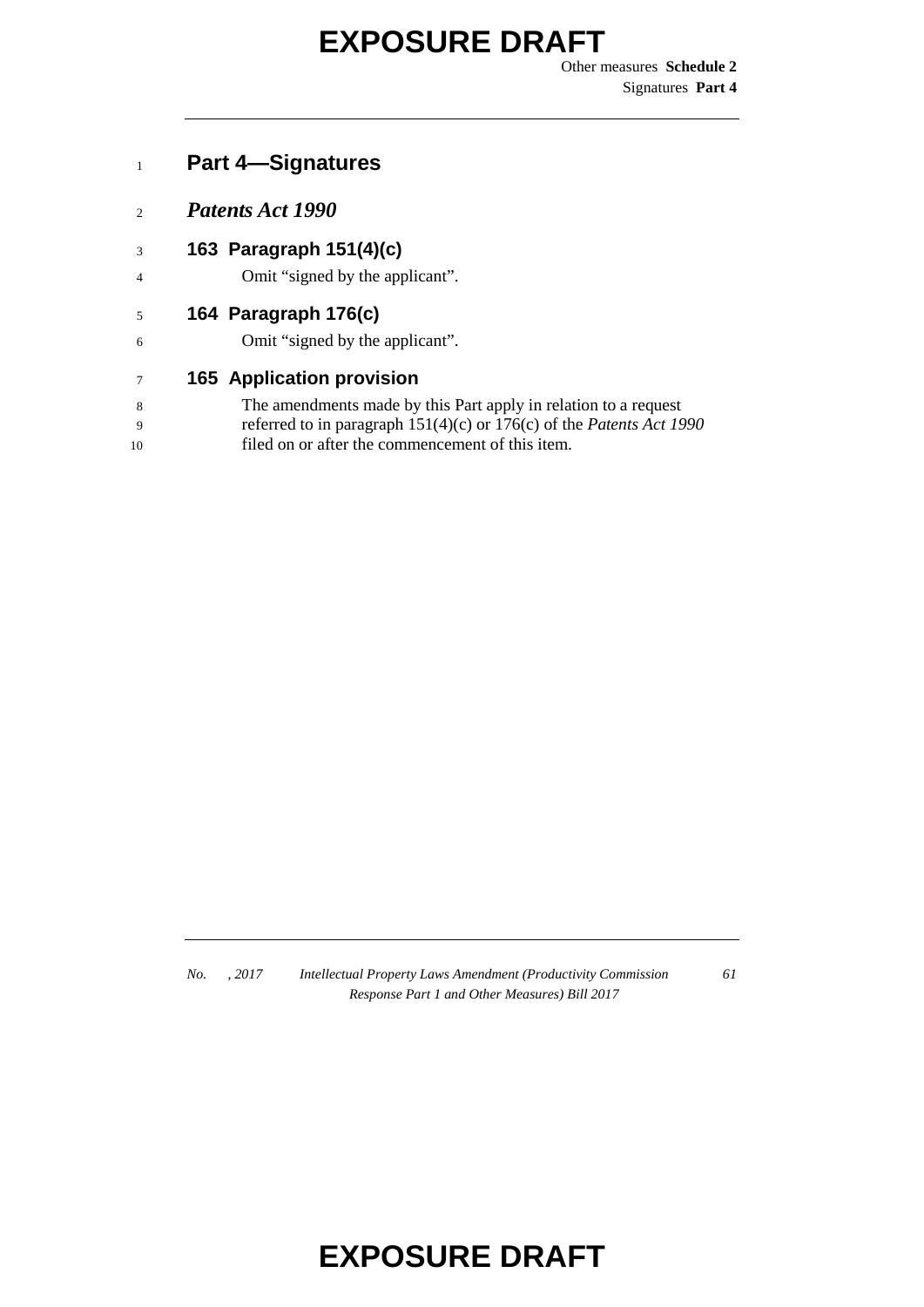## Part 4—Signatures

### *Patents Act 1990*

#### 163 Paragraph 151(4)(c)

Omit "signed by the applicant".

#### 164 Paragraph 176(c)

Omit "signed by the applicant".

#### 165 Application provision

The amendments made by this Part apply in relation to a request referred to in paragraph 151(4)(c) or 176(c) of the *Patents Act 1990* filed on or after the commencement of this item.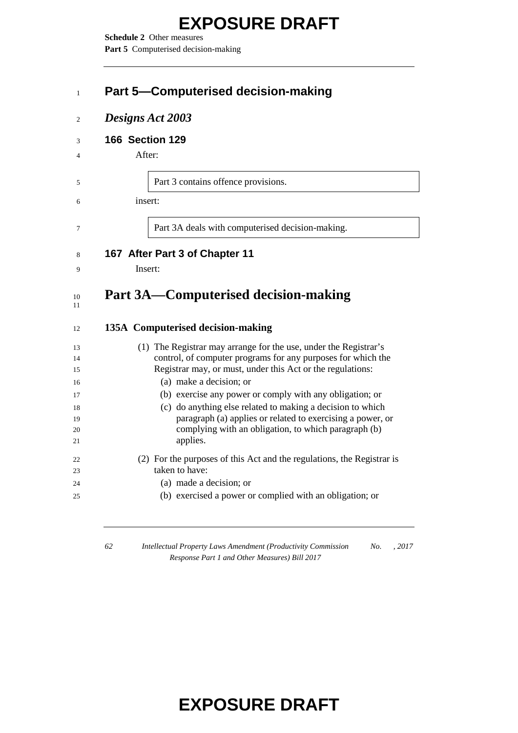## Part 5—Computerised decision-making

### *Designs Act 2003*

#### 166 Section 129

After:

> Part 3 contains offence provisions.

insert:

> Part 3A deals with computerised decision-making.

#### 167 After Part 3 of Chapter 11

Insert:

## Part 3A—Computerised decision-making

#### 135A Computerised decision-making

(1) The Registrar may arrange for the use, under the Registrar's control, of computer programs for any purposes for which the Registrar may, or must, under this Act or the regulations:

- (a) make a decision; or
- (b) exercise any power or comply with any obligation; or
- (c) do anything else related to making a decision to which paragraph (a) applies or related to exercising a power, or complying with an obligation, to which paragraph (b) applies.

(2) For the purposes of this Act and the regulations, the Registrar is taken to have:

- (a) made a decision; or
- (b) exercised a power or complied with an obligation; or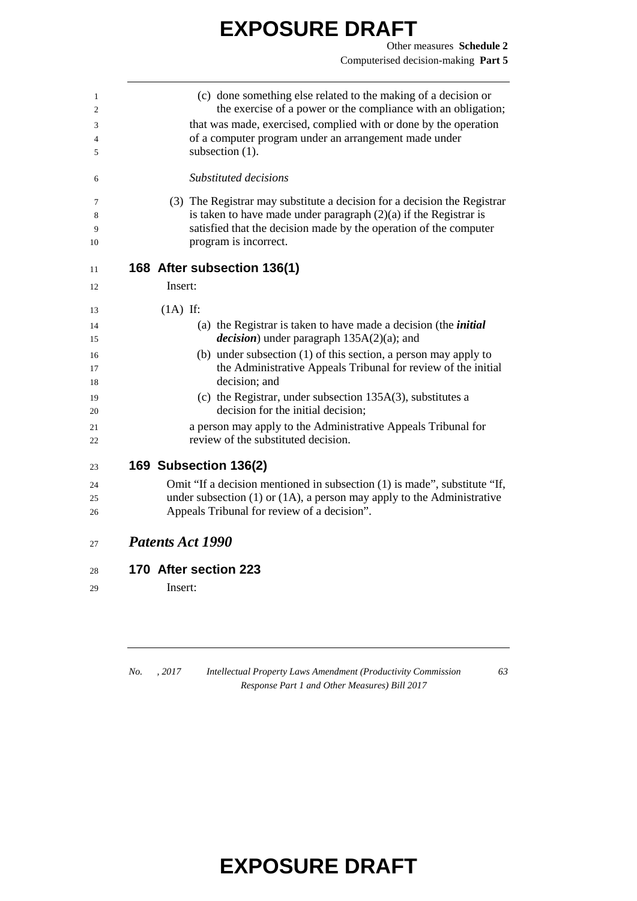(c) done something else related to the making of a decision or the exercise of a power or the compliance with an obligation;

that was made, exercised, complied with or done by the operation of a computer program under an arrangement made under subsection (1).

*Substituted decisions*

(3) The Registrar may substitute a decision for a decision the Registrar is taken to have made under paragraph (2)(a) if the Registrar is satisfied that the decision made by the operation of the computer program is incorrect.

## 168 After subsection 136(1)

Insert:

(1A) If:

(a) the Registrar is taken to have made a decision (the ***initial decision***) under paragraph 135A(2)(a); and

(b) under subsection (1) of this section, a person may apply to the Administrative Appeals Tribunal for review of the initial decision; and

(c) the Registrar, under subsection 135A(3), substitutes a decision for the initial decision;

a person may apply to the Administrative Appeals Tribunal for review of the substituted decision.

## 169 Subsection 136(2)

Omit "If a decision mentioned in subsection (1) is made", substitute "If, under subsection (1) or (1A), a person may apply to the Administrative Appeals Tribunal for review of a decision".

# *Patents Act 1990*

## 170 After section 223

Insert: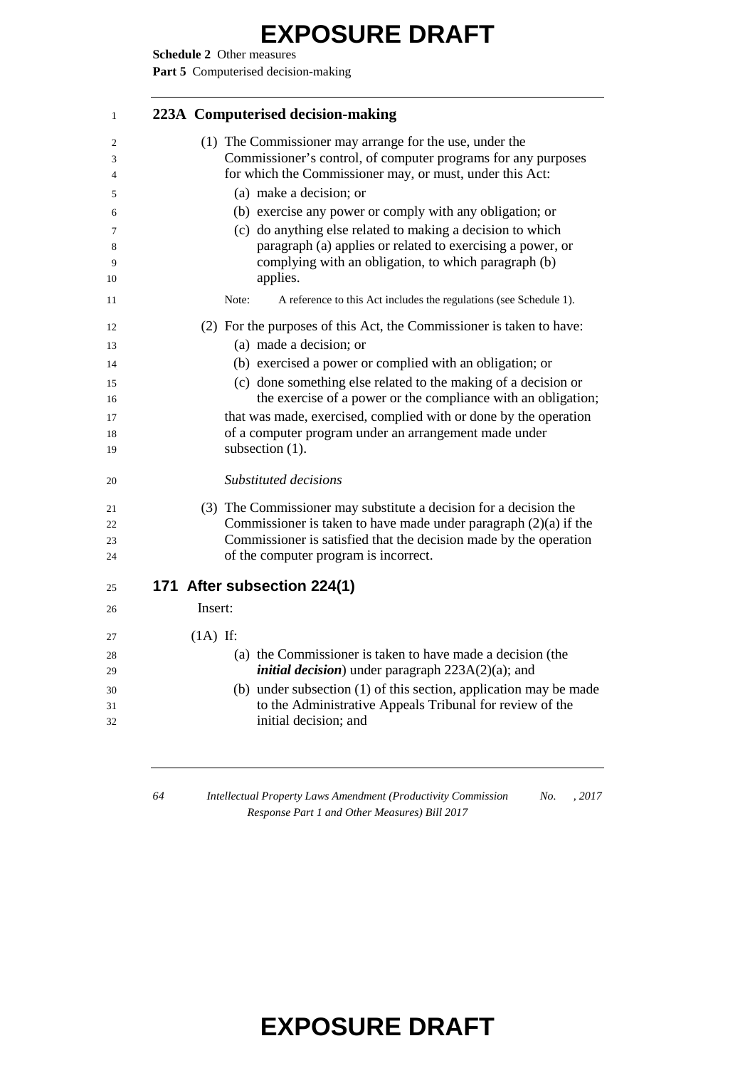## 223A Computerised decision-making

(1) The Commissioner may arrange for the use, under the Commissioner's control, of computer programs for any purposes for which the Commissioner may, or must, under this Act:

(a) make a decision; or

(b) exercise any power or comply with any obligation; or

(c) do anything else related to making a decision to which paragraph (a) applies or related to exercising a power, or complying with an obligation, to which paragraph (b) applies.

Note: A reference to this Act includes the regulations (see Schedule 1).

(2) For the purposes of this Act, the Commissioner is taken to have:

(a) made a decision; or

(b) exercised a power or complied with an obligation; or

(c) done something else related to the making of a decision or the exercise of a power or the compliance with an obligation;

that was made, exercised, complied with or done by the operation of a computer program under an arrangement made under subsection (1).

*Substituted decisions*

(3) The Commissioner may substitute a decision for a decision the Commissioner is taken to have made under paragraph (2)(a) if the Commissioner is satisfied that the decision made by the operation of the computer program is incorrect.

## 171 After subsection 224(1)

Insert:

(1A) If:

(a) the Commissioner is taken to have made a decision (the ***initial decision***) under paragraph 223A(2)(a); and

(b) under subsection (1) of this section, application may be made to the Administrative Appeals Tribunal for review of the initial decision; and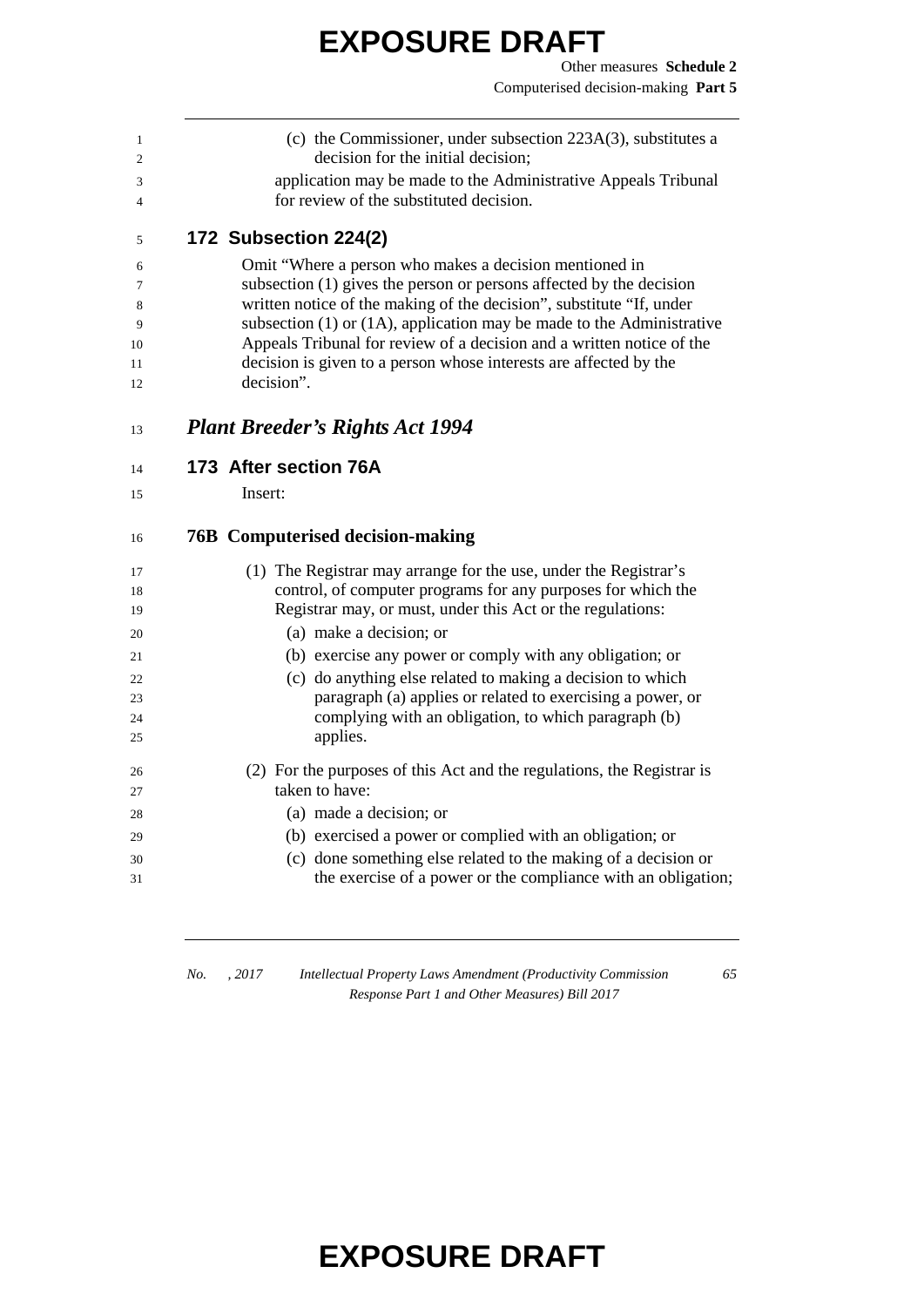(c) the Commissioner, under subsection 223A(3), substitutes a decision for the initial decision;

application may be made to the Administrative Appeals Tribunal for review of the substituted decision.

## 172 Subsection 224(2)

Omit "Where a person who makes a decision mentioned in subsection (1) gives the person or persons affected by the decision written notice of the making of the decision", substitute "If, under subsection (1) or (1A), application may be made to the Administrative Appeals Tribunal for review of a decision and a written notice of the decision is given to a person whose interests are affected by the decision".

# *Plant Breeder's Rights Act 1994*

## 173 After section 76A

Insert:

### 76B Computerised decision-making

(1) The Registrar may arrange for the use, under the Registrar's control, of computer programs for any purposes for which the Registrar may, or must, under this Act or the regulations:

(a) make a decision; or

(b) exercise any power or comply with any obligation; or

(c) do anything else related to making a decision to which paragraph (a) applies or related to exercising a power, or complying with an obligation, to which paragraph (b) applies.

(2) For the purposes of this Act and the regulations, the Registrar is taken to have:

(a) made a decision; or

(b) exercised a power or complied with an obligation; or

(c) done something else related to the making of a decision or the exercise of a power or the compliance with an obligation;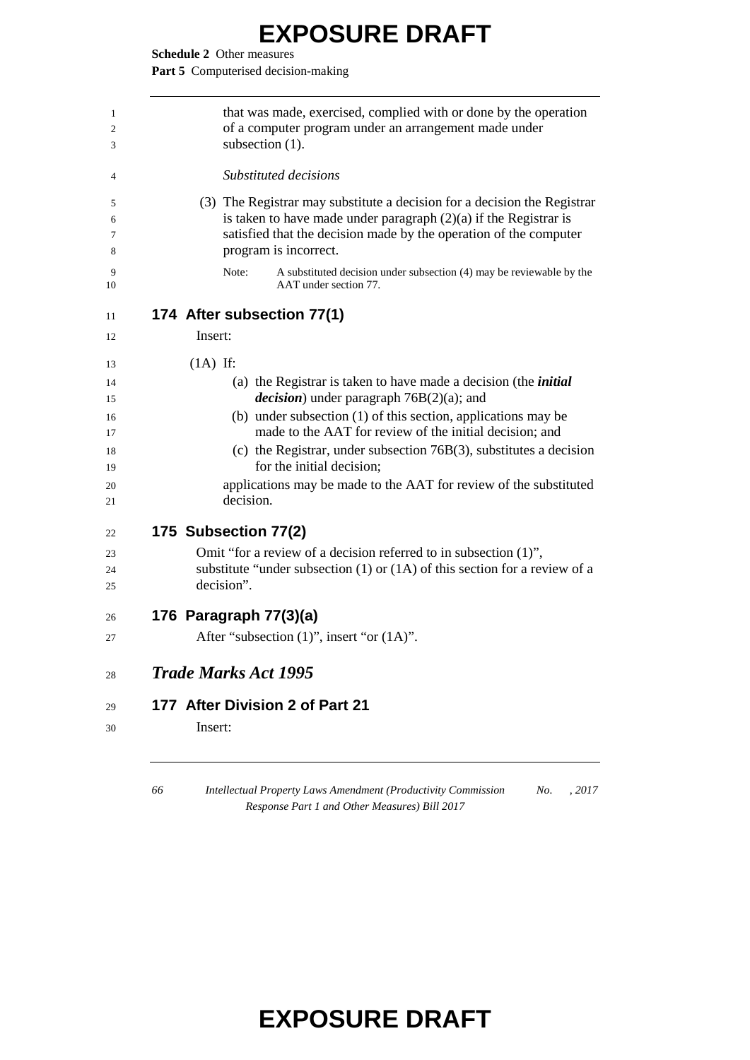that was made, exercised, complied with or done by the operation of a computer program under an arrangement made under subsection (1).

*Substituted decisions*

(3) The Registrar may substitute a decision for a decision the Registrar is taken to have made under paragraph (2)(a) if the Registrar is satisfied that the decision made by the operation of the computer program is incorrect.

Note: A substituted decision under subsection (4) may be reviewable by the AAT under section 77.

## 174 After subsection 77(1)

Insert:

(1A) If:

(a) the Registrar is taken to have made a decision (the ***initial decision***) under paragraph 76B(2)(a); and

(b) under subsection (1) of this section, applications may be made to the AAT for review of the initial decision; and

(c) the Registrar, under subsection 76B(3), substitutes a decision for the initial decision;

applications may be made to the AAT for review of the substituted decision.

## 175 Subsection 77(2)

Omit "for a review of a decision referred to in subsection (1)", substitute "under subsection (1) or (1A) of this section for a review of a decision".

## 176 Paragraph 77(3)(a)

After "subsection (1)", insert "or (1A)".

# *Trade Marks Act 1995*

## 177 After Division 2 of Part 21

Insert: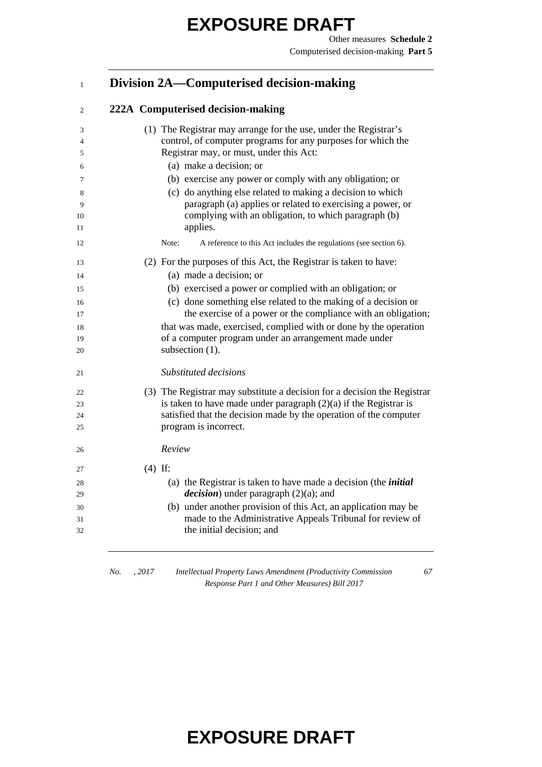## Division 2A—Computerised decision-making

### 222A Computerised decision-making

(1) The Registrar may arrange for the use, under the Registrar's control, of computer programs for any purposes for which the Registrar may, or must, under this Act:

- (a) make a decision; or
- (b) exercise any power or comply with any obligation; or
- (c) do anything else related to making a decision to which paragraph (a) applies or related to exercising a power, or complying with an obligation, to which paragraph (b) applies.

Note: A reference to this Act includes the regulations (see section 6).

(2) For the purposes of this Act, the Registrar is taken to have:

- (a) made a decision; or
- (b) exercised a power or complied with an obligation; or
- (c) done something else related to the making of a decision or the exercise of a power or the compliance with an obligation;

that was made, exercised, complied with or done by the operation of a computer program under an arrangement made under subsection (1).

*Substituted decisions*

(3) The Registrar may substitute a decision for a decision the Registrar is taken to have made under paragraph (2)(a) if the Registrar is satisfied that the decision made by the operation of the computer program is incorrect.

*Review*

(4) If:

- (a) the Registrar is taken to have made a decision (the ***initial decision***) under paragraph (2)(a); and
- (b) under another provision of this Act, an application may be made to the Administrative Appeals Tribunal for review of the initial decision; and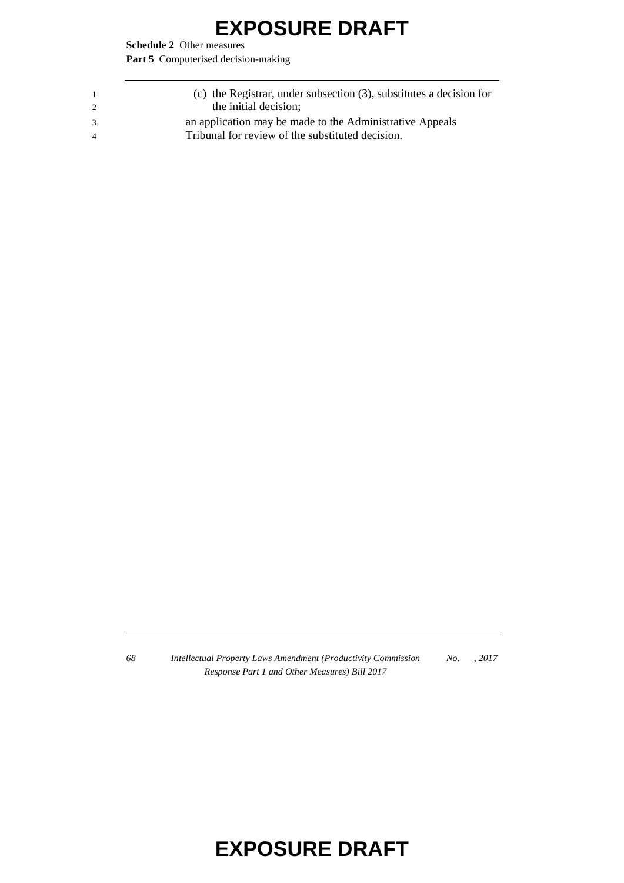(c) the Registrar, under subsection (3), substitutes a decision for the initial decision;

an application may be made to the Administrative Appeals Tribunal for review of the substituted decision.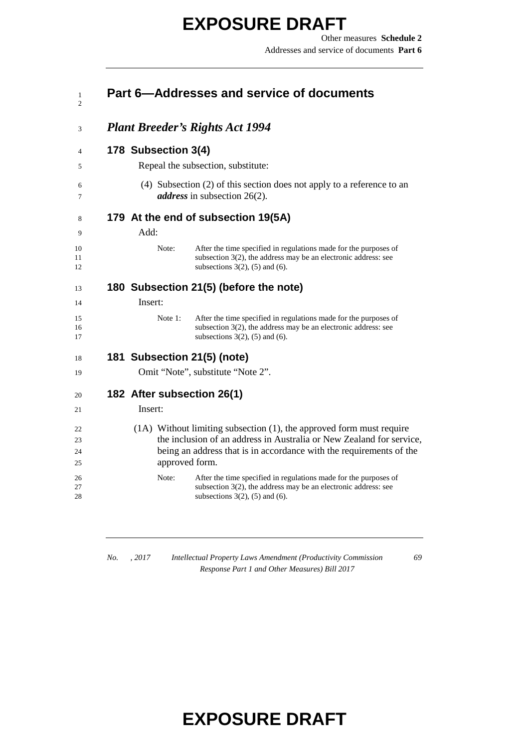# EXPOSURE DRAFT

## Part 6—Addresses and service of documents

### *Plant Breeder's Rights Act 1994*

#### 178 Subsection 3(4)

Repeal the subsection, substitute:

(4) Subsection (2) of this section does not apply to a reference to an ***address*** in subsection 26(2).

#### 179 At the end of subsection 19(5A)

Add:

Note: After the time specified in regulations made for the purposes of subsection 3(2), the address may be an electronic address: see subsections 3(2), (5) and (6).

#### 180 Subsection 21(5) (before the note)

Insert:

Note 1: After the time specified in regulations made for the purposes of subsection 3(2), the address may be an electronic address: see subsections 3(2), (5) and (6).

#### 181 Subsection 21(5) (note)

Omit "Note", substitute "Note 2".

#### 182 After subsection 26(1)

Insert:

(1A) Without limiting subsection (1), the approved form must require the inclusion of an address in Australia or New Zealand for service, being an address that is in accordance with the requirements of the approved form.

Note: After the time specified in regulations made for the purposes of subsection 3(2), the address may be an electronic address: see subsections 3(2), (5) and (6).

# EXPOSURE DRAFT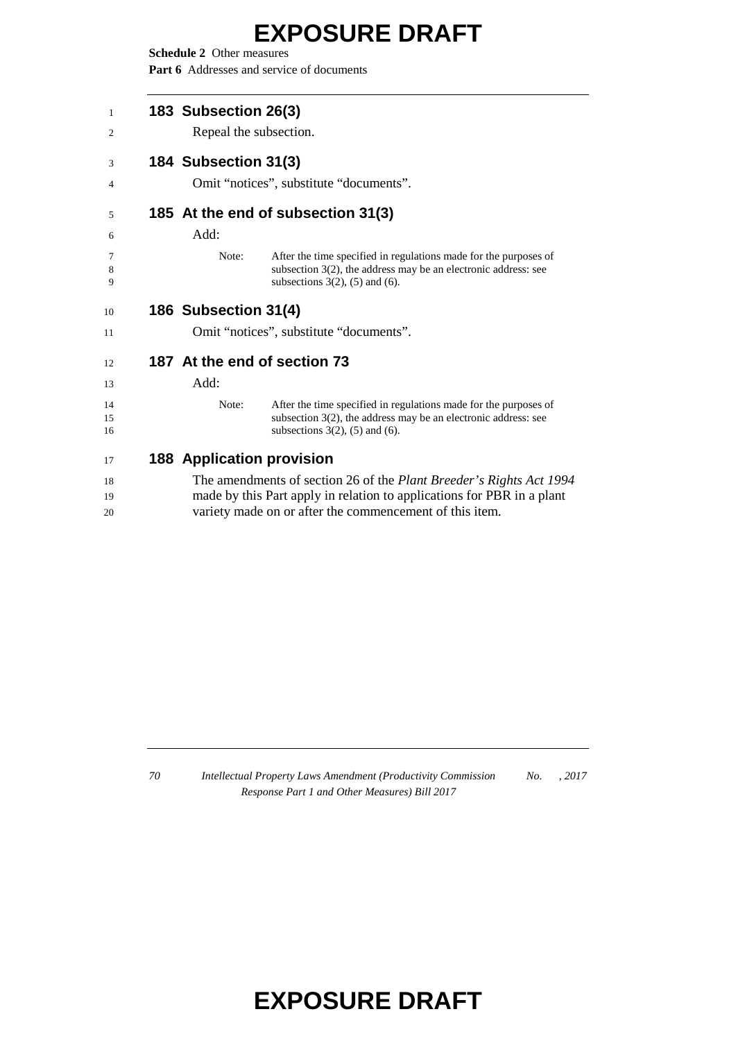**183 Subsection 26(3)**

Repeal the subsection.

**184 Subsection 31(3)**

Omit "notices", substitute "documents".

**185 At the end of subsection 31(3)**

Add:

Note: After the time specified in regulations made for the purposes of subsection 3(2), the address may be an electronic address: see subsections 3(2), (5) and (6).

**186 Subsection 31(4)**

Omit "notices", substitute "documents".

**187 At the end of section 73**

Add:

Note: After the time specified in regulations made for the purposes of subsection 3(2), the address may be an electronic address: see subsections 3(2), (5) and (6).

**188 Application provision**

The amendments of section 26 of the *Plant Breeder's Rights Act 1994* made by this Part apply in relation to applications for PBR in a plant variety made on or after the commencement of this item.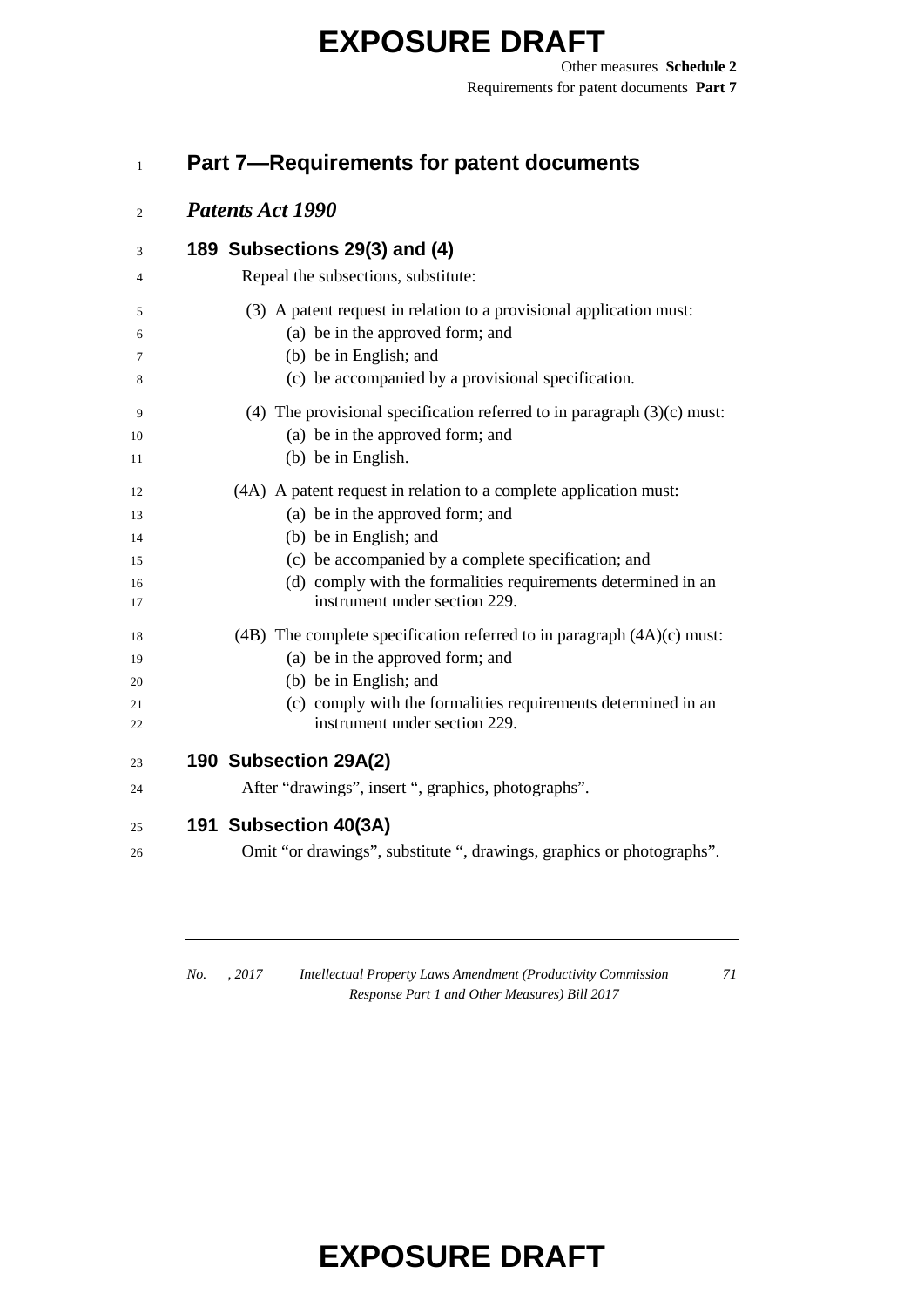# Part 7—Requirements for patent documents

## *Patents Act 1990*

### 189 Subsections 29(3) and (4)

Repeal the subsections, substitute:

(3) A patent request in relation to a provisional application must:

- (a) be in the approved form; and
- (b) be in English; and
- (c) be accompanied by a provisional specification.

(4) The provisional specification referred to in paragraph (3)(c) must:

- (a) be in the approved form; and
- (b) be in English.

(4A) A patent request in relation to a complete application must:

- (a) be in the approved form; and
- (b) be in English; and
- (c) be accompanied by a complete specification; and
- (d) comply with the formalities requirements determined in an instrument under section 229.

(4B) The complete specification referred to in paragraph (4A)(c) must:

- (a) be in the approved form; and
- (b) be in English; and
- (c) comply with the formalities requirements determined in an instrument under section 229.

### 190 Subsection 29A(2)

After "drawings", insert ", graphics, photographs".

### 191 Subsection 40(3A)

Omit "or drawings", substitute ", drawings, graphics or photographs".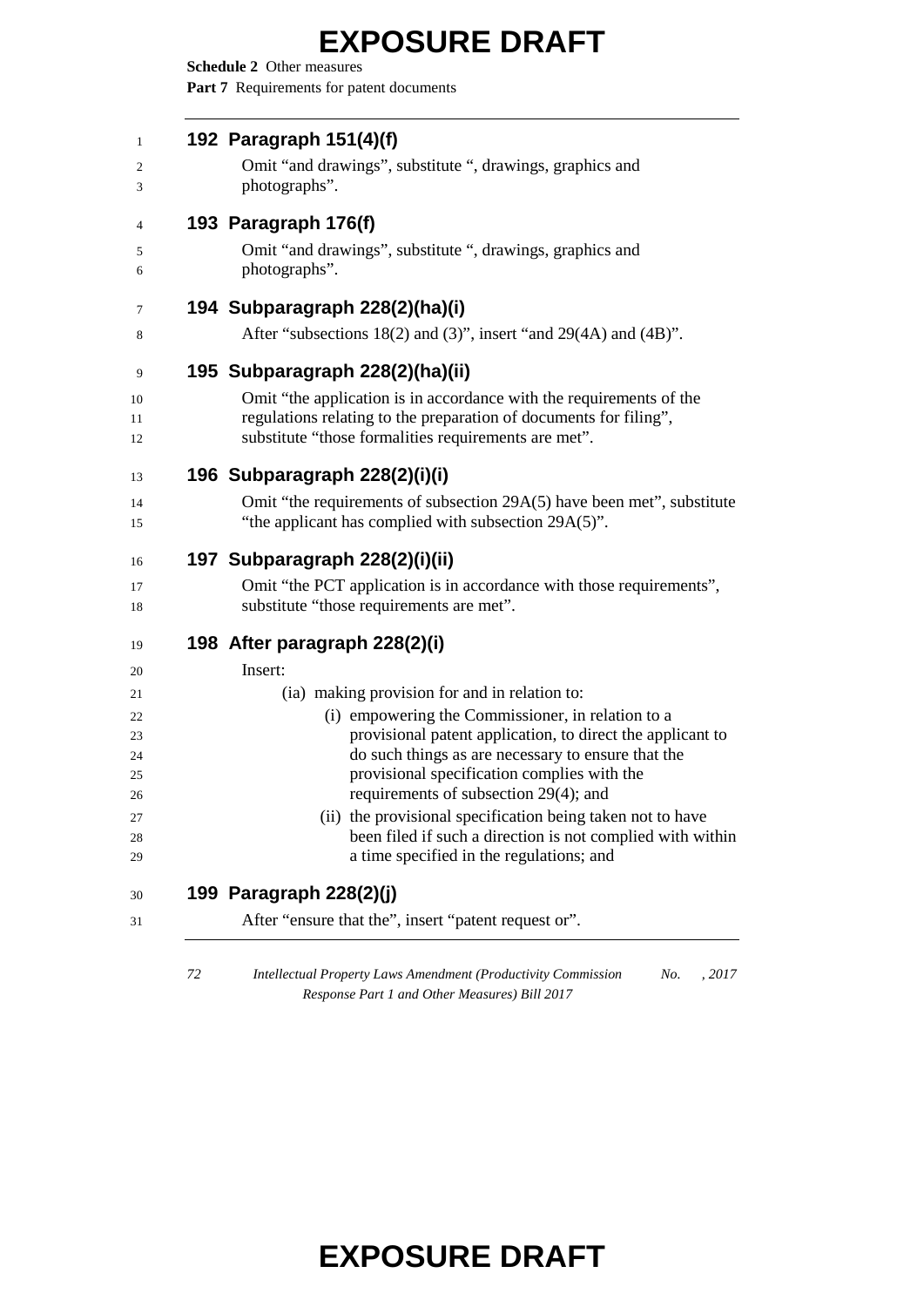### 192 Paragraph 151(4)(f)

Omit "and drawings", substitute ", drawings, graphics and photographs".

### 193 Paragraph 176(f)

Omit "and drawings", substitute ", drawings, graphics and photographs".

### 194 Subparagraph 228(2)(ha)(i)

After "subsections 18(2) and (3)", insert "and 29(4A) and (4B)".

### 195 Subparagraph 228(2)(ha)(ii)

Omit "the application is in accordance with the requirements of the regulations relating to the preparation of documents for filing", substitute "those formalities requirements are met".

### 196 Subparagraph 228(2)(i)(i)

Omit "the requirements of subsection 29A(5) have been met", substitute "the applicant has complied with subsection 29A(5)".

### 197 Subparagraph 228(2)(i)(ii)

Omit "the PCT application is in accordance with those requirements", substitute "those requirements are met".

### 198 After paragraph 228(2)(i)

Insert:

(ia) making provision for and in relation to:

(i) empowering the Commissioner, in relation to a provisional patent application, to direct the applicant to do such things as are necessary to ensure that the provisional specification complies with the requirements of subsection 29(4); and

(ii) the provisional specification being taken not to have been filed if such a direction is not complied with within a time specified in the regulations; and

### 199 Paragraph 228(2)(j)

After "ensure that the", insert "patent request or".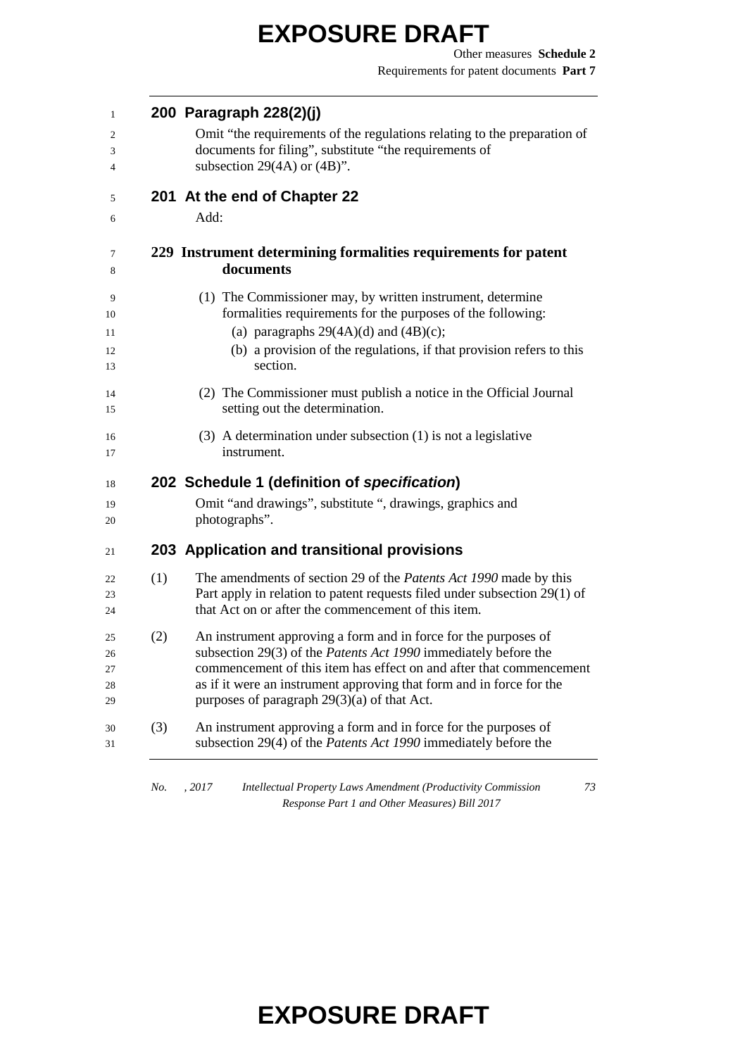## 200 Paragraph 228(2)(j)

Omit "the requirements of the regulations relating to the preparation of documents for filing", substitute "the requirements of subsection 29(4A) or (4B)".

## 201 At the end of Chapter 22

Add:

### 229 Instrument determining formalities requirements for patent documents

(1) The Commissioner may, by written instrument, determine formalities requirements for the purposes of the following:

(a) paragraphs 29(4A)(d) and (4B)(c);

(b) a provision of the regulations, if that provision refers to this section.

(2) The Commissioner must publish a notice in the Official Journal setting out the determination.

(3) A determination under subsection (1) is not a legislative instrument.

## 202 Schedule 1 (definition of *specification*)

Omit "and drawings", substitute ", drawings, graphics and photographs".

## 203 Application and transitional provisions

(1) The amendments of section 29 of the *Patents Act 1990* made by this Part apply in relation to patent requests filed under subsection 29(1) of that Act on or after the commencement of this item.

(2) An instrument approving a form and in force for the purposes of subsection 29(3) of the *Patents Act 1990* immediately before the commencement of this item has effect on and after that commencement as if it were an instrument approving that form and in force for the purposes of paragraph 29(3)(a) of that Act.

(3) An instrument approving a form and in force for the purposes of subsection 29(4) of the *Patents Act 1990* immediately before the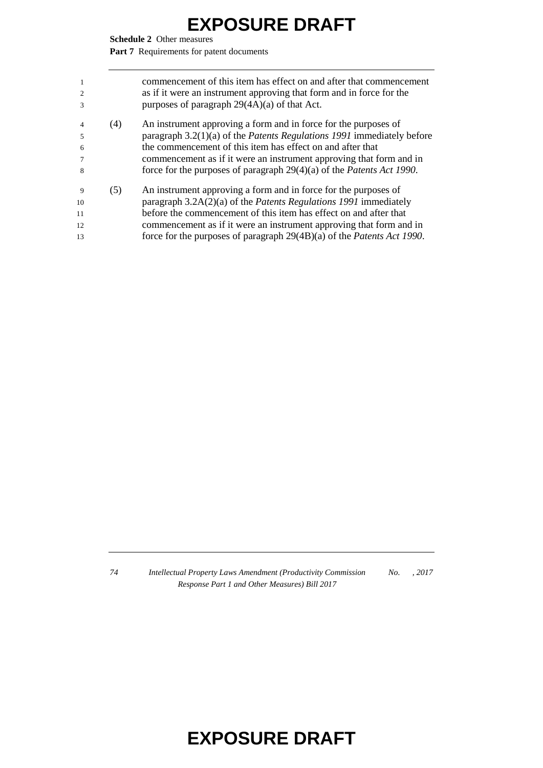commencement of this item has effect on and after that commencement as if it were an instrument approving that form and in force for the purposes of paragraph 29(4A)(a) of that Act.

(4) An instrument approving a form and in force for the purposes of paragraph 3.2(1)(a) of the *Patents Regulations 1991* immediately before the commencement of this item has effect on and after that commencement as if it were an instrument approving that form and in force for the purposes of paragraph 29(4)(a) of the *Patents Act 1990*.

(5) An instrument approving a form and in force for the purposes of paragraph 3.2A(2)(a) of the *Patents Regulations 1991* immediately before the commencement of this item has effect on and after that commencement as if it were an instrument approving that form and in force for the purposes of paragraph 29(4B)(a) of the *Patents Act 1990*.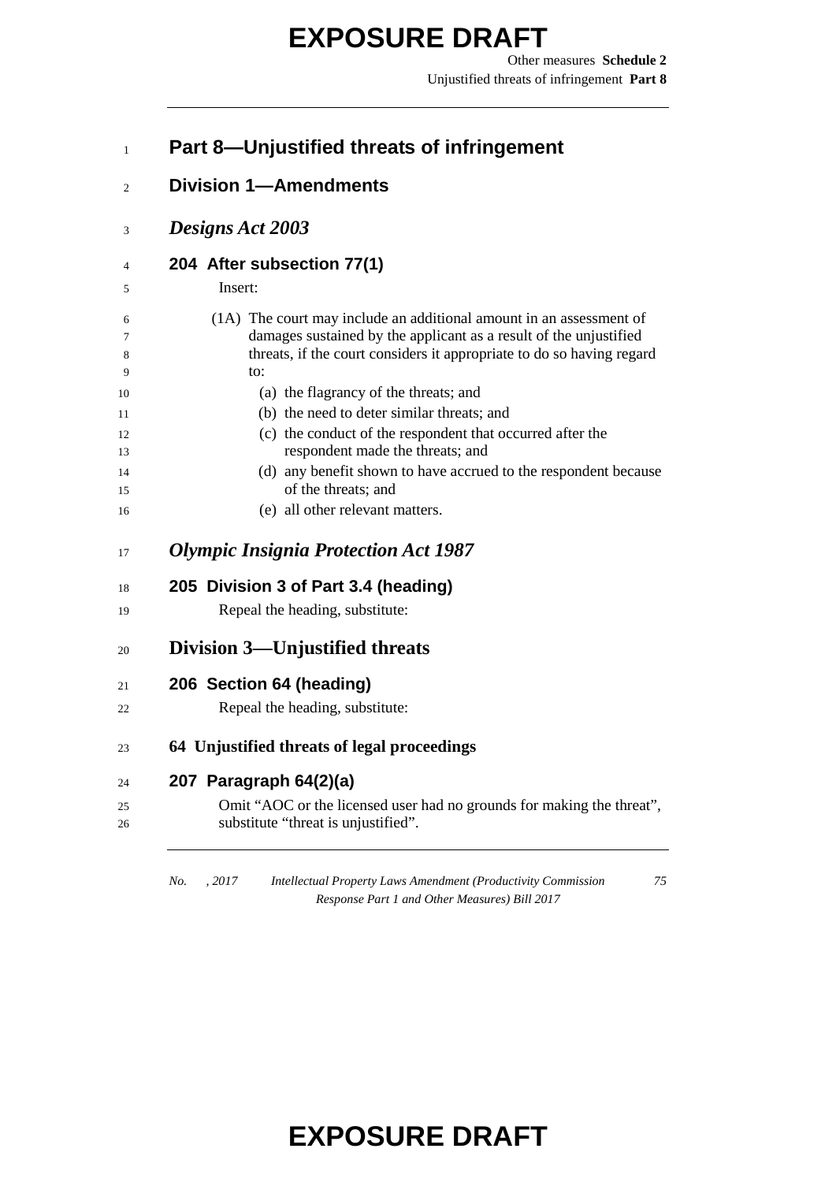# Part 8—Unjustified threats of infringement

## Division 1—Amendments

### *Designs Act 2003*

#### 204 After subsection 77(1)

Insert:

(1A) The court may include an additional amount in an assessment of damages sustained by the applicant as a result of the unjustified threats, if the court considers it appropriate to do so having regard to:

(a) the flagrancy of the threats; and

(b) the need to deter similar threats; and

(c) the conduct of the respondent that occurred after the respondent made the threats; and

(d) any benefit shown to have accrued to the respondent because of the threats; and

(e) all other relevant matters.

### *Olympic Insignia Protection Act 1987*

#### 205 Division 3 of Part 3.4 (heading)

Repeal the heading, substitute:

## Division 3—Unjustified threats

#### 206 Section 64 (heading)

Repeal the heading, substitute:

**64 Unjustified threats of legal proceedings**

#### 207 Paragraph 64(2)(a)

Omit "AOC or the licensed user had no grounds for making the threat", substitute "threat is unjustified".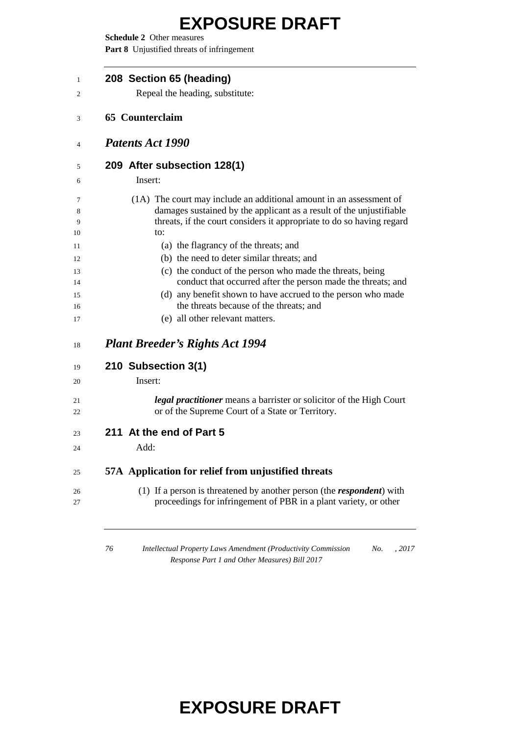**208 Section 65 (heading)**

Repeal the heading, substitute:

**65 Counterclaim**

## *Patents Act 1990*

**209 After subsection 128(1)**

Insert:

(1A) The court may include an additional amount in an assessment of damages sustained by the applicant as a result of the unjustifiable threats, if the court considers it appropriate to do so having regard to:

(a) the flagrancy of the threats; and

(b) the need to deter similar threats; and

(c) the conduct of the person who made the threats, being conduct that occurred after the person made the threats; and

(d) any benefit shown to have accrued to the person who made the threats because of the threats; and

(e) all other relevant matters.

## *Plant Breeder's Rights Act 1994*

**210 Subsection 3(1)**

Insert:

***legal practitioner*** means a barrister or solicitor of the High Court or of the Supreme Court of a State or Territory.

**211 At the end of Part 5**

Add:

**57A Application for relief from unjustified threats**

(1) If a person is threatened by another person (the ***respondent***) with proceedings for infringement of PBR in a plant variety, or other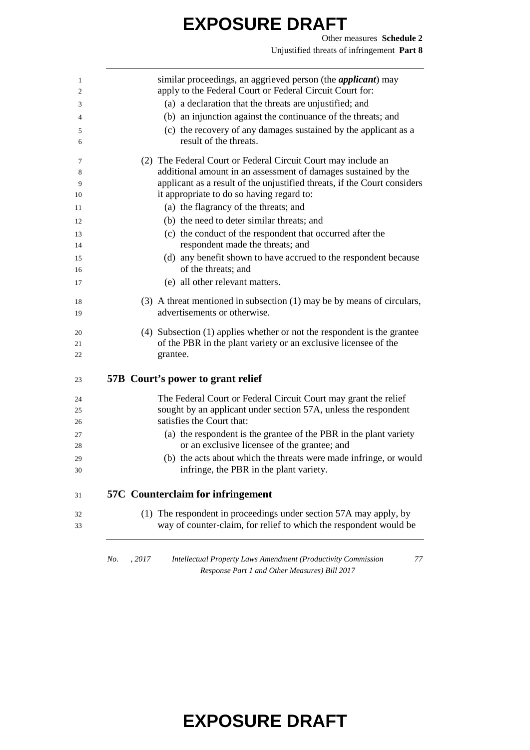similar proceedings, an aggrieved person (the ***applicant***) may apply to the Federal Court or Federal Circuit Court for:

(a) a declaration that the threats are unjustified; and

(b) an injunction against the continuance of the threats; and

(c) the recovery of any damages sustained by the applicant as a result of the threats.

(2) The Federal Court or Federal Circuit Court may include an additional amount in an assessment of damages sustained by the applicant as a result of the unjustified threats, if the Court considers it appropriate to do so having regard to:

(a) the flagrancy of the threats; and

(b) the need to deter similar threats; and

(c) the conduct of the respondent that occurred after the respondent made the threats; and

(d) any benefit shown to have accrued to the respondent because of the threats; and

(e) all other relevant matters.

(3) A threat mentioned in subsection (1) may be by means of circulars, advertisements or otherwise.

(4) Subsection (1) applies whether or not the respondent is the grantee of the PBR in the plant variety or an exclusive licensee of the grantee.

## 57B Court's power to grant relief

The Federal Court or Federal Circuit Court may grant the relief sought by an applicant under section 57A, unless the respondent satisfies the Court that:

(a) the respondent is the grantee of the PBR in the plant variety or an exclusive licensee of the grantee; and

(b) the acts about which the threats were made infringe, or would infringe, the PBR in the plant variety.

## 57C Counterclaim for infringement

(1) The respondent in proceedings under section 57A may apply, by way of counter-claim, for relief to which the respondent would be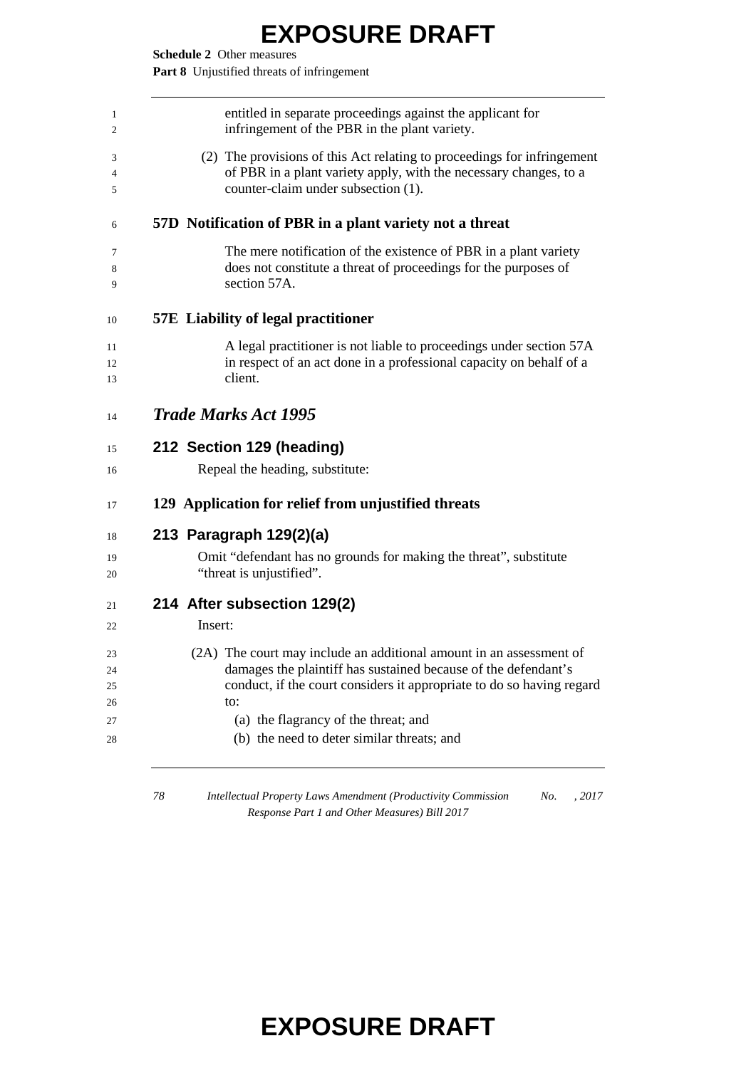entitled in separate proceedings against the applicant for infringement of the PBR in the plant variety.

(2) The provisions of this Act relating to proceedings for infringement of PBR in a plant variety apply, with the necessary changes, to a counter-claim under subsection (1).

**57D Notification of PBR in a plant variety not a threat**

The mere notification of the existence of PBR in a plant variety does not constitute a threat of proceedings for the purposes of section 57A.

**57E Liability of legal practitioner**

A legal practitioner is not liable to proceedings under section 57A in respect of an act done in a professional capacity on behalf of a client.

## *Trade Marks Act 1995*

### 212 Section 129 (heading)

Repeal the heading, substitute:

**129 Application for relief from unjustified threats**

### 213 Paragraph 129(2)(a)

Omit "defendant has no grounds for making the threat", substitute "threat is unjustified".

### 214 After subsection 129(2)

Insert:

(2A) The court may include an additional amount in an assessment of damages the plaintiff has sustained because of the defendant's conduct, if the court considers it appropriate to do so having regard to:

(a) the flagrancy of the threat; and

(b) the need to deter similar threats; and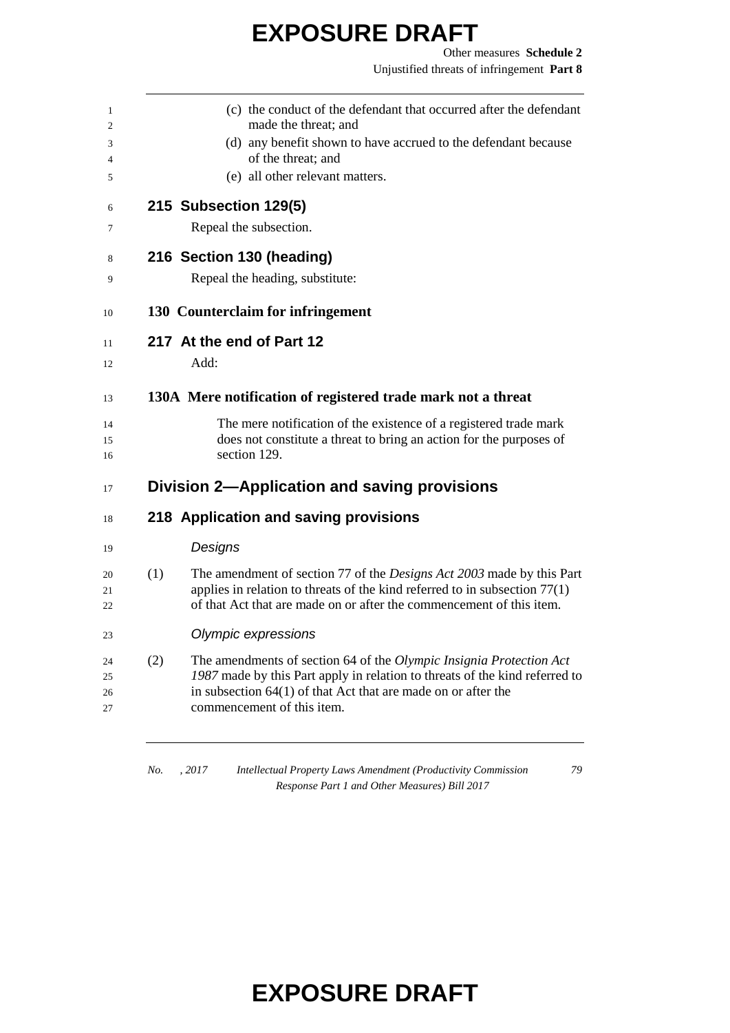(c) the conduct of the defendant that occurred after the defendant made the threat; and

(d) any benefit shown to have accrued to the defendant because of the threat; and

(e) all other relevant matters.

### 215 Subsection 129(5)

Repeal the subsection.

### 216 Section 130 (heading)

Repeal the heading, substitute:

**130 Counterclaim for infringement**

### 217 At the end of Part 12

Add:

**130A Mere notification of registered trade mark not a threat**

The mere notification of the existence of a registered trade mark does not constitute a threat to bring an action for the purposes of section 129.

## Division 2—Application and saving provisions

### 218 Application and saving provisions

*Designs*

(1) The amendment of section 77 of the *Designs Act 2003* made by this Part applies in relation to threats of the kind referred to in subsection 77(1) of that Act that are made on or after the commencement of this item.

*Olympic expressions*

(2) The amendments of section 64 of the *Olympic Insignia Protection Act 1987* made by this Part apply in relation to threats of the kind referred to in subsection 64(1) of that Act that are made on or after the commencement of this item.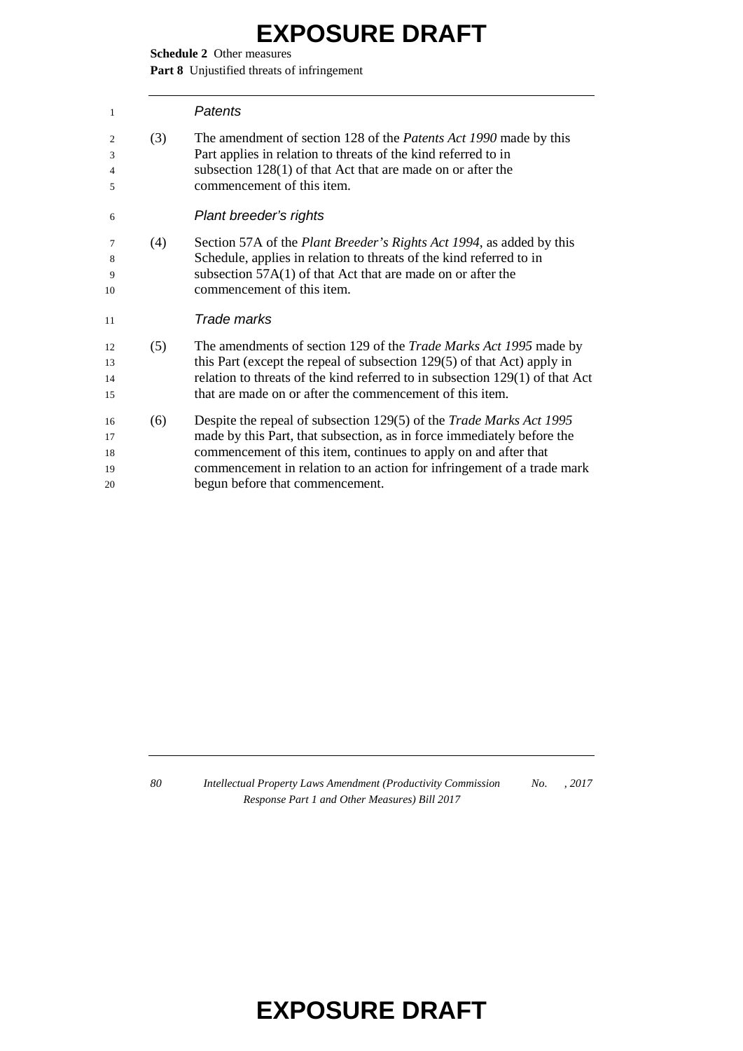*Patents*

(3) The amendment of section 128 of the *Patents Act 1990* made by this Part applies in relation to threats of the kind referred to in subsection 128(1) of that Act that are made on or after the commencement of this item.

*Plant breeder's rights*

(4) Section 57A of the *Plant Breeder's Rights Act 1994*, as added by this Schedule, applies in relation to threats of the kind referred to in subsection 57A(1) of that Act that are made on or after the commencement of this item.

*Trade marks*

(5) The amendments of section 129 of the *Trade Marks Act 1995* made by this Part (except the repeal of subsection 129(5) of that Act) apply in relation to threats of the kind referred to in subsection 129(1) of that Act that are made on or after the commencement of this item.

(6) Despite the repeal of subsection 129(5) of the *Trade Marks Act 1995* made by this Part, that subsection, as in force immediately before the commencement of this item, continues to apply on and after that commencement in relation to an action for infringement of a trade mark begun before that commencement.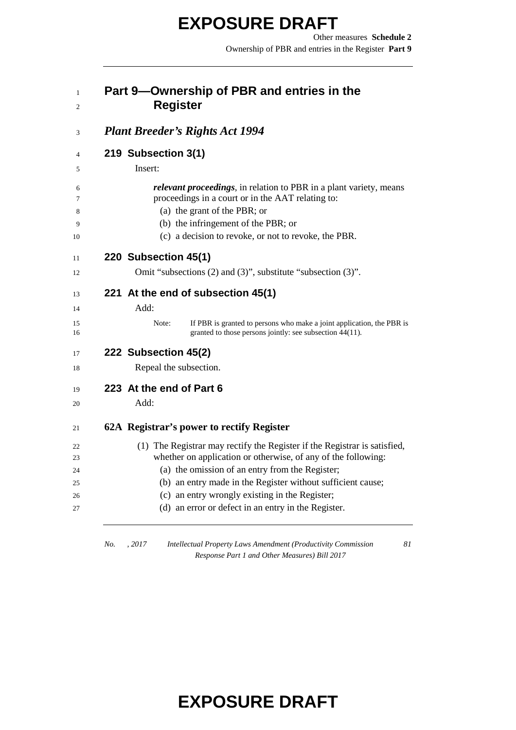## Part 9—Ownership of PBR and entries in the Register

### *Plant Breeder's Rights Act 1994*

#### 219 Subsection 3(1)

Insert:

***relevant proceedings***, in relation to PBR in a plant variety, means proceedings in a court or in the AAT relating to:

(a) the grant of the PBR; or

(b) the infringement of the PBR; or

(c) a decision to revoke, or not to revoke, the PBR.

#### 220 Subsection 45(1)

Omit "subsections (2) and (3)", substitute "subsection (3)".

#### 221 At the end of subsection 45(1)

Add:

Note: If PBR is granted to persons who make a joint application, the PBR is granted to those persons jointly: see subsection 44(11).

#### 222 Subsection 45(2)

Repeal the subsection.

#### 223 At the end of Part 6

Add:

**62A Registrar's power to rectify Register**

(1) The Registrar may rectify the Register if the Registrar is satisfied, whether on application or otherwise, of any of the following:

(a) the omission of an entry from the Register;

(b) an entry made in the Register without sufficient cause;

(c) an entry wrongly existing in the Register;

(d) an error or defect in an entry in the Register.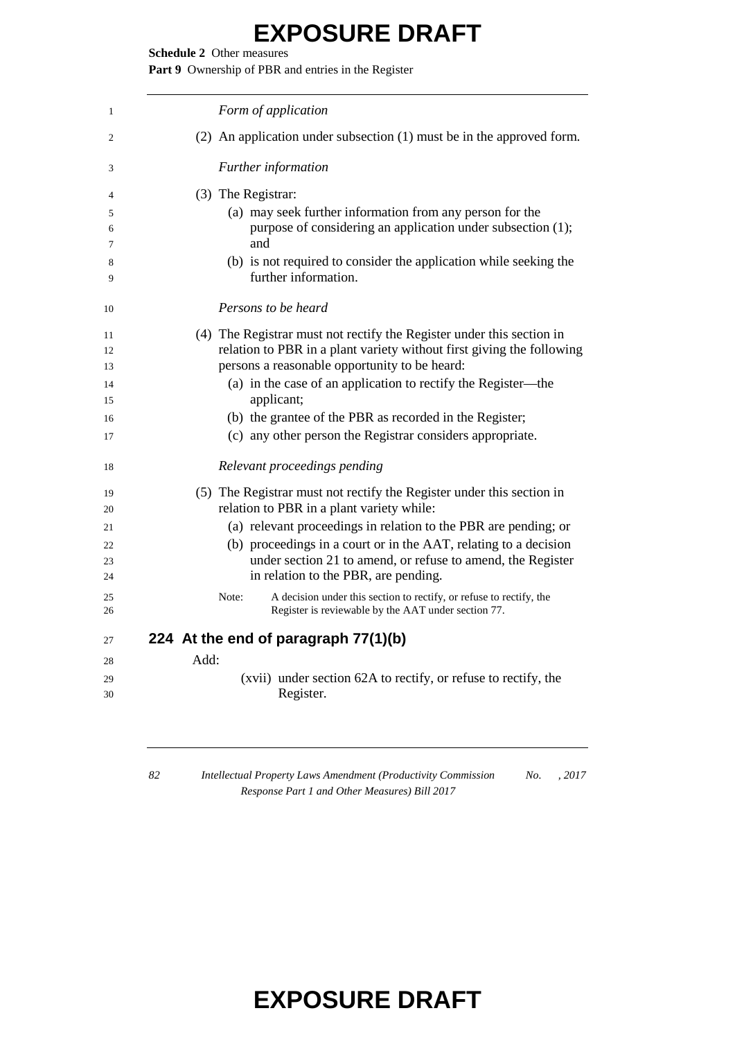*Form of application*

(2) An application under subsection (1) must be in the approved form.

*Further information*

(3) The Registrar:

(a) may seek further information from any person for the purpose of considering an application under subsection (1); and

(b) is not required to consider the application while seeking the further information.

*Persons to be heard*

(4) The Registrar must not rectify the Register under this section in relation to PBR in a plant variety without first giving the following persons a reasonable opportunity to be heard:

(a) in the case of an application to rectify the Register—the applicant;

(b) the grantee of the PBR as recorded in the Register;

(c) any other person the Registrar considers appropriate.

*Relevant proceedings pending*

(5) The Registrar must not rectify the Register under this section in relation to PBR in a plant variety while:

(a) relevant proceedings in relation to the PBR are pending; or

(b) proceedings in a court or in the AAT, relating to a decision under section 21 to amend, or refuse to amend, the Register in relation to the PBR, are pending.

Note: A decision under this section to rectify, or refuse to rectify, the Register is reviewable by the AAT under section 77.

### 224 At the end of paragraph 77(1)(b)

Add:

(xvii) under section 62A to rectify, or refuse to rectify, the Register.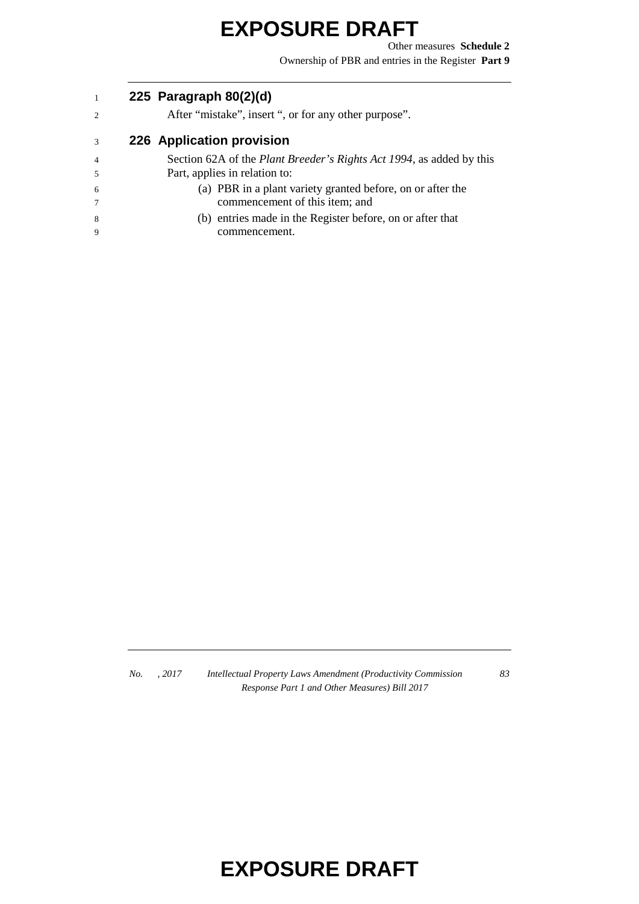### 225 Paragraph 80(2)(d)

After "mistake", insert ", or for any other purpose".

### 226 Application provision

Section 62A of the *Plant Breeder's Rights Act 1994*, as added by this Part, applies in relation to:

(a) PBR in a plant variety granted before, on or after the commencement of this item; and

(b) entries made in the Register before, on or after that commencement.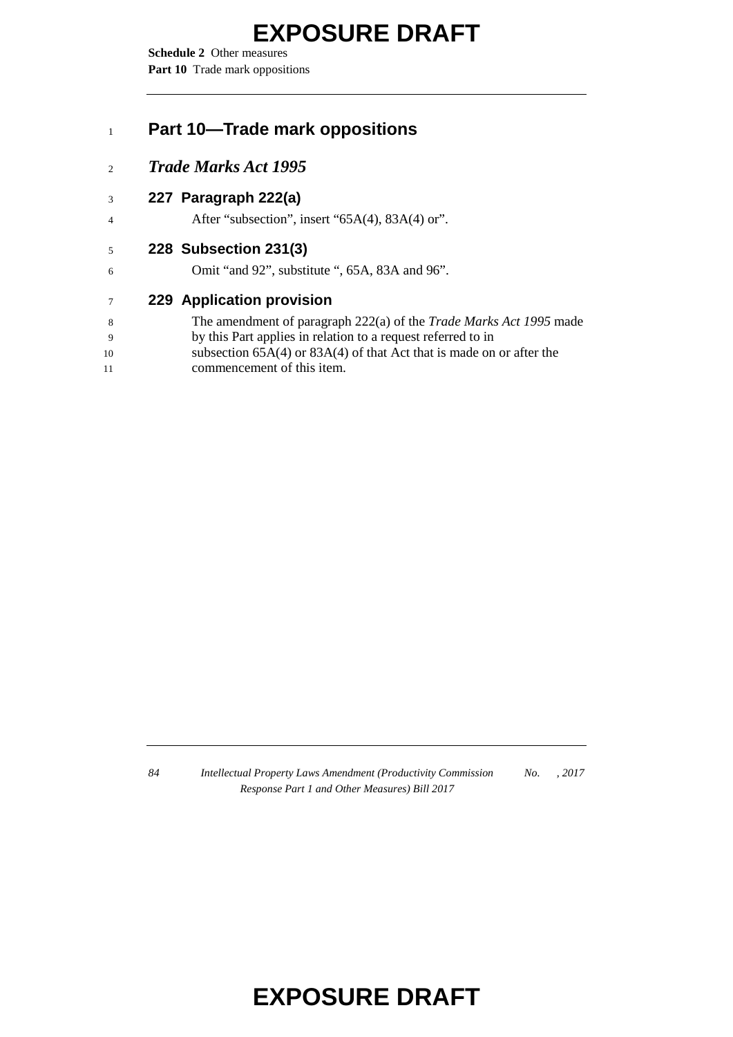## Part 10—Trade mark oppositions

### *Trade Marks Act 1995*

#### 227 Paragraph 222(a)

After "subsection", insert "65A(4), 83A(4) or".

#### 228 Subsection 231(3)

Omit "and 92", substitute ", 65A, 83A and 96".

#### 229 Application provision

The amendment of paragraph 222(a) of the *Trade Marks Act 1995* made by this Part applies in relation to a request referred to in subsection 65A(4) or 83A(4) of that Act that is made on or after the commencement of this item.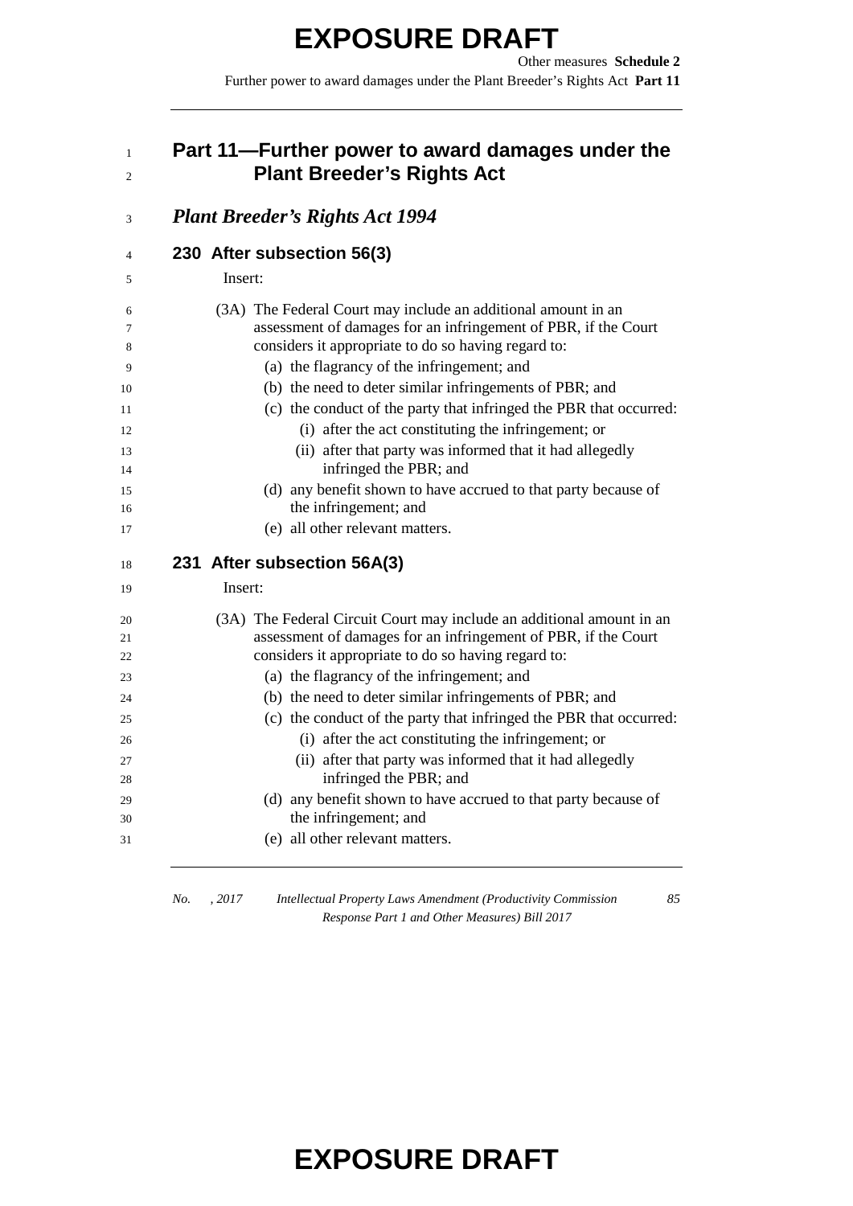## Part 11—Further power to award damages under the Plant Breeder's Rights Act

### *Plant Breeder's Rights Act 1994*

#### 230 After subsection 56(3)

Insert:

(3A) The Federal Court may include an additional amount in an assessment of damages for an infringement of PBR, if the Court considers it appropriate to do so having regard to:

- (a) the flagrancy of the infringement; and
- (b) the need to deter similar infringements of PBR; and
- (c) the conduct of the party that infringed the PBR that occurred:
  - (i) after the act constituting the infringement; or
  - (ii) after that party was informed that it had allegedly infringed the PBR; and
- (d) any benefit shown to have accrued to that party because of the infringement; and
- (e) all other relevant matters.

#### 231 After subsection 56A(3)

Insert:

(3A) The Federal Circuit Court may include an additional amount in an assessment of damages for an infringement of PBR, if the Court considers it appropriate to do so having regard to:

- (a) the flagrancy of the infringement; and
- (b) the need to deter similar infringements of PBR; and
- (c) the conduct of the party that infringed the PBR that occurred:
  - (i) after the act constituting the infringement; or
  - (ii) after that party was informed that it had allegedly infringed the PBR; and
- (d) any benefit shown to have accrued to that party because of the infringement; and
- (e) all other relevant matters.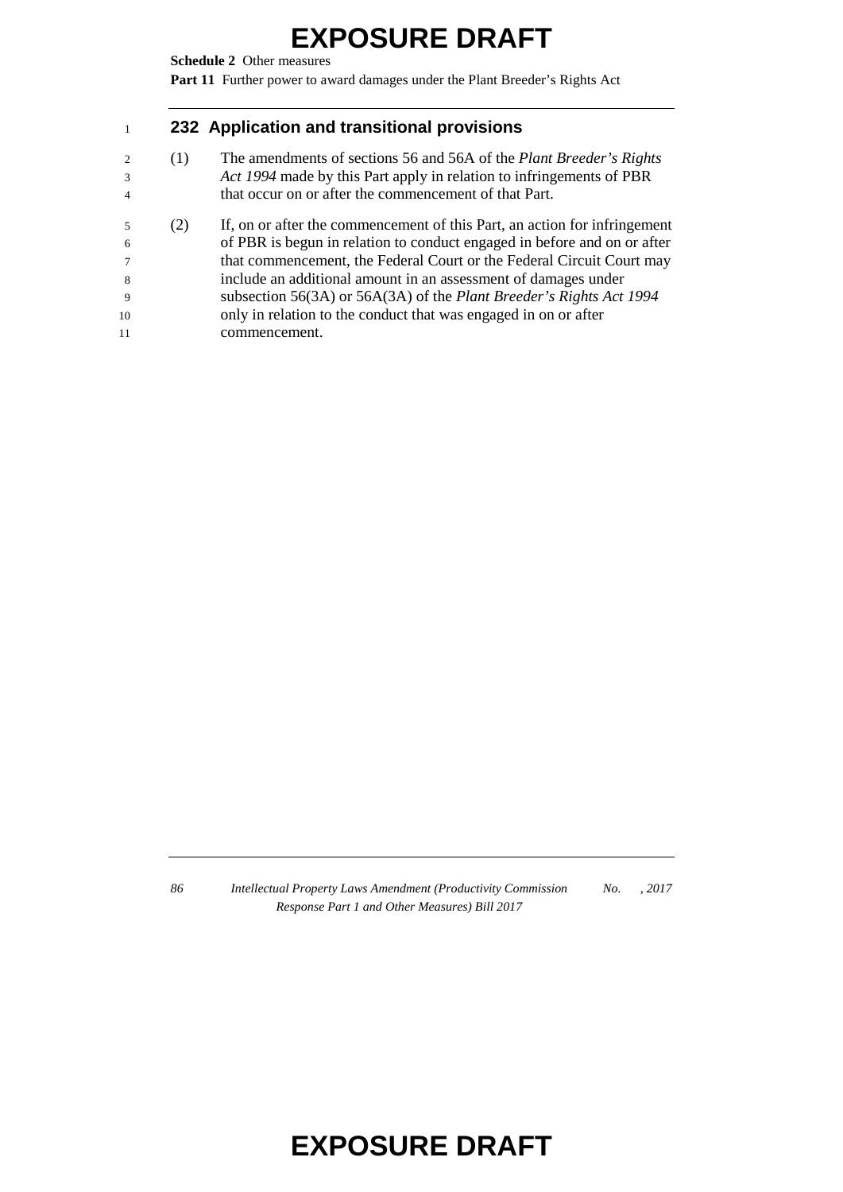## 232 Application and transitional provisions

(1) The amendments of sections 56 and 56A of the *Plant Breeder's Rights Act 1994* made by this Part apply in relation to infringements of PBR that occur on or after the commencement of that Part.

(2) If, on or after the commencement of this Part, an action for infringement of PBR is begun in relation to conduct engaged in before and on or after that commencement, the Federal Court or the Federal Circuit Court may include an additional amount in an assessment of damages under subsection 56(3A) or 56A(3A) of the *Plant Breeder's Rights Act 1994* only in relation to the conduct that was engaged in on or after commencement.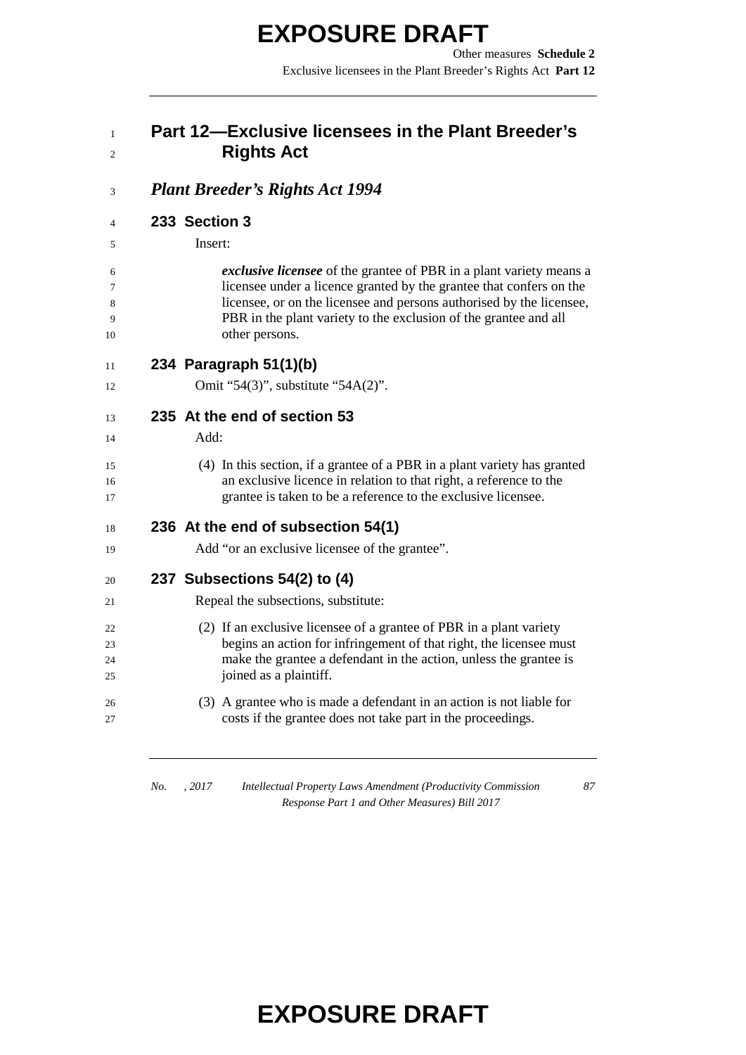# Part 12—Exclusive licensees in the Plant Breeder's Rights Act

## *Plant Breeder's Rights Act 1994*

### 233 Section 3

Insert:

***exclusive licensee*** of the grantee of PBR in a plant variety means a licensee under a licence granted by the grantee that confers on the licensee, or on the licensee and persons authorised by the licensee, PBR in the plant variety to the exclusion of the grantee and all other persons.

### 234 Paragraph 51(1)(b)

Omit "54(3)", substitute "54A(2)".

### 235 At the end of section 53

Add:

(4) In this section, if a grantee of a PBR in a plant variety has granted an exclusive licence in relation to that right, a reference to the grantee is taken to be a reference to the exclusive licensee.

### 236 At the end of subsection 54(1)

Add "or an exclusive licensee of the grantee".

### 237 Subsections 54(2) to (4)

Repeal the subsections, substitute:

(2) If an exclusive licensee of a grantee of PBR in a plant variety begins an action for infringement of that right, the licensee must make the grantee a defendant in the action, unless the grantee is joined as a plaintiff.

(3) A grantee who is made a defendant in an action is not liable for costs if the grantee does not take part in the proceedings.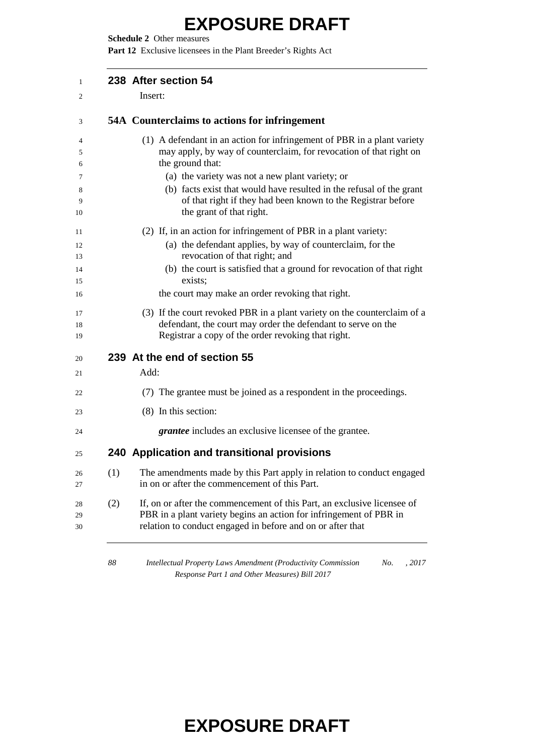## 238 After section 54

Insert:

### 54A Counterclaims to actions for infringement

(1) A defendant in an action for infringement of PBR in a plant variety may apply, by way of counterclaim, for revocation of that right on the ground that:

- (a) the variety was not a new plant variety; or
- (b) facts exist that would have resulted in the refusal of the grant of that right if they had been known to the Registrar before the grant of that right.

(2) If, in an action for infringement of PBR in a plant variety:

- (a) the defendant applies, by way of counterclaim, for the revocation of that right; and
- (b) the court is satisfied that a ground for revocation of that right exists;

the court may make an order revoking that right.

(3) If the court revoked PBR in a plant variety on the counterclaim of a defendant, the court may order the defendant to serve on the Registrar a copy of the order revoking that right.

## 239 At the end of section 55

Add:

(7) The grantee must be joined as a respondent in the proceedings.

(8) In this section:

***grantee*** includes an exclusive licensee of the grantee.

## 240 Application and transitional provisions

(1) The amendments made by this Part apply in relation to conduct engaged in on or after the commencement of this Part.

(2) If, on or after the commencement of this Part, an exclusive licensee of PBR in a plant variety begins an action for infringement of PBR in relation to conduct engaged in before and on or after that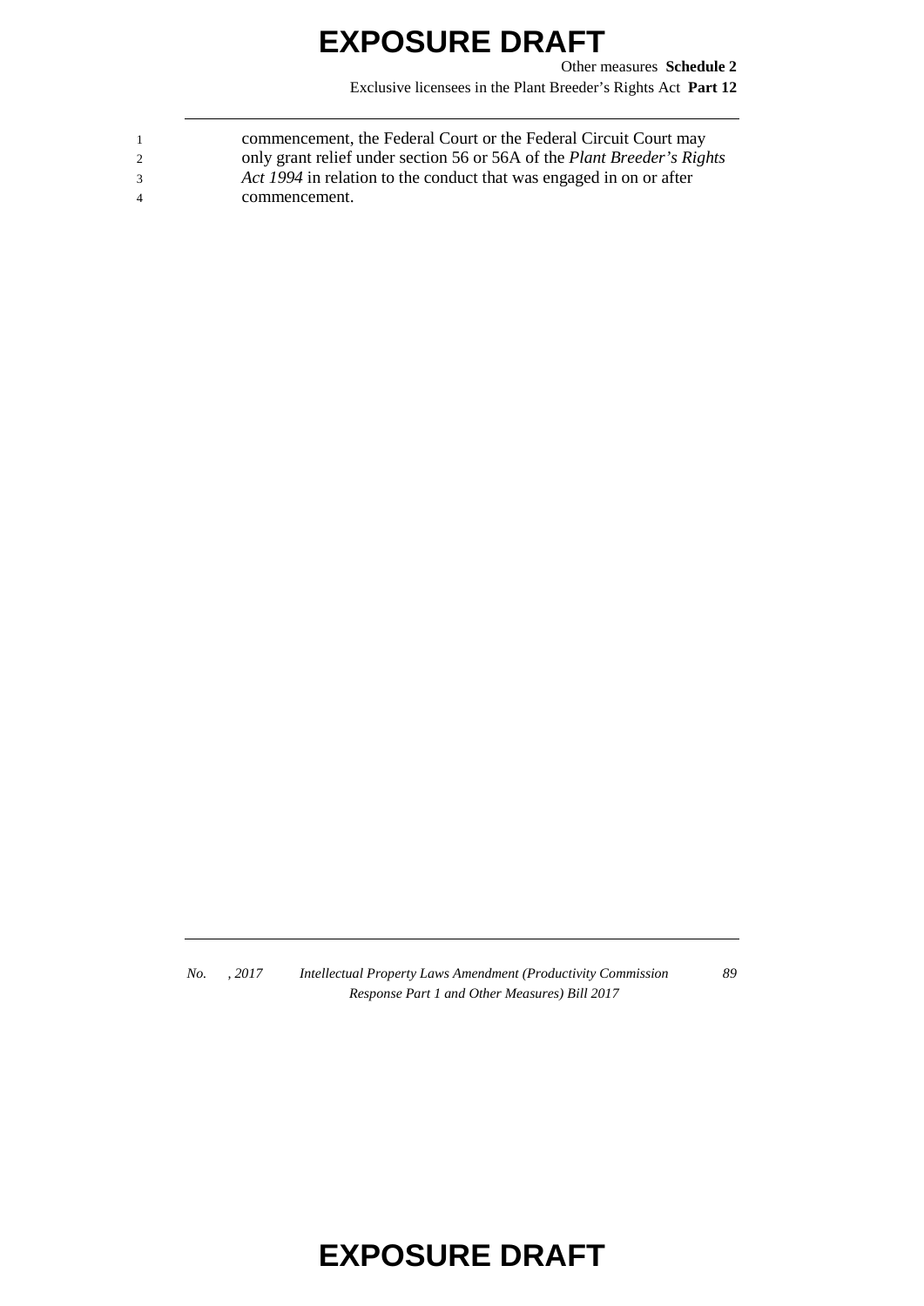commencement, the Federal Court or the Federal Circuit Court may only grant relief under section 56 or 56A of the *Plant Breeder's Rights Act 1994* in relation to the conduct that was engaged in on or after commencement.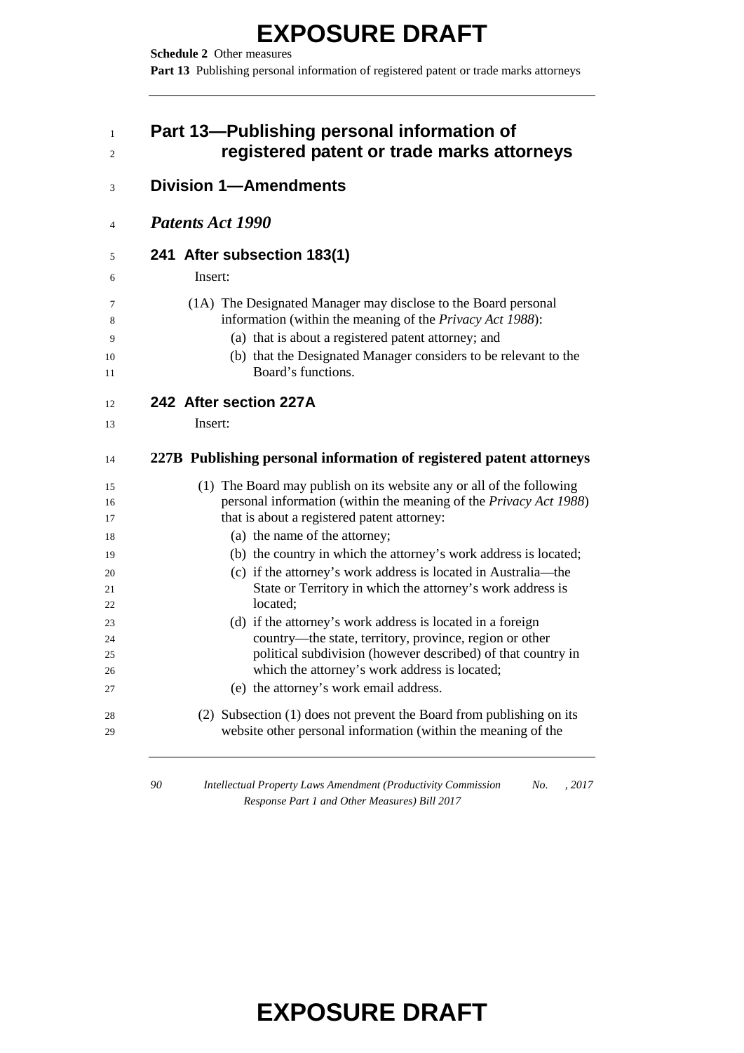# Part 13—Publishing personal information of registered patent or trade marks attorneys

## Division 1—Amendments

### *Patents Act 1990*

#### 241 After subsection 183(1)

Insert:

(1A) The Designated Manager may disclose to the Board personal information (within the meaning of the *Privacy Act 1988*):

(a) that is about a registered patent attorney; and

(b) that the Designated Manager considers to be relevant to the Board's functions.

#### 242 After section 227A

Insert:

**227B Publishing personal information of registered patent attorneys**

(1) The Board may publish on its website any or all of the following personal information (within the meaning of the *Privacy Act 1988*) that is about a registered patent attorney:

(a) the name of the attorney;

(b) the country in which the attorney's work address is located;

(c) if the attorney's work address is located in Australia—the State or Territory in which the attorney's work address is located;

(d) if the attorney's work address is located in a foreign country—the state, territory, province, region or other political subdivision (however described) of that country in which the attorney's work address is located;

(e) the attorney's work email address.

(2) Subsection (1) does not prevent the Board from publishing on its website other personal information (within the meaning of the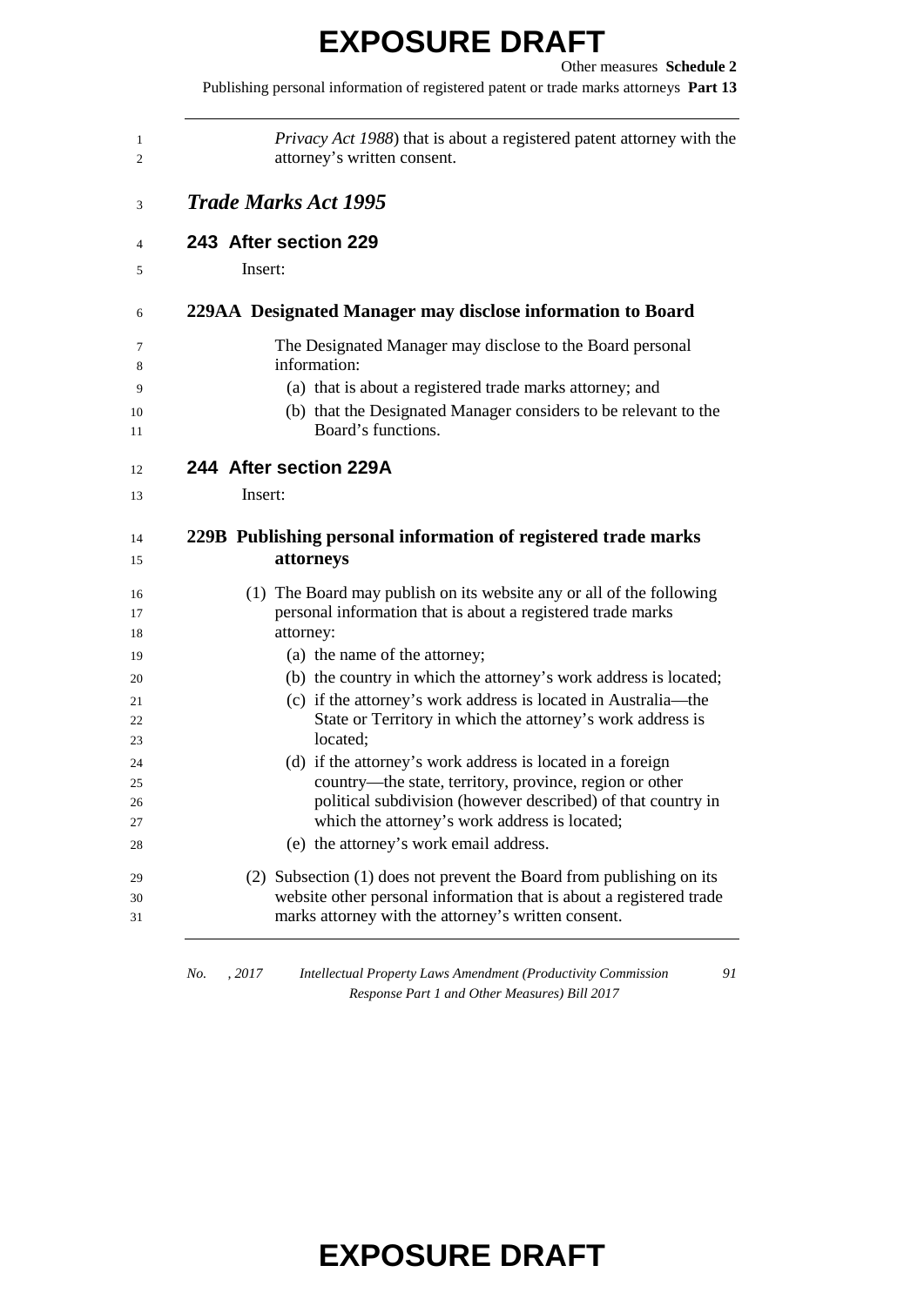*Privacy Act 1988*) that is about a registered patent attorney with the attorney's written consent.

## *Trade Marks Act 1995*

### 243 After section 229

Insert:

### 229AA Designated Manager may disclose information to Board

The Designated Manager may disclose to the Board personal information:

(a) that is about a registered trade marks attorney; and

(b) that the Designated Manager considers to be relevant to the Board's functions.

### 244 After section 229A

Insert:

### 229B Publishing personal information of registered trade marks attorneys

(1) The Board may publish on its website any or all of the following personal information that is about a registered trade marks attorney:

(a) the name of the attorney;

(b) the country in which the attorney's work address is located;

(c) if the attorney's work address is located in Australia—the State or Territory in which the attorney's work address is located;

(d) if the attorney's work address is located in a foreign country—the state, territory, province, region or other political subdivision (however described) of that country in which the attorney's work address is located;

(e) the attorney's work email address.

(2) Subsection (1) does not prevent the Board from publishing on its website other personal information that is about a registered trade marks attorney with the attorney's written consent.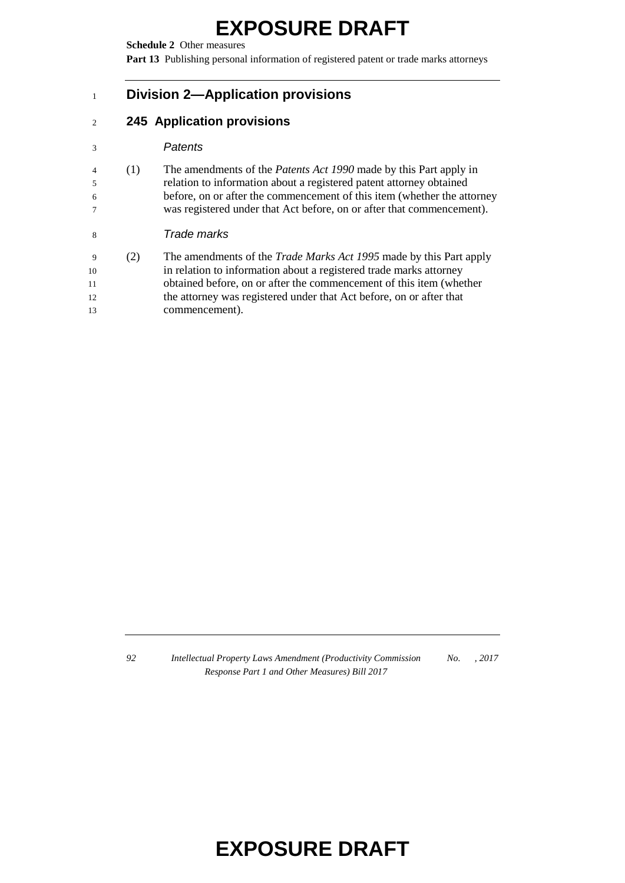## Division 2—Application provisions

### 245 Application provisions

*Patents*

(1) The amendments of the *Patents Act 1990* made by this Part apply in relation to information about a registered patent attorney obtained before, on or after the commencement of this item (whether the attorney was registered under that Act before, on or after that commencement).

*Trade marks*

(2) The amendments of the *Trade Marks Act 1995* made by this Part apply in relation to information about a registered trade marks attorney obtained before, on or after the commencement of this item (whether the attorney was registered under that Act before, on or after that commencement).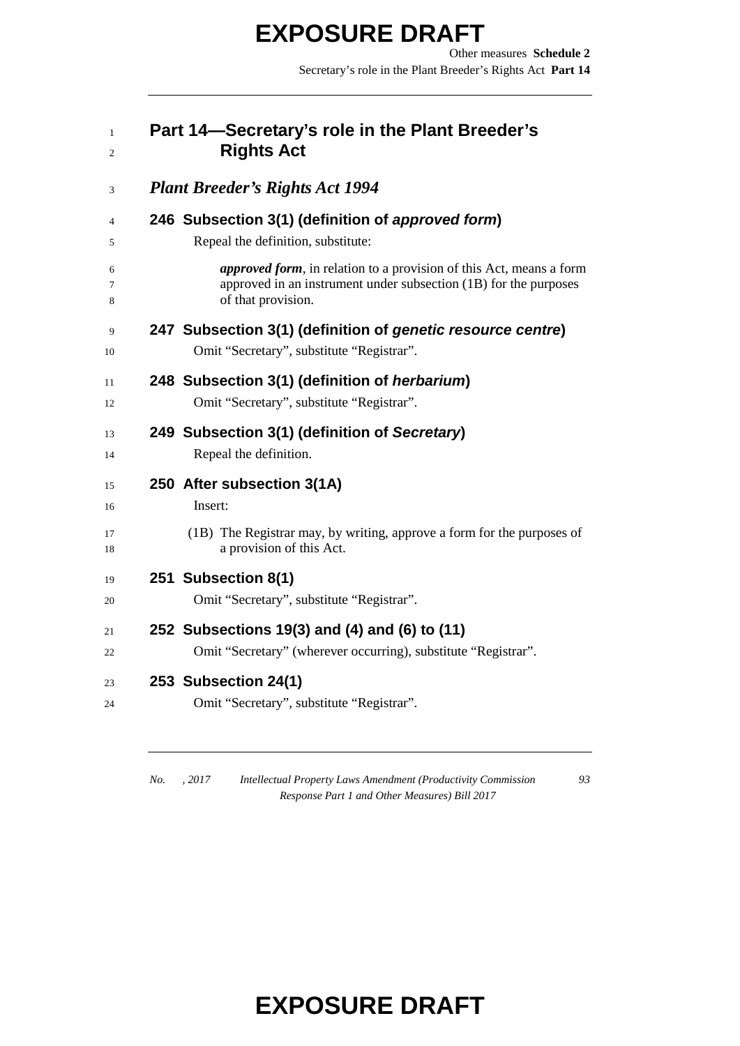## Part 14—Secretary's role in the Plant Breeder's Rights Act

### *Plant Breeder's Rights Act 1994*

#### 246 Subsection 3(1) (definition of *approved form*)

Repeal the definition, substitute:

> ***approved form***, in relation to a provision of this Act, means a form approved in an instrument under subsection (1B) for the purposes of that provision.

#### 247 Subsection 3(1) (definition of *genetic resource centre*)

Omit "Secretary", substitute "Registrar".

#### 248 Subsection 3(1) (definition of *herbarium*)

Omit "Secretary", substitute "Registrar".

#### 249 Subsection 3(1) (definition of *Secretary*)

Repeal the definition.

#### 250 After subsection 3(1A)

Insert:

> (1B) The Registrar may, by writing, approve a form for the purposes of a provision of this Act.

#### 251 Subsection 8(1)

Omit "Secretary", substitute "Registrar".

#### 252 Subsections 19(3) and (4) and (6) to (11)

Omit "Secretary" (wherever occurring), substitute "Registrar".

#### 253 Subsection 24(1)

Omit "Secretary", substitute "Registrar".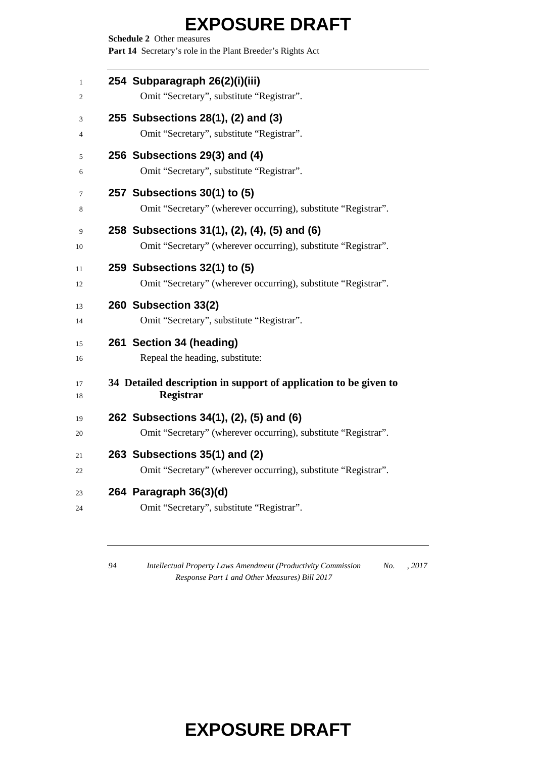**254 Subparagraph 26(2)(i)(iii)**

Omit "Secretary", substitute "Registrar".

**255 Subsections 28(1), (2) and (3)**

Omit "Secretary", substitute "Registrar".

**256 Subsections 29(3) and (4)**

Omit "Secretary", substitute "Registrar".

**257 Subsections 30(1) to (5)**

Omit "Secretary" (wherever occurring), substitute "Registrar".

**258 Subsections 31(1), (2), (4), (5) and (6)**

Omit "Secretary" (wherever occurring), substitute "Registrar".

**259 Subsections 32(1) to (5)**

Omit "Secretary" (wherever occurring), substitute "Registrar".

**260 Subsection 33(2)**

Omit "Secretary", substitute "Registrar".

**261 Section 34 (heading)**

Repeal the heading, substitute:

**34 Detailed description in support of application to be given to Registrar**

**262 Subsections 34(1), (2), (5) and (6)**

Omit "Secretary" (wherever occurring), substitute "Registrar".

**263 Subsections 35(1) and (2)**

Omit "Secretary" (wherever occurring), substitute "Registrar".

**264 Paragraph 36(3)(d)**

Omit "Secretary", substitute "Registrar".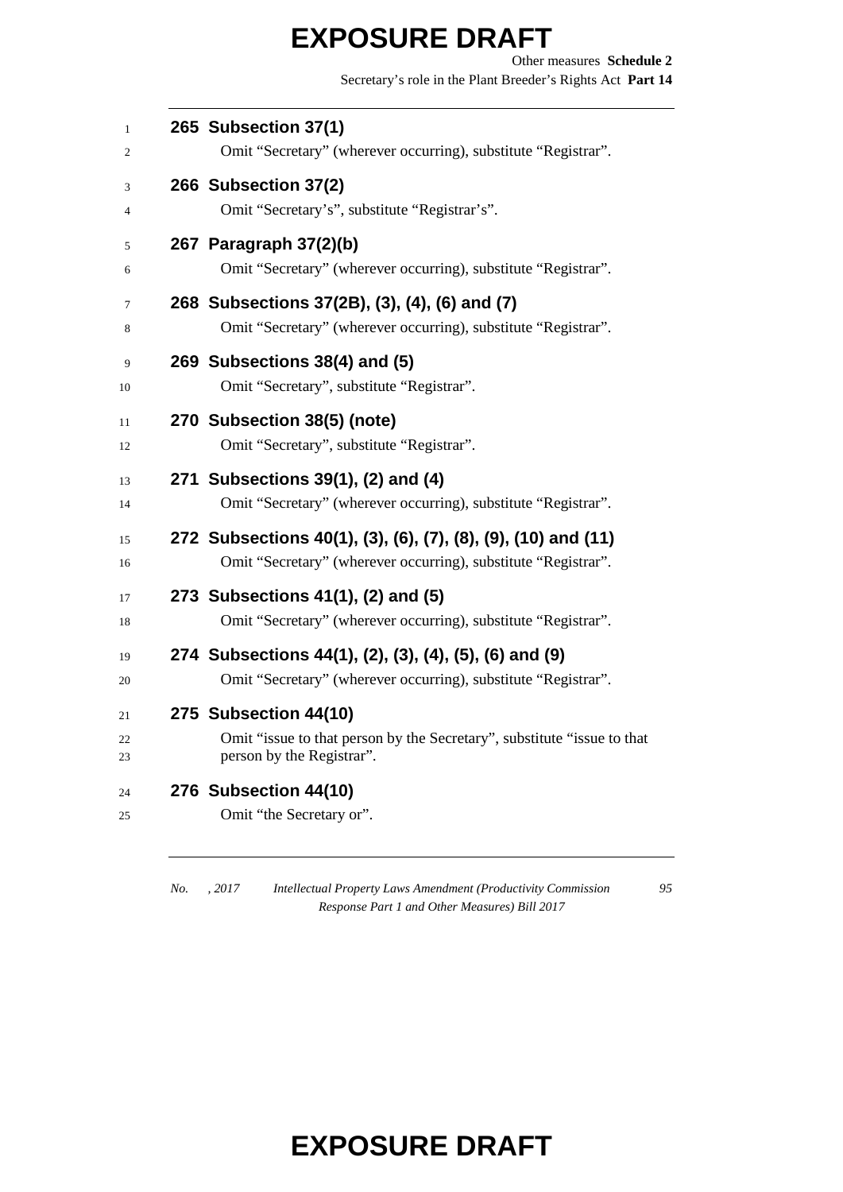#### 265 Subsection 37(1)

Omit "Secretary" (wherever occurring), substitute "Registrar".

#### 266 Subsection 37(2)

Omit "Secretary's", substitute "Registrar's".

#### 267 Paragraph 37(2)(b)

Omit "Secretary" (wherever occurring), substitute "Registrar".

#### 268 Subsections 37(2B), (3), (4), (6) and (7)

Omit "Secretary" (wherever occurring), substitute "Registrar".

#### 269 Subsections 38(4) and (5)

Omit "Secretary", substitute "Registrar".

#### 270 Subsection 38(5) (note)

Omit "Secretary", substitute "Registrar".

#### 271 Subsections 39(1), (2) and (4)

Omit "Secretary" (wherever occurring), substitute "Registrar".

#### 272 Subsections 40(1), (3), (6), (7), (8), (9), (10) and (11)

Omit "Secretary" (wherever occurring), substitute "Registrar".

#### 273 Subsections 41(1), (2) and (5)

Omit "Secretary" (wherever occurring), substitute "Registrar".

#### 274 Subsections 44(1), (2), (3), (4), (5), (6) and (9)

Omit "Secretary" (wherever occurring), substitute "Registrar".

#### 275 Subsection 44(10)

Omit "issue to that person by the Secretary", substitute "issue to that person by the Registrar".

#### 276 Subsection 44(10)

Omit "the Secretary or".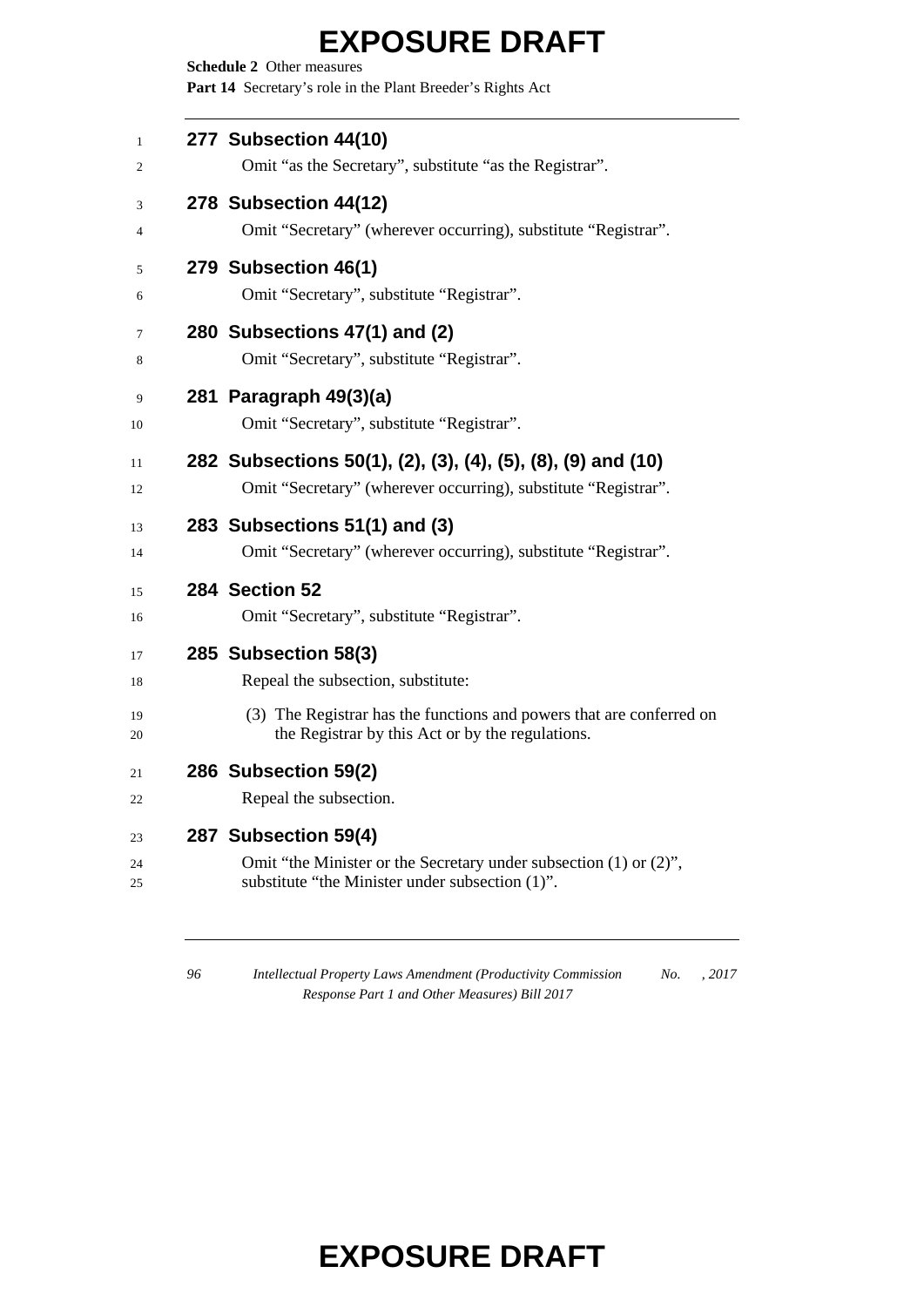**277 Subsection 44(10)**

Omit "as the Secretary", substitute "as the Registrar".

**278 Subsection 44(12)**

Omit "Secretary" (wherever occurring), substitute "Registrar".

**279 Subsection 46(1)**

Omit "Secretary", substitute "Registrar".

**280 Subsections 47(1) and (2)**

Omit "Secretary", substitute "Registrar".

**281 Paragraph 49(3)(a)**

Omit "Secretary", substitute "Registrar".

**282 Subsections 50(1), (2), (3), (4), (5), (8), (9) and (10)**

Omit "Secretary" (wherever occurring), substitute "Registrar".

**283 Subsections 51(1) and (3)**

Omit "Secretary" (wherever occurring), substitute "Registrar".

**284 Section 52**

Omit "Secretary", substitute "Registrar".

**285 Subsection 58(3)**

Repeal the subsection, substitute:

(3) The Registrar has the functions and powers that are conferred on the Registrar by this Act or by the regulations.

**286 Subsection 59(2)**

Repeal the subsection.

**287 Subsection 59(4)**

Omit "the Minister or the Secretary under subsection (1) or (2)", substitute "the Minister under subsection (1)".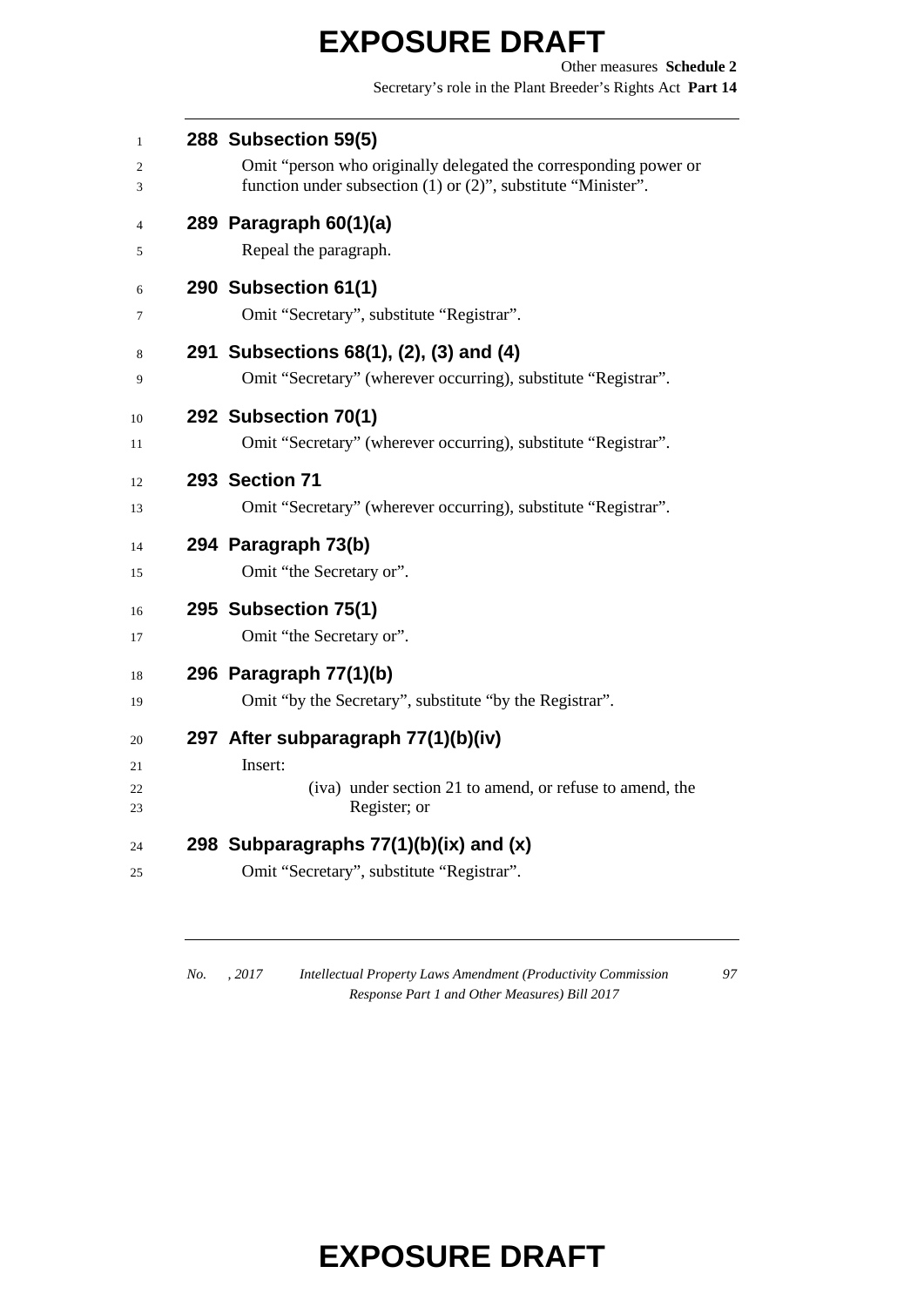### 288 Subsection 59(5)

Omit "person who originally delegated the corresponding power or function under subsection (1) or (2)", substitute "Minister".

### 289 Paragraph 60(1)(a)

Repeal the paragraph.

### 290 Subsection 61(1)

Omit "Secretary", substitute "Registrar".

### 291 Subsections 68(1), (2), (3) and (4)

Omit "Secretary" (wherever occurring), substitute "Registrar".

### 292 Subsection 70(1)

Omit "Secretary" (wherever occurring), substitute "Registrar".

### 293 Section 71

Omit "Secretary" (wherever occurring), substitute "Registrar".

### 294 Paragraph 73(b)

Omit "the Secretary or".

### 295 Subsection 75(1)

Omit "the Secretary or".

### 296 Paragraph 77(1)(b)

Omit "by the Secretary", substitute "by the Registrar".

### 297 After subparagraph 77(1)(b)(iv)

Insert:

(iva) under section 21 to amend, or refuse to amend, the Register; or

### 298 Subparagraphs 77(1)(b)(ix) and (x)

Omit "Secretary", substitute "Registrar".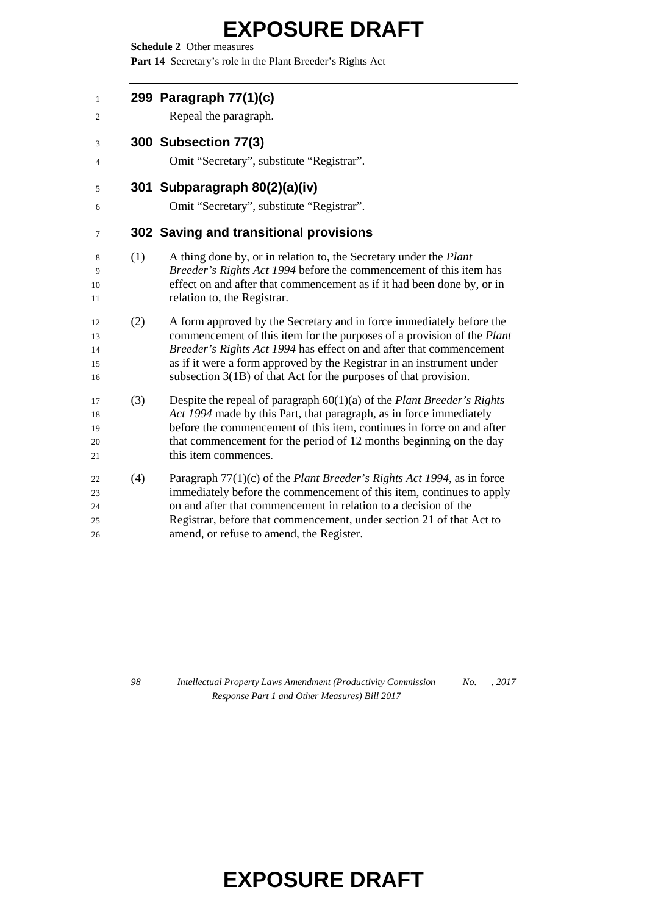### 299 Paragraph 77(1)(c)

Repeal the paragraph.

### 300 Subsection 77(3)

Omit "Secretary", substitute "Registrar".

### 301 Subparagraph 80(2)(a)(iv)

Omit "Secretary", substitute "Registrar".

### 302 Saving and transitional provisions

(1) A thing done by, or in relation to, the Secretary under the *Plant Breeder's Rights Act 1994* before the commencement of this item has effect on and after that commencement as if it had been done by, or in relation to, the Registrar.

(2) A form approved by the Secretary and in force immediately before the commencement of this item for the purposes of a provision of the *Plant Breeder's Rights Act 1994* has effect on and after that commencement as if it were a form approved by the Registrar in an instrument under subsection 3(1B) of that Act for the purposes of that provision.

(3) Despite the repeal of paragraph 60(1)(a) of the *Plant Breeder's Rights Act 1994* made by this Part, that paragraph, as in force immediately before the commencement of this item, continues in force on and after that commencement for the period of 12 months beginning on the day this item commences.

(4) Paragraph 77(1)(c) of the *Plant Breeder's Rights Act 1994*, as in force immediately before the commencement of this item, continues to apply on and after that commencement in relation to a decision of the Registrar, before that commencement, under section 21 of that Act to amend, or refuse to amend, the Register.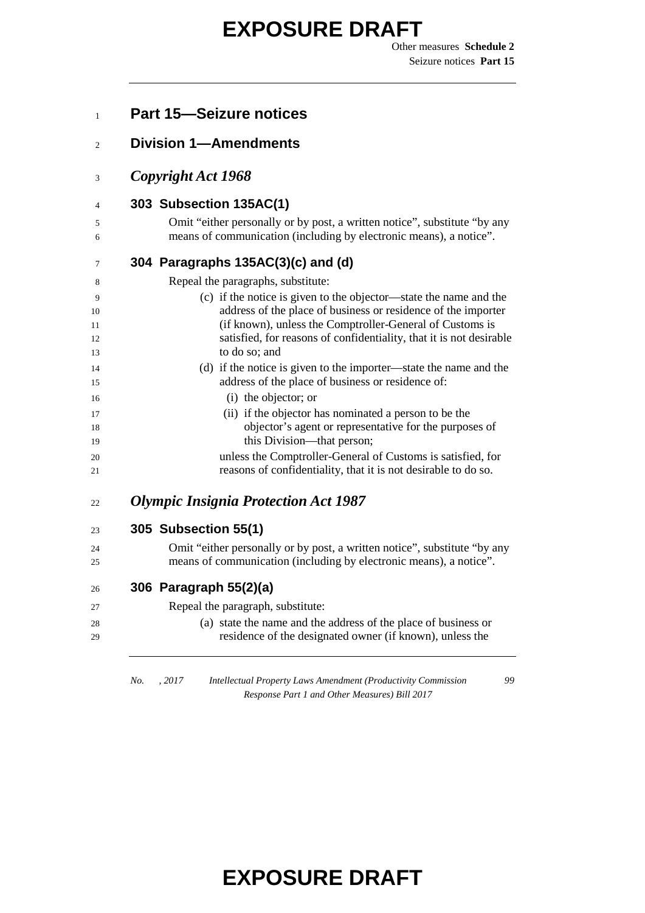## Part 15—Seizure notices

### Division 1—Amendments

#### *Copyright Act 1968*

**303 Subsection 135AC(1)**

Omit "either personally or by post, a written notice", substitute "by any means of communication (including by electronic means), a notice".

**304 Paragraphs 135AC(3)(c) and (d)**

Repeal the paragraphs, substitute:

(c) if the notice is given to the objector—state the name and the address of the place of business or residence of the importer (if known), unless the Comptroller-General of Customs is satisfied, for reasons of confidentiality, that it is not desirable to do so; and

(d) if the notice is given to the importer—state the name and the address of the place of business or residence of:

(i) the objector; or

(ii) if the objector has nominated a person to be the objector's agent or representative for the purposes of this Division—that person;

unless the Comptroller-General of Customs is satisfied, for reasons of confidentiality, that it is not desirable to do so.

#### *Olympic Insignia Protection Act 1987*

**305 Subsection 55(1)**

Omit "either personally or by post, a written notice", substitute "by any means of communication (including by electronic means), a notice".

**306 Paragraph 55(2)(a)**

Repeal the paragraph, substitute:

(a) state the name and the address of the place of business or residence of the designated owner (if known), unless the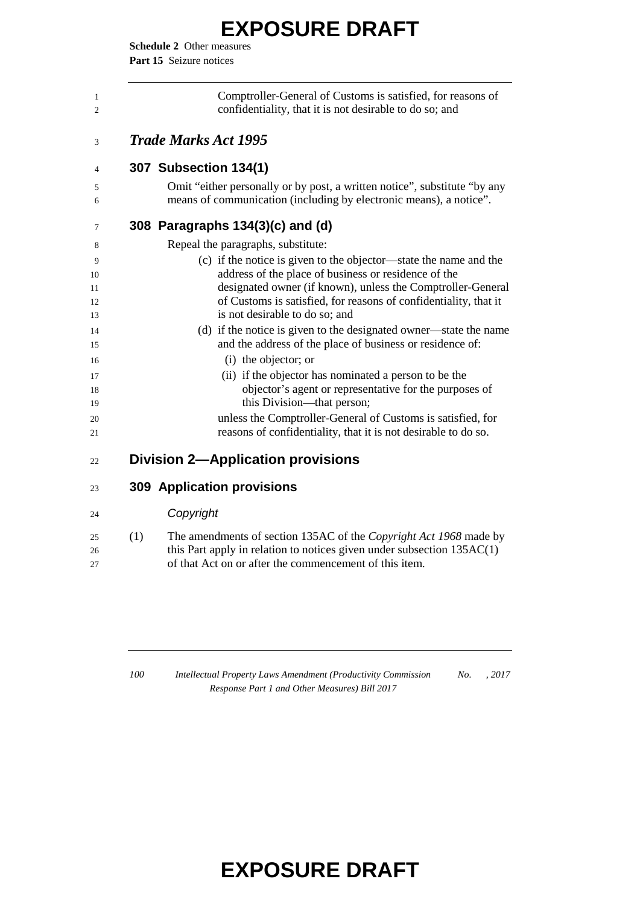Comptroller-General of Customs is satisfied, for reasons of confidentiality, that it is not desirable to do so; and

## *Trade Marks Act 1995*

### 307 Subsection 134(1)

Omit "either personally or by post, a written notice", substitute "by any means of communication (including by electronic means), a notice".

### 308 Paragraphs 134(3)(c) and (d)

Repeal the paragraphs, substitute:

(c) if the notice is given to the objector—state the name and the address of the place of business or residence of the designated owner (if known), unless the Comptroller-General of Customs is satisfied, for reasons of confidentiality, that it is not desirable to do so; and

(d) if the notice is given to the designated owner—state the name and the address of the place of business or residence of:

(i) the objector; or

(ii) if the objector has nominated a person to be the objector's agent or representative for the purposes of this Division—that person;

unless the Comptroller-General of Customs is satisfied, for reasons of confidentiality, that it is not desirable to do so.

## Division 2—Application provisions

### 309 Application provisions

*Copyright*

(1) The amendments of section 135AC of the *Copyright Act 1968* made by this Part apply in relation to notices given under subsection 135AC(1) of that Act on or after the commencement of this item.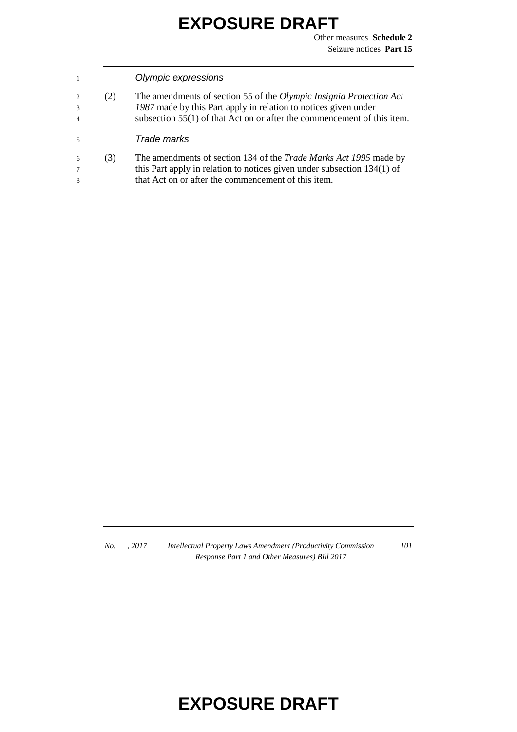*Olympic expressions*

(2) The amendments of section 55 of the *Olympic Insignia Protection Act 1987* made by this Part apply in relation to notices given under subsection 55(1) of that Act on or after the commencement of this item.

*Trade marks*

(3) The amendments of section 134 of the *Trade Marks Act 1995* made by this Part apply in relation to notices given under subsection 134(1) of that Act on or after the commencement of this item.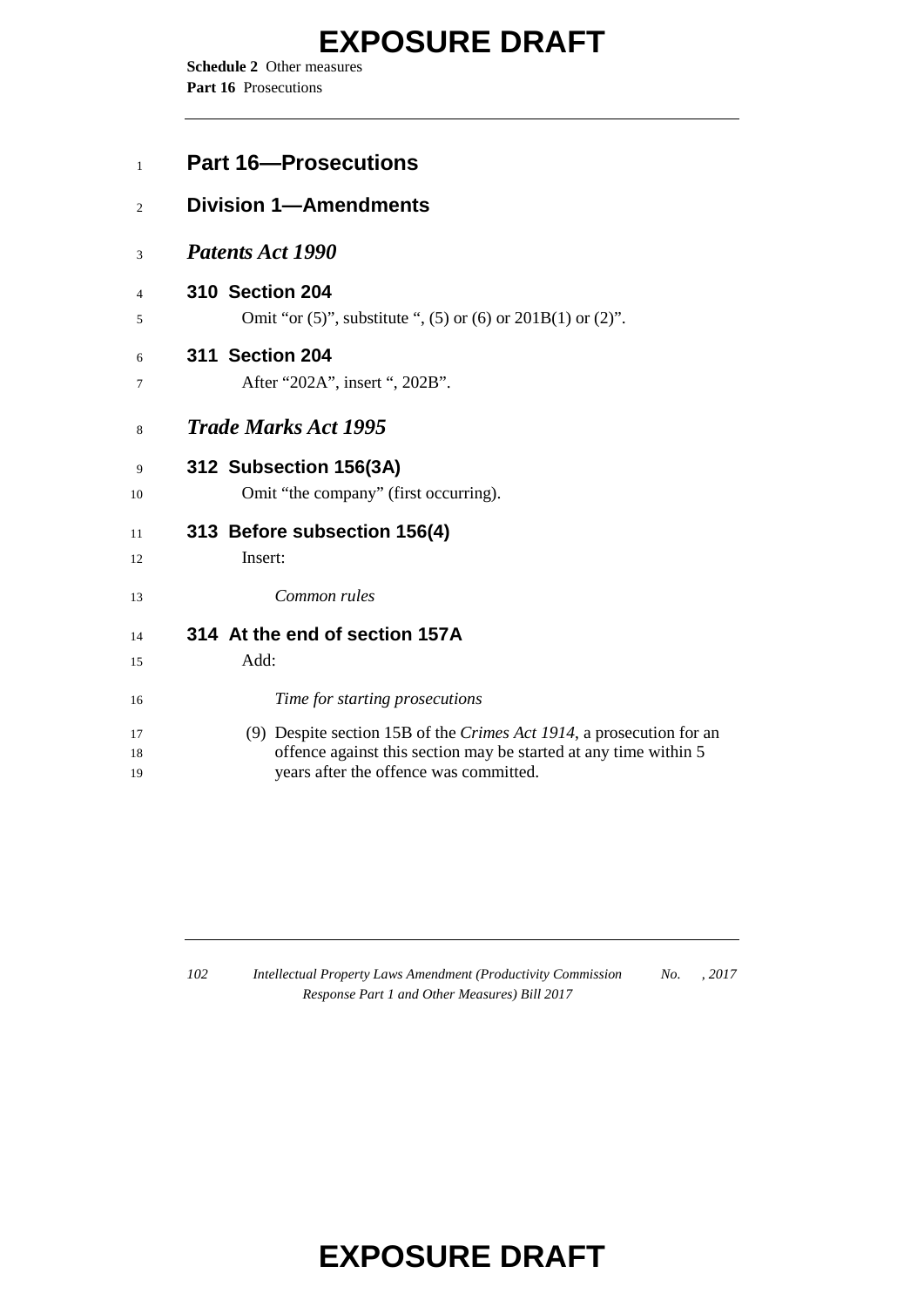## Part 16—Prosecutions

### Division 1—Amendments

***Patents Act 1990***

**310 Section 204**

Omit "or (5)", substitute ", (5) or (6) or 201B(1) or (2)".

**311 Section 204**

After "202A", insert ", 202B".

***Trade Marks Act 1995***

**312 Subsection 156(3A)**

Omit "the company" (first occurring).

**313 Before subsection 156(4)**

Insert:

*Common rules*

**314 At the end of section 157A**

Add:

*Time for starting prosecutions*

(9) Despite section 15B of the *Crimes Act 1914*, a prosecution for an offence against this section may be started at any time within 5 years after the offence was committed.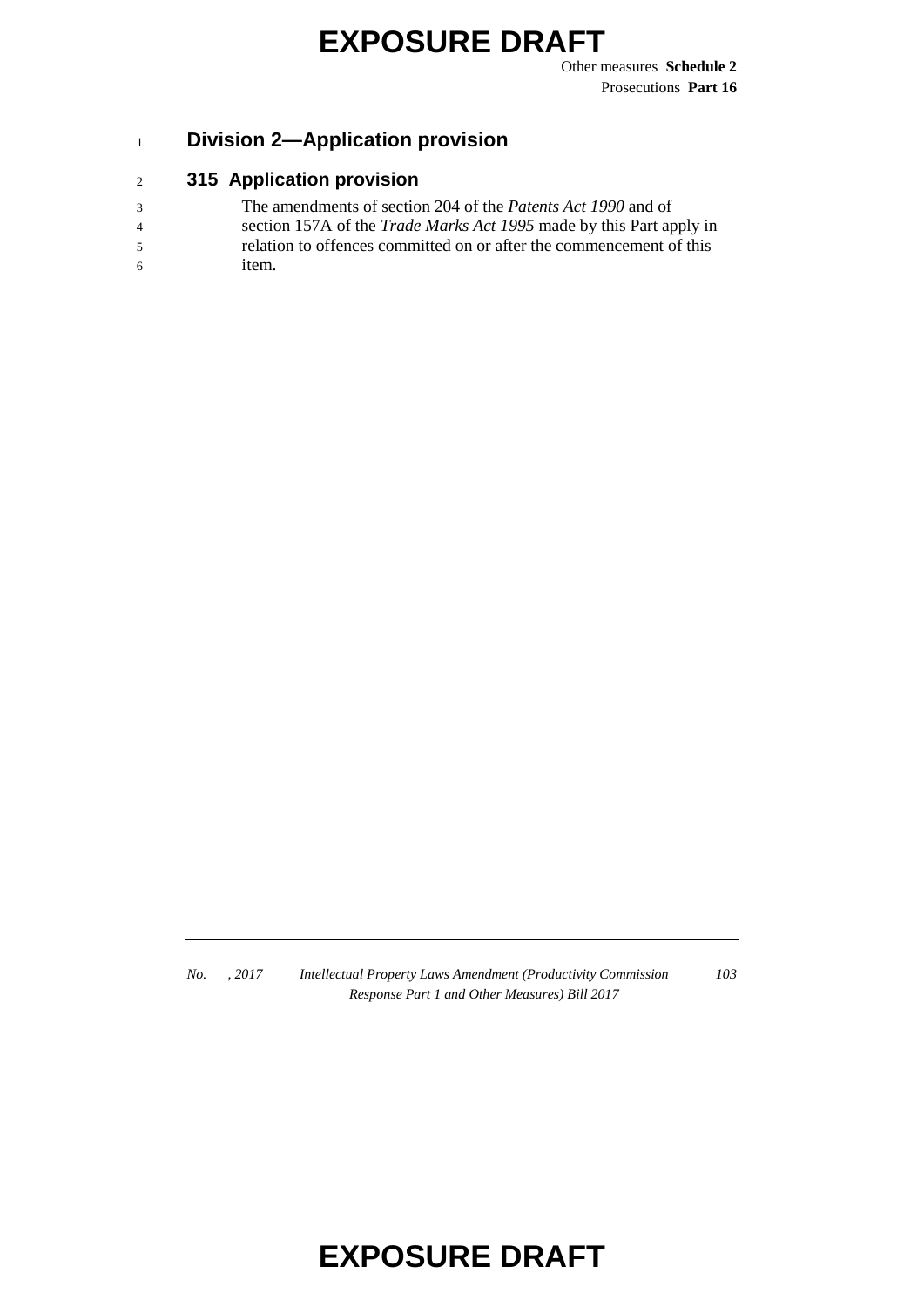## Division 2—Application provision

### 315 Application provision

The amendments of section 204 of the *Patents Act 1990* and of section 157A of the *Trade Marks Act 1995* made by this Part apply in relation to offences committed on or after the commencement of this item.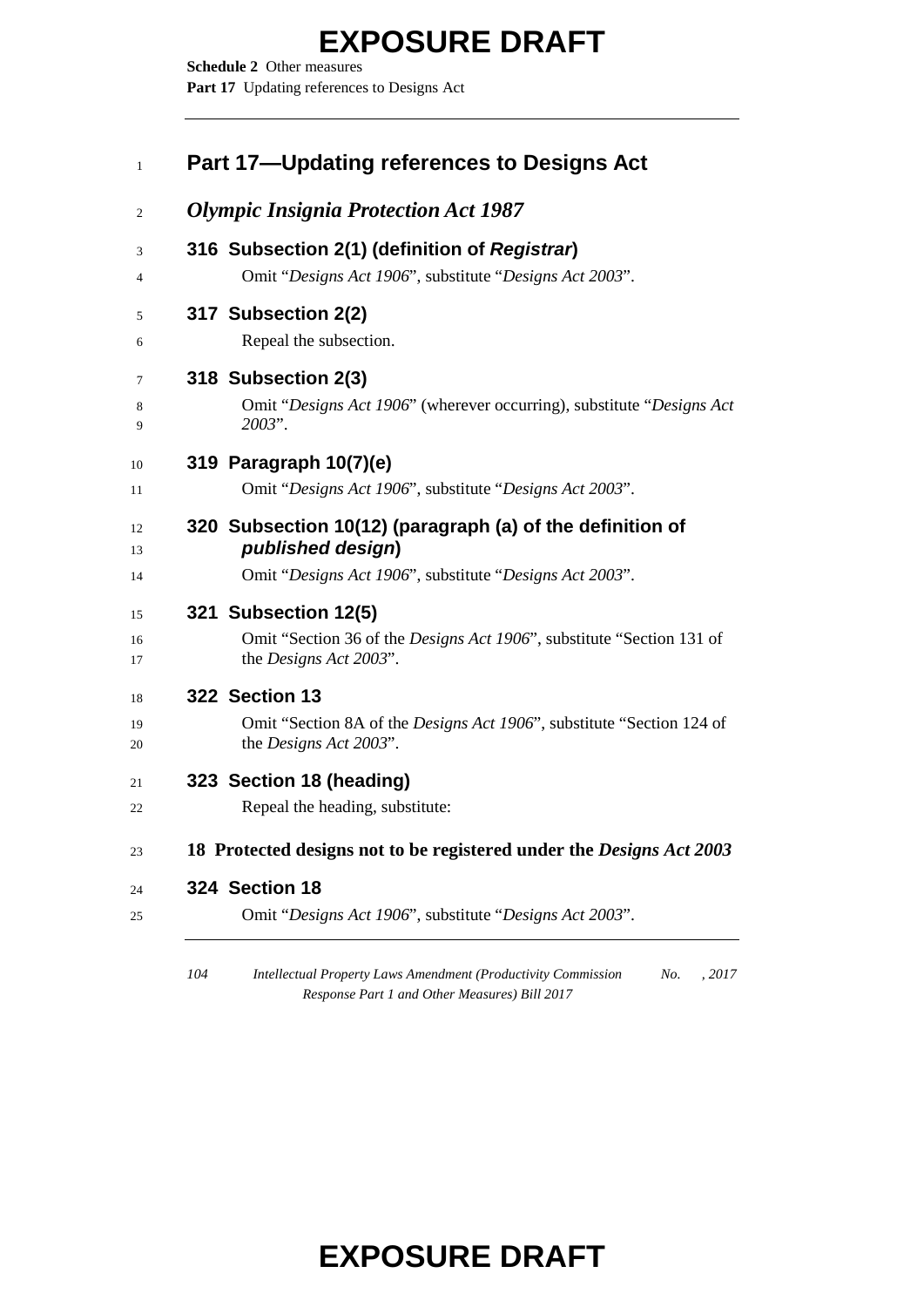# Part 17—Updating references to Designs Act

## *Olympic Insignia Protection Act 1987*

### 316 Subsection 2(1) (definition of *Registrar*)

Omit "*Designs Act 1906*", substitute "*Designs Act 2003*".

### 317 Subsection 2(2)

Repeal the subsection.

### 318 Subsection 2(3)

Omit "*Designs Act 1906*" (wherever occurring), substitute "*Designs Act 2003*".

### 319 Paragraph 10(7)(e)

Omit "*Designs Act 1906*", substitute "*Designs Act 2003*".

### 320 Subsection 10(12) (paragraph (a) of the definition of *published design*)

Omit "*Designs Act 1906*", substitute "*Designs Act 2003*".

### 321 Subsection 12(5)

Omit "Section 36 of the *Designs Act 1906*", substitute "Section 131 of the *Designs Act 2003*".

### 322 Section 13

Omit "Section 8A of the *Designs Act 1906*", substitute "Section 124 of the *Designs Act 2003*".

### 323 Section 18 (heading)

Repeal the heading, substitute:

**18 Protected designs not to be registered under the *Designs Act 2003***

### 324 Section 18

Omit "*Designs Act 1906*", substitute "*Designs Act 2003*".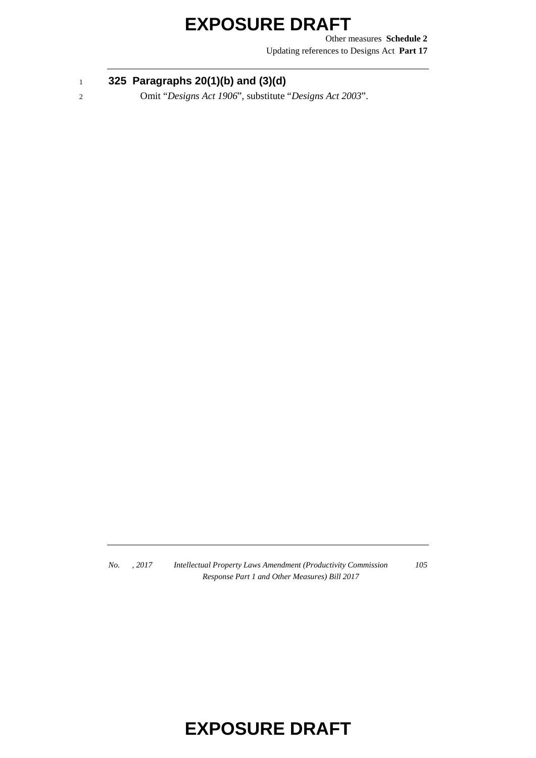**325 Paragraphs 20(1)(b) and (3)(d)**

Omit “*Designs Act 1906*”, substitute “*Designs Act 2003*”.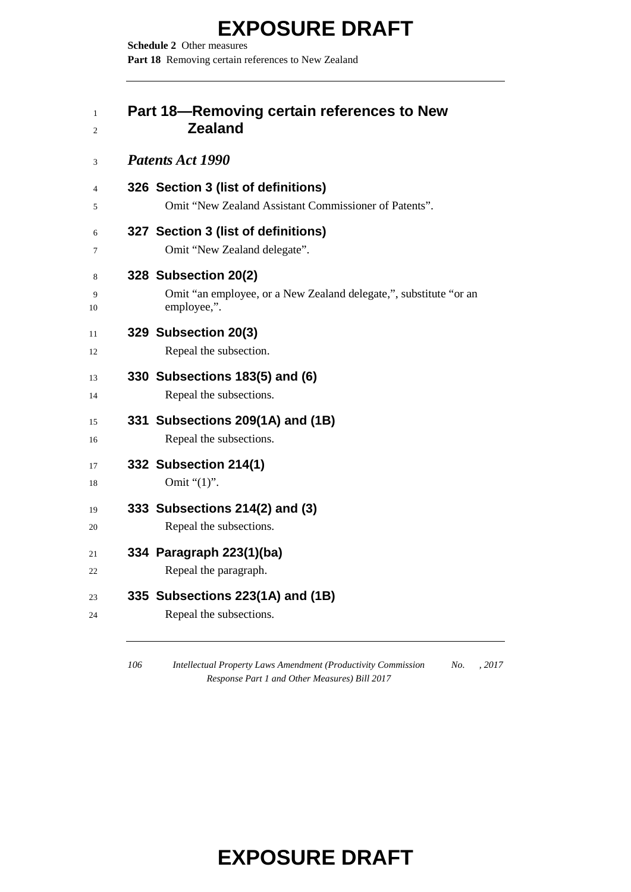## Part 18—Removing certain references to New Zealand

### *Patents Act 1990*

#### 326 Section 3 (list of definitions)

Omit "New Zealand Assistant Commissioner of Patents".

#### 327 Section 3 (list of definitions)

Omit "New Zealand delegate".

#### 328 Subsection 20(2)

Omit "an employee, or a New Zealand delegate,", substitute "or an employee,".

#### 329 Subsection 20(3)

Repeal the subsection.

#### 330 Subsections 183(5) and (6)

Repeal the subsections.

#### 331 Subsections 209(1A) and (1B)

Repeal the subsections.

#### 332 Subsection 214(1)

Omit "(1)".

#### 333 Subsections 214(2) and (3)

Repeal the subsections.

#### 334 Paragraph 223(1)(ba)

Repeal the paragraph.

#### 335 Subsections 223(1A) and (1B)

Repeal the subsections.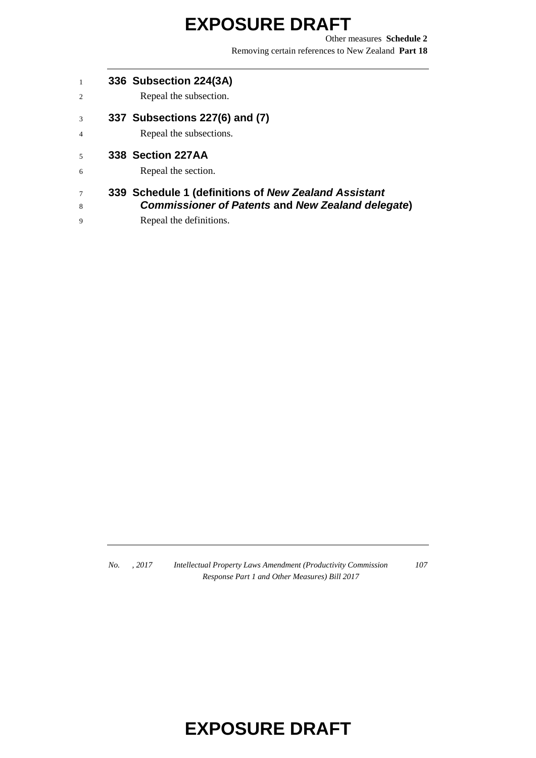### 336 Subsection 224(3A)

Repeal the subsection.

### 337 Subsections 227(6) and (7)

Repeal the subsections.

### 338 Section 227AA

Repeal the section.

### 339 Schedule 1 (definitions of *New Zealand Assistant Commissioner of Patents* and *New Zealand delegate*)

Repeal the definitions.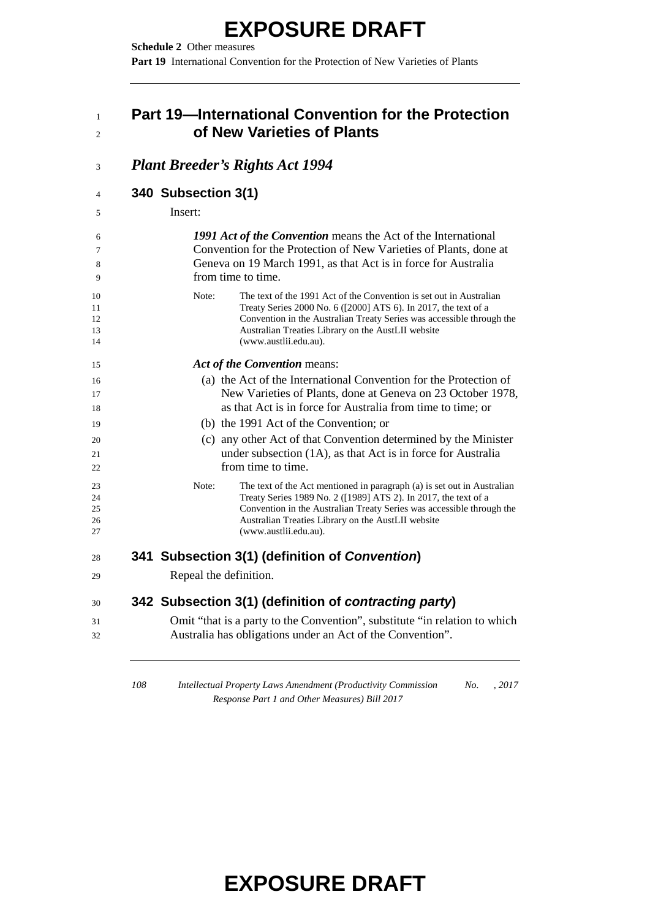# Part 19—International Convention for the Protection of New Varieties of Plants

## *Plant Breeder's Rights Act 1994*

### 340 Subsection 3(1)

Insert:

***1991 Act of the Convention*** means the Act of the International Convention for the Protection of New Varieties of Plants, done at Geneva on 19 March 1991, as that Act is in force for Australia from time to time.

Note: The text of the 1991 Act of the Convention is set out in Australian Treaty Series 2000 No. 6 ([2000] ATS 6). In 2017, the text of a Convention in the Australian Treaty Series was accessible through the Australian Treaties Library on the AustLII website (www.austlii.edu.au).

***Act of the Convention*** means:

(a) the Act of the International Convention for the Protection of New Varieties of Plants, done at Geneva on 23 October 1978, as that Act is in force for Australia from time to time; or

(b) the 1991 Act of the Convention; or

(c) any other Act of that Convention determined by the Minister under subsection (1A), as that Act is in force for Australia from time to time.

Note: The text of the Act mentioned in paragraph (a) is set out in Australian Treaty Series 1989 No. 2 ([1989] ATS 2). In 2017, the text of a Convention in the Australian Treaty Series was accessible through the Australian Treaties Library on the AustLII website (www.austlii.edu.au).

### 341 Subsection 3(1) (definition of *Convention*)

Repeal the definition.

### 342 Subsection 3(1) (definition of *contracting party*)

Omit "that is a party to the Convention", substitute "in relation to which Australia has obligations under an Act of the Convention".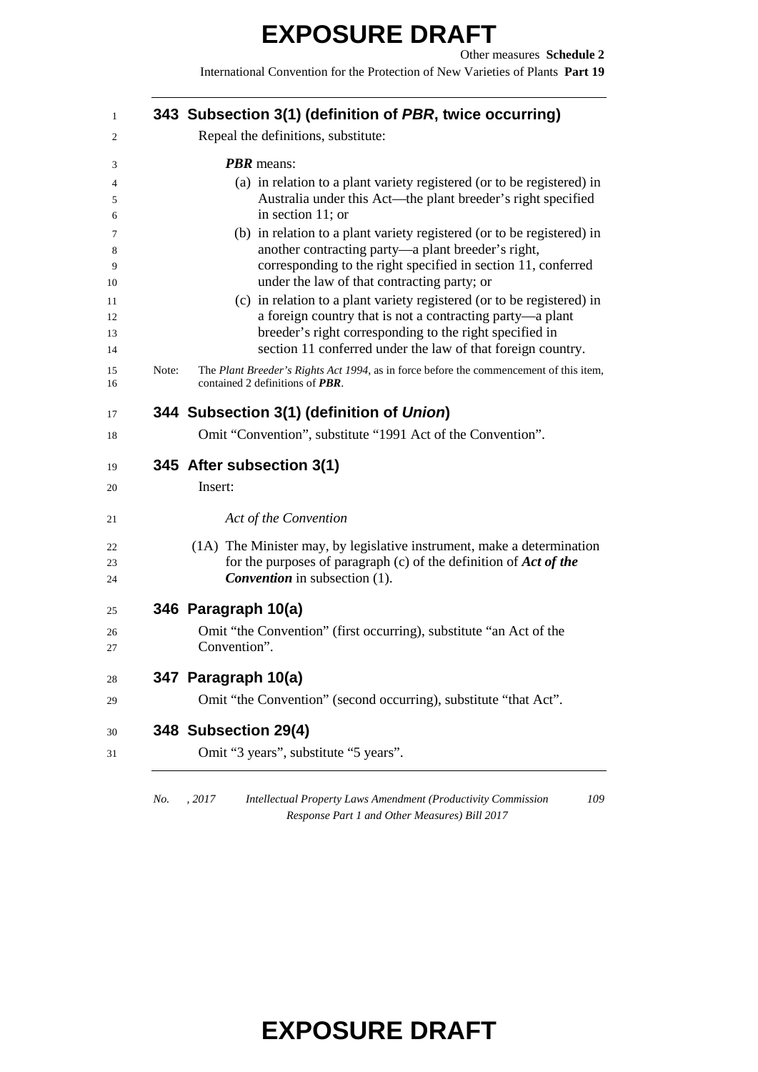### 343 Subsection 3(1) (definition of *PBR*, twice occurring)

Repeal the definitions, substitute:

***PBR*** means:

(a) in relation to a plant variety registered (or to be registered) in Australia under this Act—the plant breeder's right specified in section 11; or

(b) in relation to a plant variety registered (or to be registered) in another contracting party—a plant breeder's right, corresponding to the right specified in section 11, conferred under the law of that contracting party; or

(c) in relation to a plant variety registered (or to be registered) in a foreign country that is not a contracting party—a plant breeder's right corresponding to the right specified in section 11 conferred under the law of that foreign country.

Note: The *Plant Breeder's Rights Act 1994*, as in force before the commencement of this item, contained 2 definitions of ***PBR***.

### 344 Subsection 3(1) (definition of *Union*)

Omit "Convention", substitute "1991 Act of the Convention".

### 345 After subsection 3(1)

Insert:

*Act of the Convention*

(1A) The Minister may, by legislative instrument, make a determination for the purposes of paragraph (c) of the definition of ***Act of the Convention*** in subsection (1).

### 346 Paragraph 10(a)

Omit "the Convention" (first occurring), substitute "an Act of the Convention".

### 347 Paragraph 10(a)

Omit "the Convention" (second occurring), substitute "that Act".

### 348 Subsection 29(4)

Omit "3 years", substitute "5 years".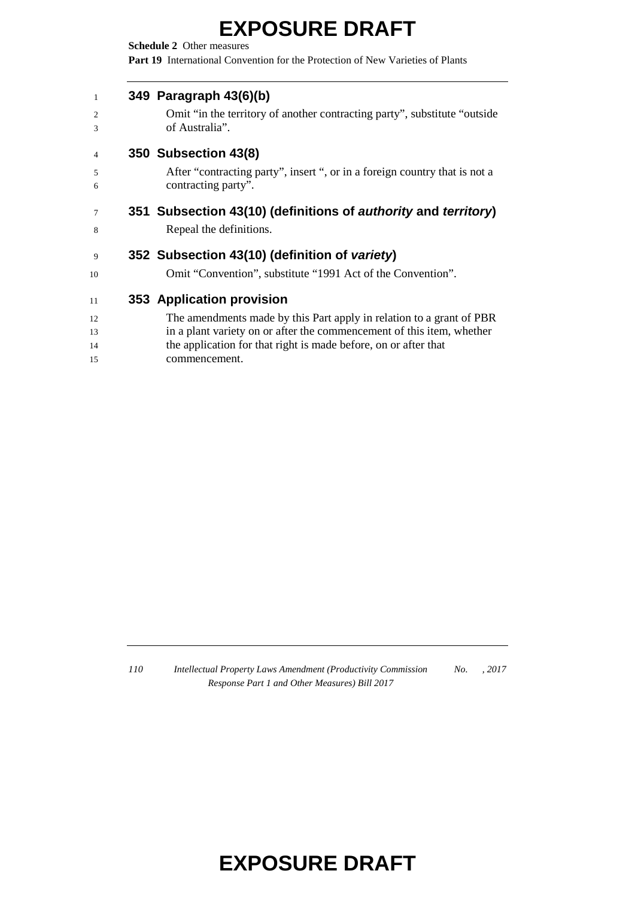### 349 Paragraph 43(6)(b)

Omit "in the territory of another contracting party", substitute "outside of Australia".

### 350 Subsection 43(8)

After "contracting party", insert ", or in a foreign country that is not a contracting party".

### 351 Subsection 43(10) (definitions of ***authority*** and ***territory***)

Repeal the definitions.

### 352 Subsection 43(10) (definition of ***variety***)

Omit "Convention", substitute "1991 Act of the Convention".

### 353 Application provision

The amendments made by this Part apply in relation to a grant of PBR in a plant variety on or after the commencement of this item, whether the application for that right is made before, on or after that commencement.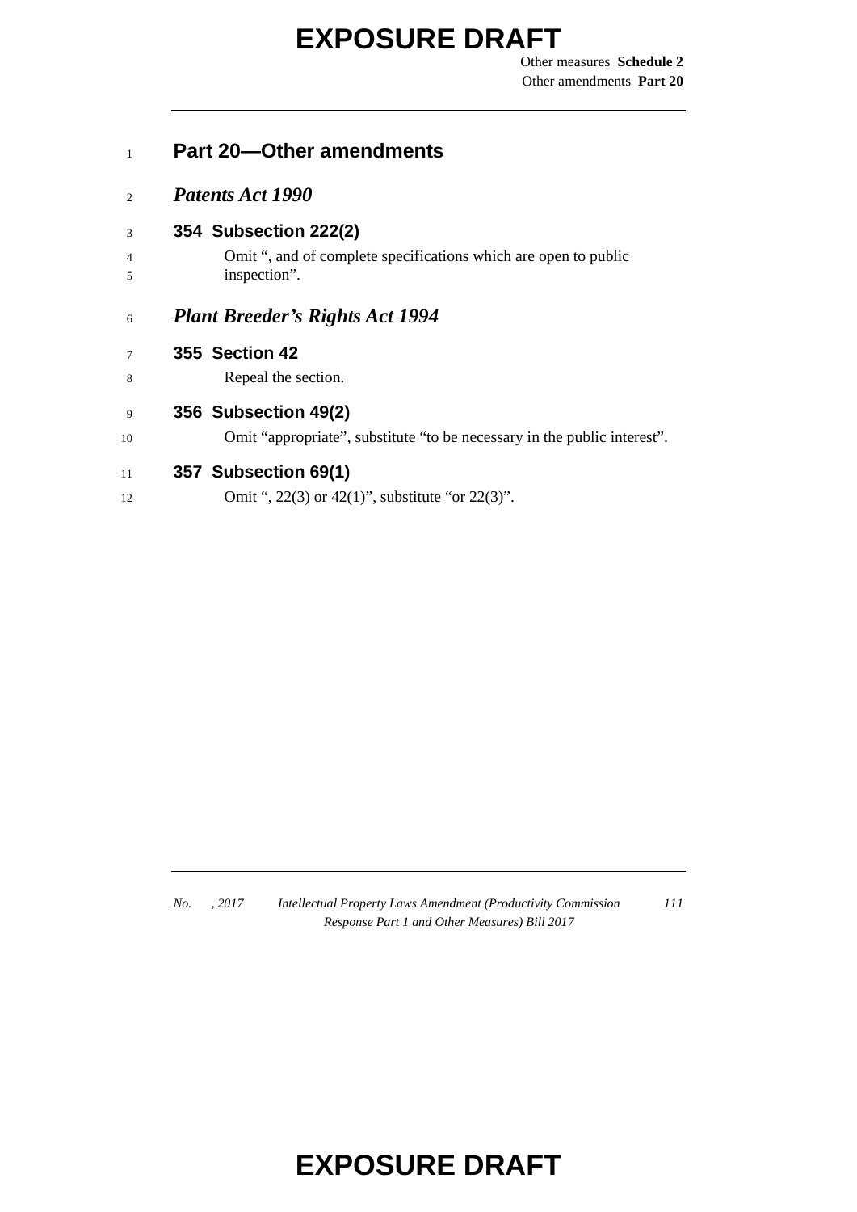## Part 20—Other amendments

### *Patents Act 1990*

**354 Subsection 222(2)**

Omit ", and of complete specifications which are open to public inspection".

### *Plant Breeder's Rights Act 1994*

**355 Section 42**

Repeal the section.

**356 Subsection 49(2)**

Omit "appropriate", substitute "to be necessary in the public interest".

**357 Subsection 69(1)**

Omit ", 22(3) or 42(1)", substitute "or 22(3)".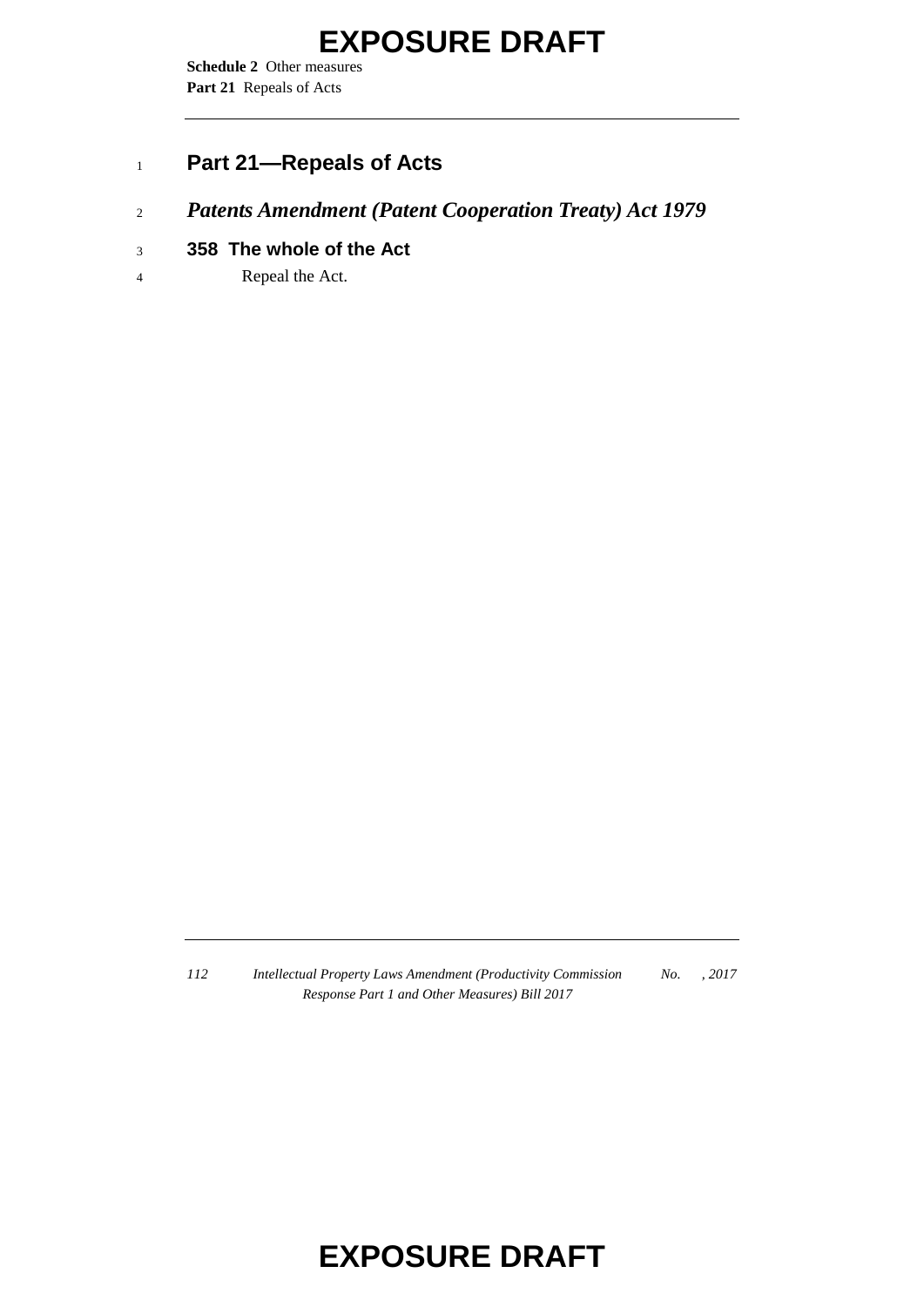## Part 21—Repeals of Acts

### *Patents Amendment (Patent Cooperation Treaty) Act 1979*

**358 The whole of the Act**

Repeal the Act.